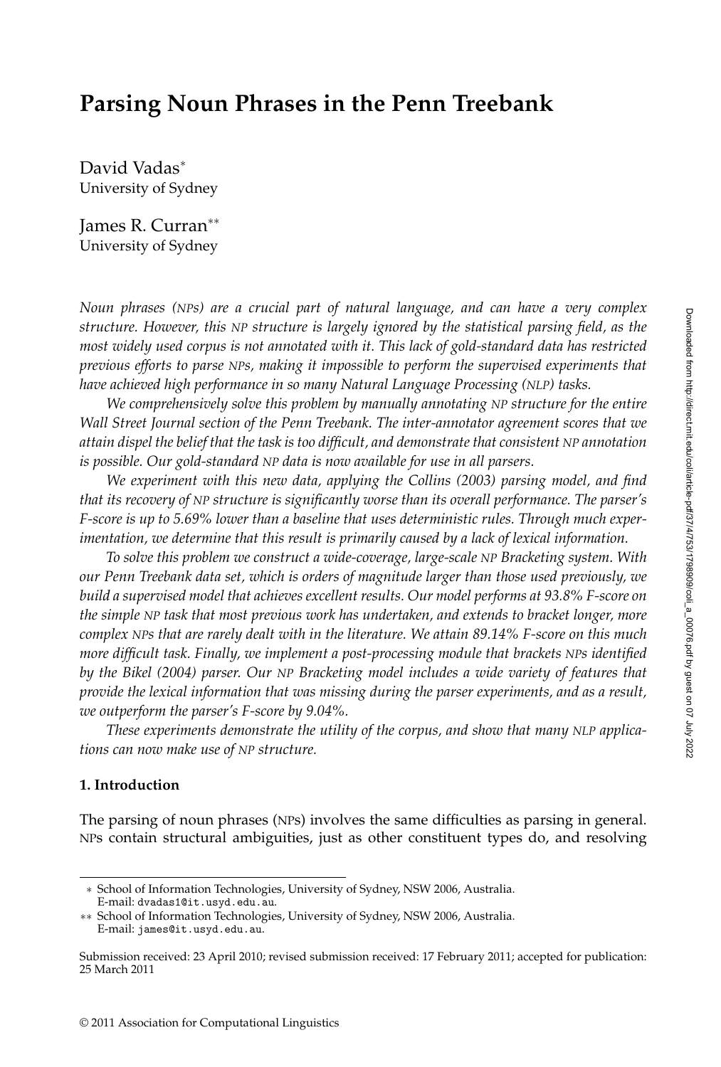# Parsing Noun Phrases in the Penn Treebank

David Vadas*
University of Sydney

James R. Curran**
University of Sydney

*Noun phrases (NPs) are a crucial part of natural language, and can have a very complex structure. However, this NP structure is largely ignored by the statistical parsing field, as the most widely used corpus is not annotated with it. This lack of gold-standard data has restricted previous efforts to parse NPs, making it impossible to perform the supervised experiments that have achieved high performance in so many Natural Language Processing (NLP) tasks.*

*We comprehensively solve this problem by manually annotating NP structure for the entire Wall Street Journal section of the Penn Treebank. The inter-annotator agreement scores that we attain dispel the belief that the task is too difficult, and demonstrate that consistent NP annotation is possible. Our gold-standard NP data is now available for use in all parsers.*

*We experiment with this new data, applying the Collins (2003) parsing model, and find that its recovery of NP structure is significantly worse than its overall performance. The parser's F-score is up to 5.69% lower than a baseline that uses deterministic rules. Through much experimentation, we determine that this result is primarily caused by a lack of lexical information.*

*To solve this problem we construct a wide-coverage, large-scale NP Bracketing system. With our Penn Treebank data set, which is orders of magnitude larger than those used previously, we build a supervised model that achieves excellent results. Our model performs at 93.8% F-score on the simple NP task that most previous work has undertaken, and extends to bracket longer, more complex NPs that are rarely dealt with in the literature. We attain 89.14% F-score on this much more difficult task. Finally, we implement a post-processing module that brackets NPs identified by the Bikel (2004) parser. Our NP Bracketing model includes a wide variety of features that provide the lexical information that was missing during the parser experiments, and as a result, we outperform the parser's F-score by 9.04%.*

*These experiments demonstrate the utility of the corpus, and show that many NLP applications can now make use of NP structure.*

## 1. Introduction

The parsing of noun phrases (NPs) involves the same difficulties as parsing in general. NPs contain structural ambiguities, just as other constituent types do, and resolving

---

\* School of Information Technologies, University of Sydney, NSW 2006, Australia. E-mail: dvadas1@it.usyd.edu.au.

\*\* School of Information Technologies, University of Sydney, NSW 2006, Australia. E-mail: james@it.usyd.edu.au.

Submission received: 23 April 2010; revised submission received: 17 February 2011; accepted for publication: 25 March 2011

© 2011 Association for Computational Linguistics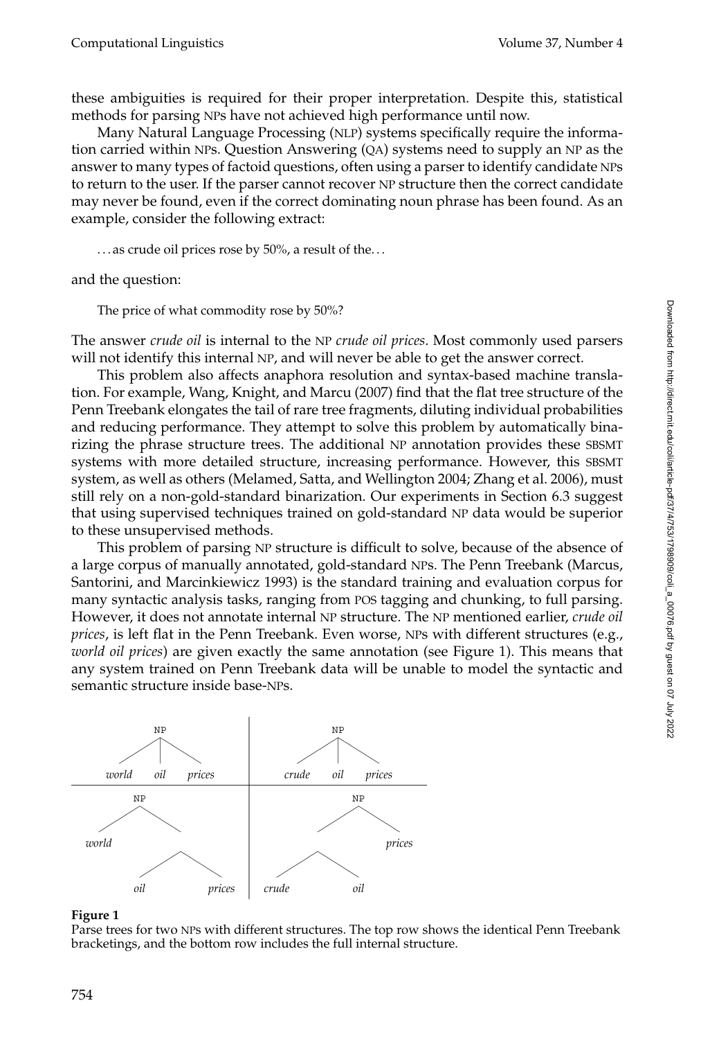these ambiguities is required for their proper interpretation. Despite this, statistical methods for parsing NPs have not achieved high performance until now.

Many Natural Language Processing (NLP) systems specifically require the information carried within NPs. Question Answering (QA) systems need to supply an NP as the answer to many types of factoid questions, often using a parser to identify candidate NPs to return to the user. If the parser cannot recover NP structure then the correct candidate may never be found, even if the correct dominating noun phrase has been found. As an example, consider the following extract:

> . . . as crude oil prices rose by 50%, a result of the. . .

and the question:

> The price of what commodity rose by 50%?

The answer *crude oil* is internal to the NP *crude oil prices*. Most commonly used parsers will not identify this internal NP, and will never be able to get the answer correct.

This problem also affects anaphora resolution and syntax-based machine translation. For example, Wang, Knight, and Marcu (2007) find that the flat tree structure of the Penn Treebank elongates the tail of rare tree fragments, diluting individual probabilities and reducing performance. They attempt to solve this problem by automatically binarizing the phrase structure trees. The additional NP annotation provides these SBSMT systems with more detailed structure, increasing performance. However, this SBSMT system, as well as others (Melamed, Satta, and Wellington 2004; Zhang et al. 2006), must still rely on a non-gold-standard binarization. Our experiments in Section 6.3 suggest that using supervised techniques trained on gold-standard NP data would be superior to these unsupervised methods.

This problem of parsing NP structure is difficult to solve, because of the absence of a large corpus of manually annotated, gold-standard NPs. The Penn Treebank (Marcus, Santorini, and Marcinkiewicz 1993) is the standard training and evaluation corpus for many syntactic analysis tasks, ranging from POS tagging and chunking, to full parsing. However, it does not annotate internal NP structure. The NP mentioned earlier, *crude oil prices*, is left flat in the Penn Treebank. Even worse, NPs with different structures (e.g., *world oil prices*) are given exactly the same annotation (see Figure 1). This means that any system trained on Penn Treebank data will be unable to model the syntactic and semantic structure inside base-NPs.

```
        NP                       NP
     /  |  \                  /  |  \
 world oil prices         crude oil prices
-------------------------------------------
       NP                          NP
      /  \                        /  \
 world    .                      .    prices
         / \                    / \
       oil  prices          crude  oil
```

**Figure 1**
Parse trees for two NPs with different structures. The top row shows the identical Penn Treebank bracketings, and the bottom row includes the full internal structure.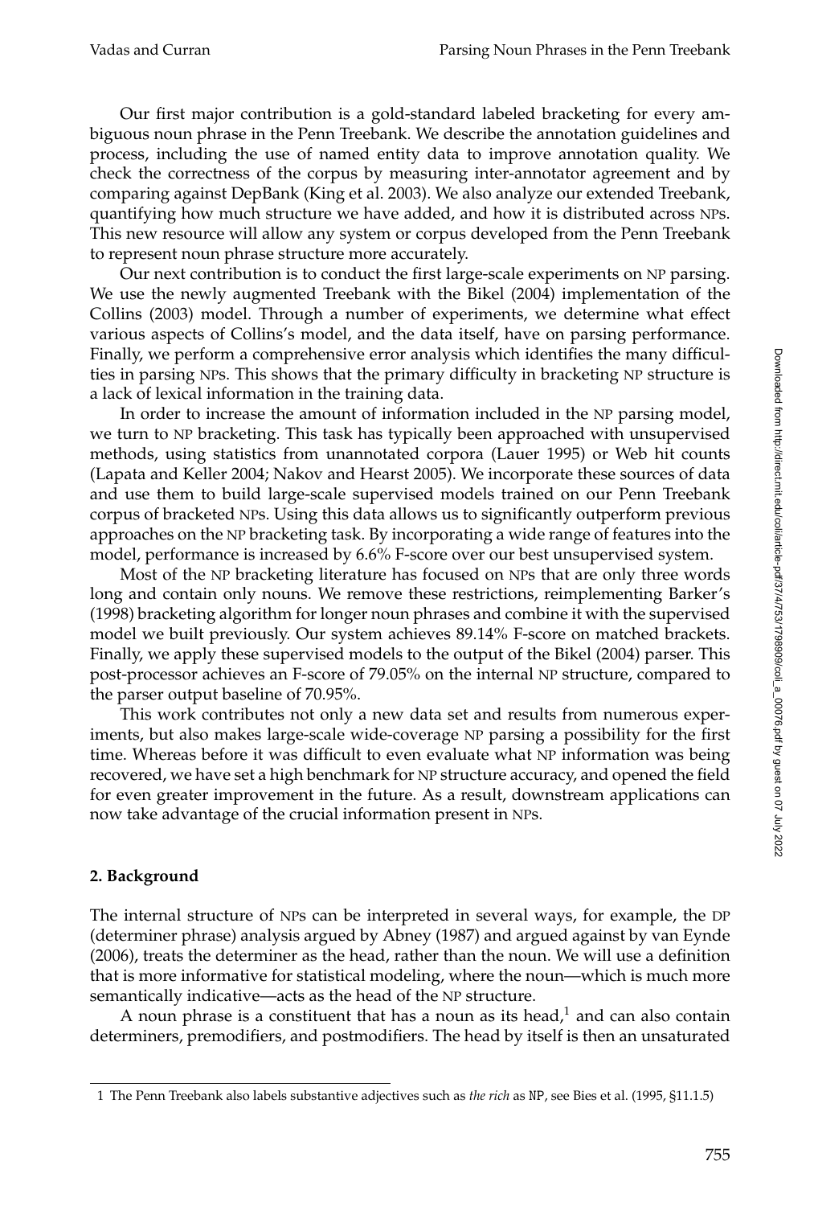Our first major contribution is a gold-standard labeled bracketing for every ambiguous noun phrase in the Penn Treebank. We describe the annotation guidelines and process, including the use of named entity data to improve annotation quality. We check the correctness of the corpus by measuring inter-annotator agreement and by comparing against DepBank (King et al. 2003). We also analyze our extended Treebank, quantifying how much structure we have added, and how it is distributed across NPs. This new resource will allow any system or corpus developed from the Penn Treebank to represent noun phrase structure more accurately.

Our next contribution is to conduct the first large-scale experiments on NP parsing. We use the newly augmented Treebank with the Bikel (2004) implementation of the Collins (2003) model. Through a number of experiments, we determine what effect various aspects of Collins's model, and the data itself, have on parsing performance. Finally, we perform a comprehensive error analysis which identifies the many difficulties in parsing NPs. This shows that the primary difficulty in bracketing NP structure is a lack of lexical information in the training data.

In order to increase the amount of information included in the NP parsing model, we turn to NP bracketing. This task has typically been approached with unsupervised methods, using statistics from unannotated corpora (Lauer 1995) or Web hit counts (Lapata and Keller 2004; Nakov and Hearst 2005). We incorporate these sources of data and use them to build large-scale supervised models trained on our Penn Treebank corpus of bracketed NPs. Using this data allows us to significantly outperform previous approaches on the NP bracketing task. By incorporating a wide range of features into the model, performance is increased by 6.6% F-score over our best unsupervised system.

Most of the NP bracketing literature has focused on NPs that are only three words long and contain only nouns. We remove these restrictions, reimplementing Barker's (1998) bracketing algorithm for longer noun phrases and combine it with the supervised model we built previously. Our system achieves 89.14% F-score on matched brackets. Finally, we apply these supervised models to the output of the Bikel (2004) parser. This post-processor achieves an F-score of 79.05% on the internal NP structure, compared to the parser output baseline of 70.95%.

This work contributes not only a new data set and results from numerous experiments, but also makes large-scale wide-coverage NP parsing a possibility for the first time. Whereas before it was difficult to even evaluate what NP information was being recovered, we have set a high benchmark for NP structure accuracy, and opened the field for even greater improvement in the future. As a result, downstream applications can now take advantage of the crucial information present in NPs.

## 2. Background

The internal structure of NPs can be interpreted in several ways, for example, the DP (determiner phrase) analysis argued by Abney (1987) and argued against by van Eynde (2006), treats the determiner as the head, rather than the noun. We will use a definition that is more informative for statistical modeling, where the noun—which is much more semantically indicative—acts as the head of the NP structure.

A noun phrase is a constituent that has a noun as its head,[1] and can also contain determiners, premodifiers, and postmodifiers. The head by itself is then an unsaturated

---

1 The Penn Treebank also labels substantive adjectives such as *the rich* as NP, see Bies et al. (1995, §11.1.5)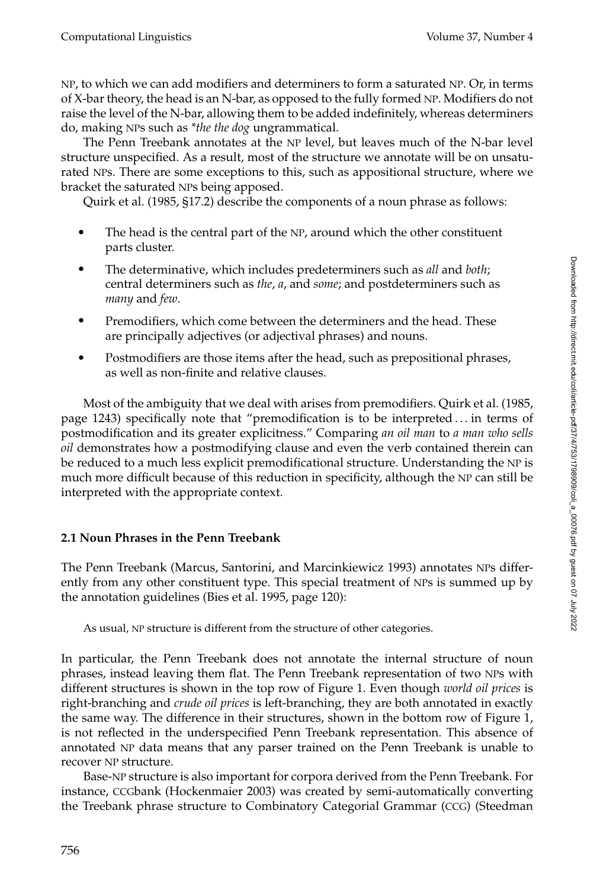NP, to which we can add modifiers and determiners to form a saturated NP. Or, in terms of X-bar theory, the head is an N-bar, as opposed to the fully formed NP. Modifiers do not raise the level of the N-bar, allowing them to be added indefinitely, whereas determiners do, making NPs such as *\*the the dog* ungrammatical.

The Penn Treebank annotates at the NP level, but leaves much of the N-bar level structure unspecified. As a result, most of the structure we annotate will be on unsaturated NPs. There are some exceptions to this, such as appositional structure, where we bracket the saturated NPs being apposed.

Quirk et al. (1985, §17.2) describe the components of a noun phrase as follows:

- The head is the central part of the NP, around which the other constituent parts cluster.
- The determinative, which includes predeterminers such as *all* and *both*; central determiners such as *the*, *a*, and *some*; and postdeterminers such as *many* and *few*.
- Premodifiers, which come between the determiners and the head. These are principally adjectives (or adjectival phrases) and nouns.
- Postmodifiers are those items after the head, such as prepositional phrases, as well as non-finite and relative clauses.

Most of the ambiguity that we deal with arises from premodifiers. Quirk et al. (1985, page 1243) specifically note that "premodification is to be interpreted . . . in terms of postmodification and its greater explicitness." Comparing *an oil man* to *a man who sells oil* demonstrates how a postmodifying clause and even the verb contained therein can be reduced to a much less explicit premodificational structure. Understanding the NP is much more difficult because of this reduction in specificity, although the NP can still be interpreted with the appropriate context.

### 2.1 Noun Phrases in the Penn Treebank

The Penn Treebank (Marcus, Santorini, and Marcinkiewicz 1993) annotates NPs differently from any other constituent type. This special treatment of NPs is summed up by the annotation guidelines (Bies et al. 1995, page 120):

> As usual, NP structure is different from the structure of other categories.

In particular, the Penn Treebank does not annotate the internal structure of noun phrases, instead leaving them flat. The Penn Treebank representation of two NPs with different structures is shown in the top row of Figure 1. Even though *world oil prices* is right-branching and *crude oil prices* is left-branching, they are both annotated in exactly the same way. The difference in their structures, shown in the bottom row of Figure 1, is not reflected in the underspecified Penn Treebank representation. This absence of annotated NP data means that any parser trained on the Penn Treebank is unable to recover NP structure.

Base-NP structure is also important for corpora derived from the Penn Treebank. For instance, CCGbank (Hockenmaier 2003) was created by semi-automatically converting the Treebank phrase structure to Combinatory Categorial Grammar (CCG) (Steedman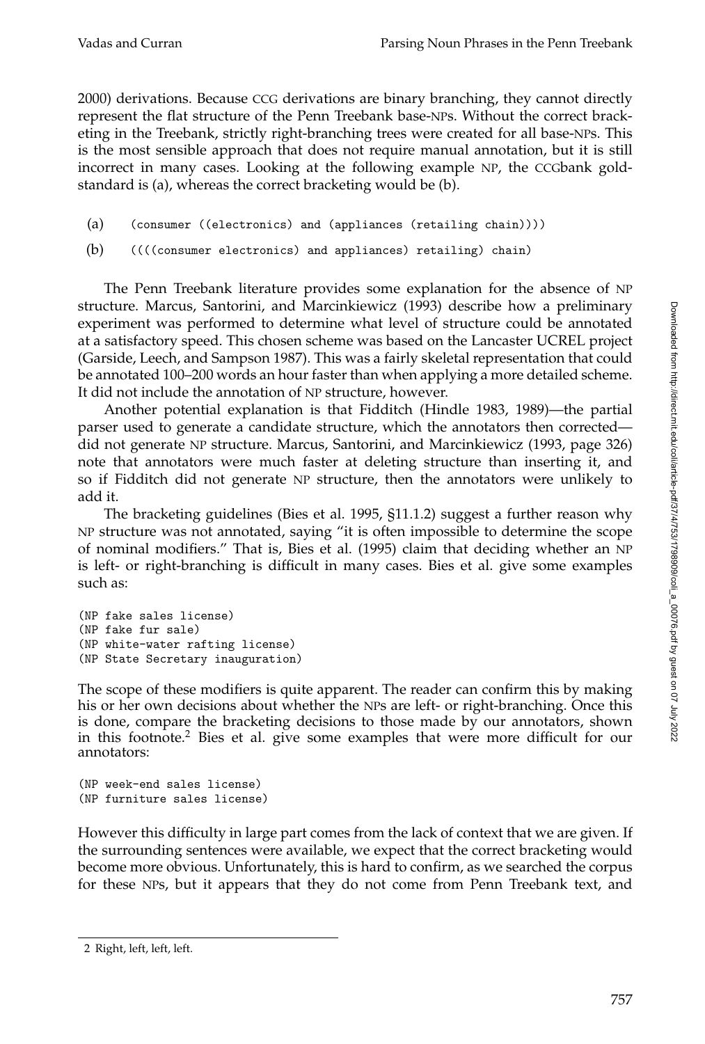2000) derivations. Because CCG derivations are binary branching, they cannot directly represent the flat structure of the Penn Treebank base-NPs. Without the correct bracketing in the Treebank, strictly right-branching trees were created for all base-NPs. This is the most sensible approach that does not require manual annotation, but it is still incorrect in many cases. Looking at the following example NP, the CCGbank gold-standard is (a), whereas the correct bracketing would be (b).

(a) `(consumer ((electronics) and (appliances (retailing chain))))`

(b) `((((consumer electronics) and appliances) retailing) chain)`

The Penn Treebank literature provides some explanation for the absence of NP structure. Marcus, Santorini, and Marcinkiewicz (1993) describe how a preliminary experiment was performed to determine what level of structure could be annotated at a satisfactory speed. This chosen scheme was based on the Lancaster UCREL project (Garside, Leech, and Sampson 1987). This was a fairly skeletal representation that could be annotated 100–200 words an hour faster than when applying a more detailed scheme. It did not include the annotation of NP structure, however.

Another potential explanation is that Fidditch (Hindle 1983, 1989)—the partial parser used to generate a candidate structure, which the annotators then corrected—did not generate NP structure. Marcus, Santorini, and Marcinkiewicz (1993, page 326) note that annotators were much faster at deleting structure than inserting it, and so if Fidditch did not generate NP structure, then the annotators were unlikely to add it.

The bracketing guidelines (Bies et al. 1995, §11.1.2) suggest a further reason why NP structure was not annotated, saying "it is often impossible to determine the scope of nominal modifiers." That is, Bies et al. (1995) claim that deciding whether an NP is left- or right-branching is difficult in many cases. Bies et al. give some examples such as:

```
(NP fake sales license)
(NP fake fur sale)
(NP white-water rafting license)
(NP State Secretary inauguration)
```

The scope of these modifiers is quite apparent. The reader can confirm this by making his or her own decisions about whether the NPs are left- or right-branching. Once this is done, compare the bracketing decisions to those made by our annotators, shown in this footnote.[2] Bies et al. give some examples that were more difficult for our annotators:

```
(NP week-end sales license)
(NP furniture sales license)
```

However this difficulty in large part comes from the lack of context that we are given. If the surrounding sentences were available, we expect that the correct bracketing would become more obvious. Unfortunately, this is hard to confirm, as we searched the corpus for these NPs, but it appears that they do not come from Penn Treebank text, and

---

2 Right, left, left, left.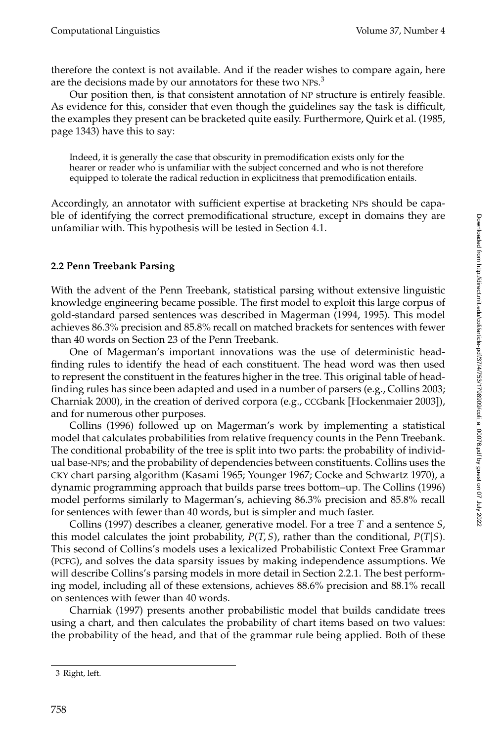therefore the context is not available. And if the reader wishes to compare again, here are the decisions made by our annotators for these two NPs.[3]

Our position then, is that consistent annotation of NP structure is entirely feasible. As evidence for this, consider that even though the guidelines say the task is difficult, the examples they present can be bracketed quite easily. Furthermore, Quirk et al. (1985, page 1343) have this to say:

> Indeed, it is generally the case that obscurity in premodification exists only for the hearer or reader who is unfamiliar with the subject concerned and who is not therefore equipped to tolerate the radical reduction in explicitness that premodification entails.

Accordingly, an annotator with sufficient expertise at bracketing NPs should be capable of identifying the correct premodificational structure, except in domains they are unfamiliar with. This hypothesis will be tested in Section 4.1.

## 2.2 Penn Treebank Parsing

With the advent of the Penn Treebank, statistical parsing without extensive linguistic knowledge engineering became possible. The first model to exploit this large corpus of gold-standard parsed sentences was described in Magerman (1994, 1995). This model achieves 86.3% precision and 85.8% recall on matched brackets for sentences with fewer than 40 words on Section 23 of the Penn Treebank.

One of Magerman's important innovations was the use of deterministic head-finding rules to identify the head of each constituent. The head word was then used to represent the constituent in the features higher in the tree. This original table of head-finding rules has since been adapted and used in a number of parsers (e.g., Collins 2003; Charniak 2000), in the creation of derived corpora (e.g., CCGbank [Hockenmaier 2003]), and for numerous other purposes.

Collins (1996) followed up on Magerman's work by implementing a statistical model that calculates probabilities from relative frequency counts in the Penn Treebank. The conditional probability of the tree is split into two parts: the probability of individual base-NPs; and the probability of dependencies between constituents. Collins uses the CKY chart parsing algorithm (Kasami 1965; Younger 1967; Cocke and Schwartz 1970), a dynamic programming approach that builds parse trees bottom–up. The Collins (1996) model performs similarly to Magerman's, achieving 86.3% precision and 85.8% recall for sentences with fewer than 40 words, but is simpler and much faster.

Collins (1997) describes a cleaner, generative model. For a tree $T$ and a sentence $S$, this model calculates the joint probability, $P(T, S)$, rather than the conditional, $P(T|S)$. This second of Collins's models uses a lexicalized Probabilistic Context Free Grammar (PCFG), and solves the data sparsity issues by making independence assumptions. We will describe Collins's parsing models in more detail in Section 2.2.1. The best performing model, including all of these extensions, achieves 88.6% precision and 88.1% recall on sentences with fewer than 40 words.

Charniak (1997) presents another probabilistic model that builds candidate trees using a chart, and then calculates the probability of chart items based on two values: the probability of the head, and that of the grammar rule being applied. Both of these

[3] Right, left.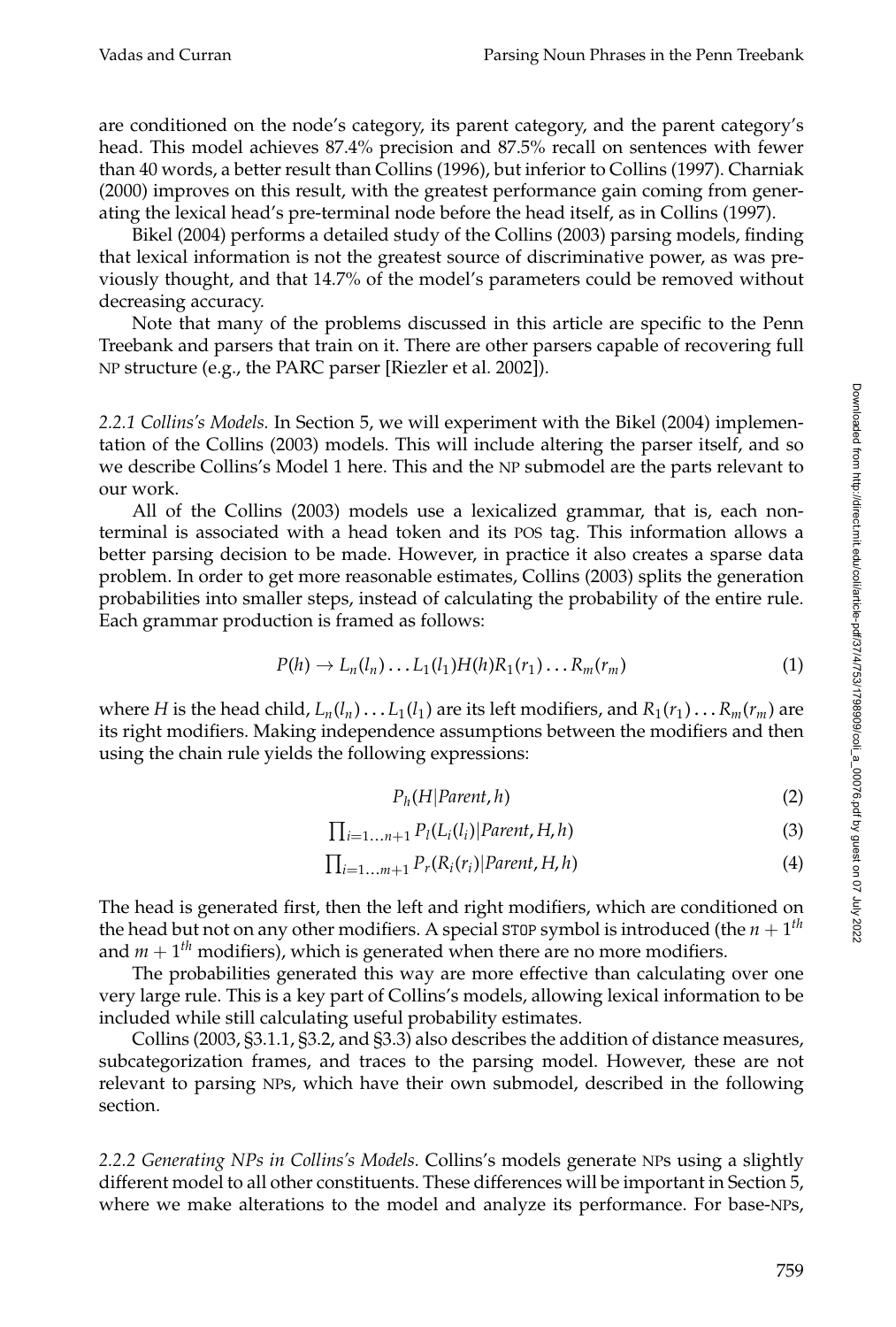are conditioned on the node's category, its parent category, and the parent category's head. This model achieves 87.4% precision and 87.5% recall on sentences with fewer than 40 words, a better result than Collins (1996), but inferior to Collins (1997). Charniak (2000) improves on this result, with the greatest performance gain coming from generating the lexical head's pre-terminal node before the head itself, as in Collins (1997).

Bikel (2004) performs a detailed study of the Collins (2003) parsing models, finding that lexical information is not the greatest source of discriminative power, as was previously thought, and that 14.7% of the model's parameters could be removed without decreasing accuracy.

Note that many of the problems discussed in this article are specific to the Penn Treebank and parsers that train on it. There are other parsers capable of recovering full NP structure (e.g., the PARC parser [Riezler et al. 2002]).

*2.2.1 Collins's Models.* In Section 5, we will experiment with the Bikel (2004) implementation of the Collins (2003) models. This will include altering the parser itself, and so we describe Collins's Model 1 here. This and the NP submodel are the parts relevant to our work.

All of the Collins (2003) models use a lexicalized grammar, that is, each non-terminal is associated with a head token and its POS tag. This information allows a better parsing decision to be made. However, in practice it also creates a sparse data problem. In order to get more reasonable estimates, Collins (2003) splits the generation probabilities into smaller steps, instead of calculating the probability of the entire rule. Each grammar production is framed as follows:

$$P(h) \rightarrow L_n(l_n) \ldots L_1(l_1)H(h)R_1(r_1) \ldots R_m(r_m) \tag{1}$$

where $H$ is the head child, $L_n(l_n) \ldots L_1(l_1)$ are its left modifiers, and $R_1(r_1) \ldots R_m(r_m)$ are its right modifiers. Making independence assumptions between the modifiers and then using the chain rule yields the following expressions:

$$P_h(H|Parent, h) \tag{2}$$

$$\textstyle\prod_{i=1\ldots n+1} P_l(L_i(l_i)|Parent, H, h) \tag{3}$$

$$\textstyle\prod_{i=1\ldots m+1} P_r(R_i(r_i)|Parent, H, h) \tag{4}$$

The head is generated first, then the left and right modifiers, which are conditioned on the head but not on any other modifiers. A special STOP symbol is introduced (the $n+1^{th}$ and $m+1^{th}$ modifiers), which is generated when there are no more modifiers.

The probabilities generated this way are more effective than calculating over one very large rule. This is a key part of Collins's models, allowing lexical information to be included while still calculating useful probability estimates.

Collins (2003, §3.1.1, §3.2, and §3.3) also describes the addition of distance measures, subcategorization frames, and traces to the parsing model. However, these are not relevant to parsing NPs, which have their own submodel, described in the following section.

*2.2.2 Generating NPs in Collins's Models.* Collins's models generate NPs using a slightly different model to all other constituents. These differences will be important in Section 5, where we make alterations to the model and analyze its performance. For base-NPs,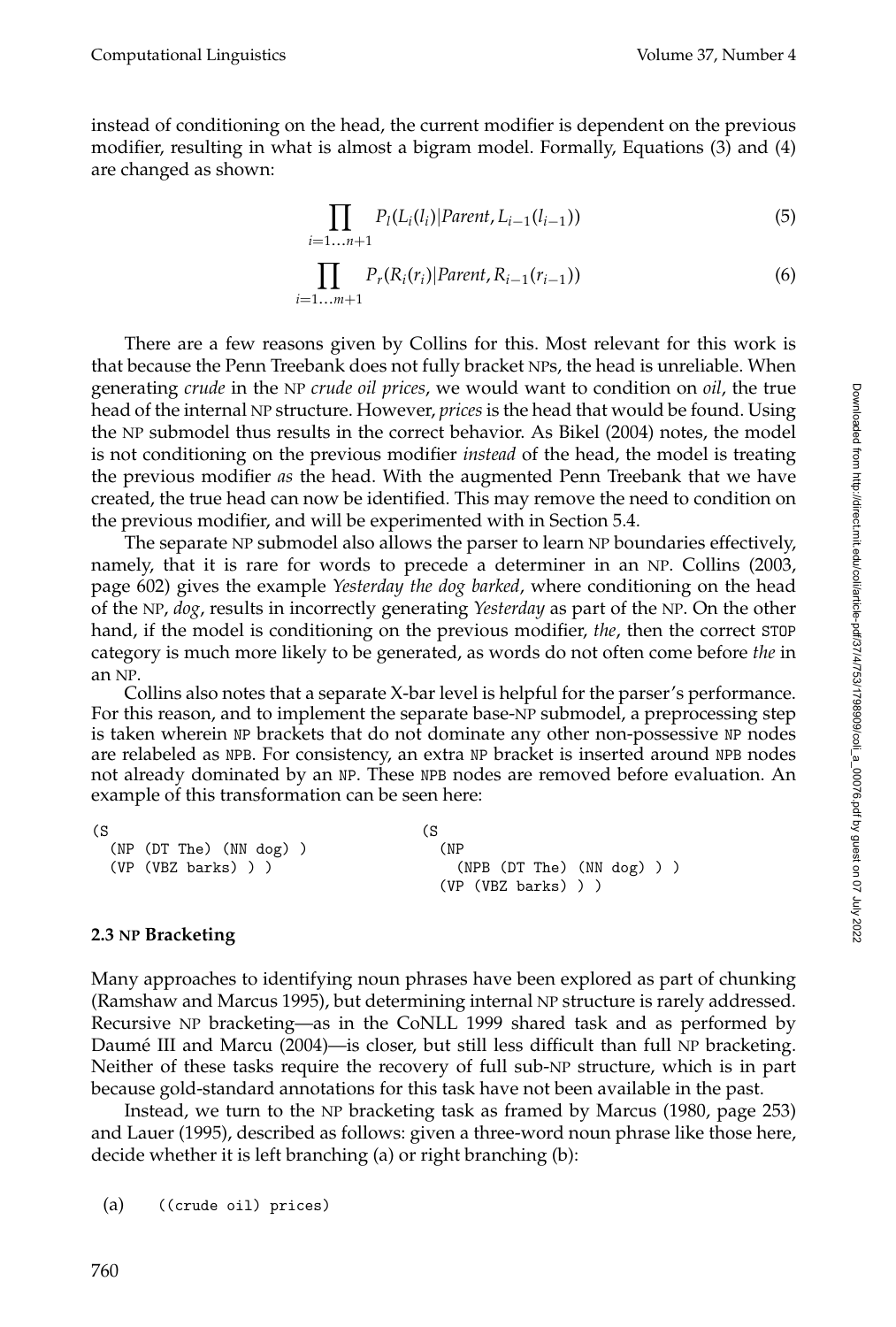instead of conditioning on the head, the current modifier is dependent on the previous modifier, resulting in what is almost a bigram model. Formally, Equations (3) and (4) are changed as shown:

$$\prod_{i=1\ldots n+1} P_l(L_i(l_i)|Parent, L_{i-1}(l_{i-1})) \tag{5}$$

$$\prod_{i=1\ldots m+1} P_r(R_i(r_i)|Parent, R_{i-1}(r_{i-1})) \tag{6}$$

There are a few reasons given by Collins for this. Most relevant for this work is that because the Penn Treebank does not fully bracket NPs, the head is unreliable. When generating *crude* in the NP *crude oil prices*, we would want to condition on *oil*, the true head of the internal NP structure. However, *prices* is the head that would be found. Using the NP submodel thus results in the correct behavior. As Bikel (2004) notes, the model is not conditioning on the previous modifier *instead* of the head, the model is treating the previous modifier *as* the head. With the augmented Penn Treebank that we have created, the true head can now be identified. This may remove the need to condition on the previous modifier, and will be experimented with in Section 5.4.

The separate NP submodel also allows the parser to learn NP boundaries effectively, namely, that it is rare for words to precede a determiner in an NP. Collins (2003, page 602) gives the example *Yesterday the dog barked*, where conditioning on the head of the NP, *dog*, results in incorrectly generating *Yesterday* as part of the NP. On the other hand, if the model is conditioning on the previous modifier, *the*, then the correct STOP category is much more likely to be generated, as words do not often come before *the* in an NP.

Collins also notes that a separate X-bar level is helpful for the parser's performance. For this reason, and to implement the separate base-NP submodel, a preprocessing step is taken wherein NP brackets that do not dominate any other non-possessive NP nodes are relabeled as NPB. For consistency, an extra NP bracket is inserted around NPB nodes not already dominated by an NP. These NPB nodes are removed before evaluation. An example of this transformation can be seen here:

```
(S                                (S
  (NP (DT The) (NN dog) )           (NP
  (VP (VBZ barks) ) )                 (NPB (DT The) (NN dog) ) )
                                    (VP (VBZ barks) ) )
```

### 2.3 NP Bracketing

Many approaches to identifying noun phrases have been explored as part of chunking (Ramshaw and Marcus 1995), but determining internal NP structure is rarely addressed. Recursive NP bracketing—as in the CoNLL 1999 shared task and as performed by Daumé III and Marcu (2004)—is closer, but still less difficult than full NP bracketing. Neither of these tasks require the recovery of full sub-NP structure, which is in part because gold-standard annotations for this task have not been available in the past.

Instead, we turn to the NP bracketing task as framed by Marcus (1980, page 253) and Lauer (1995), described as follows: given a three-word noun phrase like those here, decide whether it is left branching (a) or right branching (b):

(a) `((crude oil) prices)`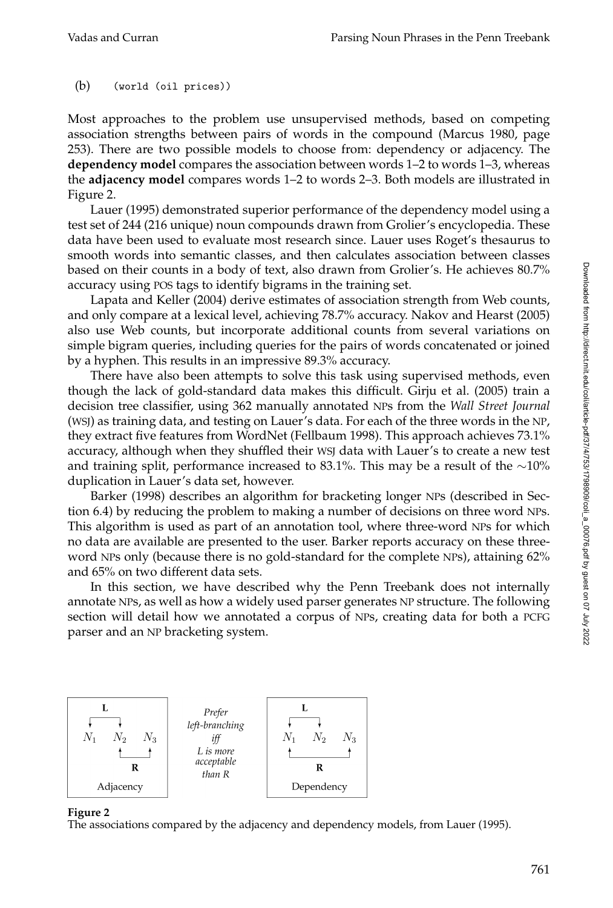(b) `(world (oil prices))`

Most approaches to the problem use unsupervised methods, based on competing association strengths between pairs of words in the compound (Marcus 1980, page 253). There are two possible models to choose from: dependency or adjacency. The **dependency model** compares the association between words 1–2 to words 1–3, whereas the **adjacency model** compares words 1–2 to words 2–3. Both models are illustrated in Figure 2.

Lauer (1995) demonstrated superior performance of the dependency model using a test set of 244 (216 unique) noun compounds drawn from Grolier's encyclopedia. These data have been used to evaluate most research since. Lauer uses Roget's thesaurus to smooth words into semantic classes, and then calculates association between classes based on their counts in a body of text, also drawn from Grolier's. He achieves 80.7% accuracy using POS tags to identify bigrams in the training set.

Lapata and Keller (2004) derive estimates of association strength from Web counts, and only compare at a lexical level, achieving 78.7% accuracy. Nakov and Hearst (2005) also use Web counts, but incorporate additional counts from several variations on simple bigram queries, including queries for the pairs of words concatenated or joined by a hyphen. This results in an impressive 89.3% accuracy.

There have also been attempts to solve this task using supervised methods, even though the lack of gold-standard data makes this difficult. Girju et al. (2005) train a decision tree classifier, using 362 manually annotated NPs from the *Wall Street Journal* (WSJ) as training data, and testing on Lauer's data. For each of the three words in the NP, they extract five features from WordNet (Fellbaum 1998). This approach achieves 73.1% accuracy, although when they shuffled their WSJ data with Lauer's to create a new test and training split, performance increased to 83.1%. This may be a result of the ∼10% duplication in Lauer's data set, however.

Barker (1998) describes an algorithm for bracketing longer NPs (described in Section 6.4) by reducing the problem to making a number of decisions on three word NPs. This algorithm is used as part of an annotation tool, where three-word NPs for which no data are available are presented to the user. Barker reports accuracy on these three-word NPs only (because there is no gold-standard for the complete NPs), attaining 62% and 65% on two different data sets.

In this section, we have described why the Penn Treebank does not internally annotate NPs, as well as how a widely used parser generates NP structure. The following section will detail how we annotated a corpus of NPs, creating data for both a PCFG parser and an NP bracketing system.

| Adjacency | | Dependency |
|---|---|---|
| L: $N_1$–$N_2$; R: $N_2$–$N_3$ | *Prefer left-branching iff L is more acceptable than R* | L: $N_1$–$N_2$; R: $N_1$–$N_3$ |

**Figure 2**
The associations compared by the adjacency and dependency models, from Lauer (1995).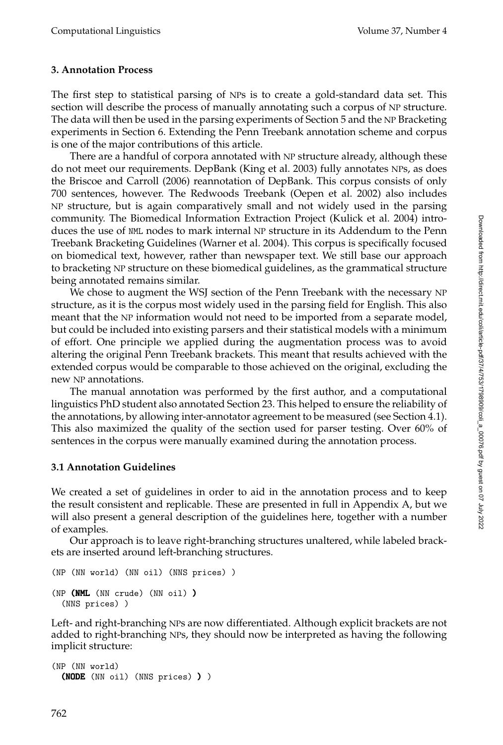## 3. Annotation Process

The first step to statistical parsing of NPs is to create a gold-standard data set. This section will describe the process of manually annotating such a corpus of NP structure. The data will then be used in the parsing experiments of Section 5 and the NP Bracketing experiments in Section 6. Extending the Penn Treebank annotation scheme and corpus is one of the major contributions of this article.

There are a handful of corpora annotated with NP structure already, although these do not meet our requirements. DepBank (King et al. 2003) fully annotates NPs, as does the Briscoe and Carroll (2006) reannotation of DepBank. This corpus consists of only 700 sentences, however. The Redwoods Treebank (Oepen et al. 2002) also includes NP structure, but is again comparatively small and not widely used in the parsing community. The Biomedical Information Extraction Project (Kulick et al. 2004) introduces the use of NML nodes to mark internal NP structure in its Addendum to the Penn Treebank Bracketing Guidelines (Warner et al. 2004). This corpus is specifically focused on biomedical text, however, rather than newspaper text. We still base our approach to bracketing NP structure on these biomedical guidelines, as the grammatical structure being annotated remains similar.

We chose to augment the WSJ section of the Penn Treebank with the necessary NP structure, as it is the corpus most widely used in the parsing field for English. This also meant that the NP information would not need to be imported from a separate model, but could be included into existing parsers and their statistical models with a minimum of effort. One principle we applied during the augmentation process was to avoid altering the original Penn Treebank brackets. This meant that results achieved with the extended corpus would be comparable to those achieved on the original, excluding the new NP annotations.

The manual annotation was performed by the first author, and a computational linguistics PhD student also annotated Section 23. This helped to ensure the reliability of the annotations, by allowing inter-annotator agreement to be measured (see Section 4.1). This also maximized the quality of the section used for parser testing. Over 60% of sentences in the corpus were manually examined during the annotation process.

### 3.1 Annotation Guidelines

We created a set of guidelines in order to aid in the annotation process and to keep the result consistent and replicable. These are presented in full in Appendix A, but we will also present a general description of the guidelines here, together with a number of examples.

Our approach is to leave right-branching structures unaltered, while labeled brackets are inserted around left-branching structures.

```
(NP (NN world) (NN oil) (NNS prices) )

(NP (NML (NN crude) (NN oil) )
  (NNS prices) )
```

Left- and right-branching NPs are now differentiated. Although explicit brackets are not added to right-branching NPs, they should now be interpreted as having the following implicit structure:

```
(NP (NN world)
  (NODE (NN oil) (NNS prices) ) )
```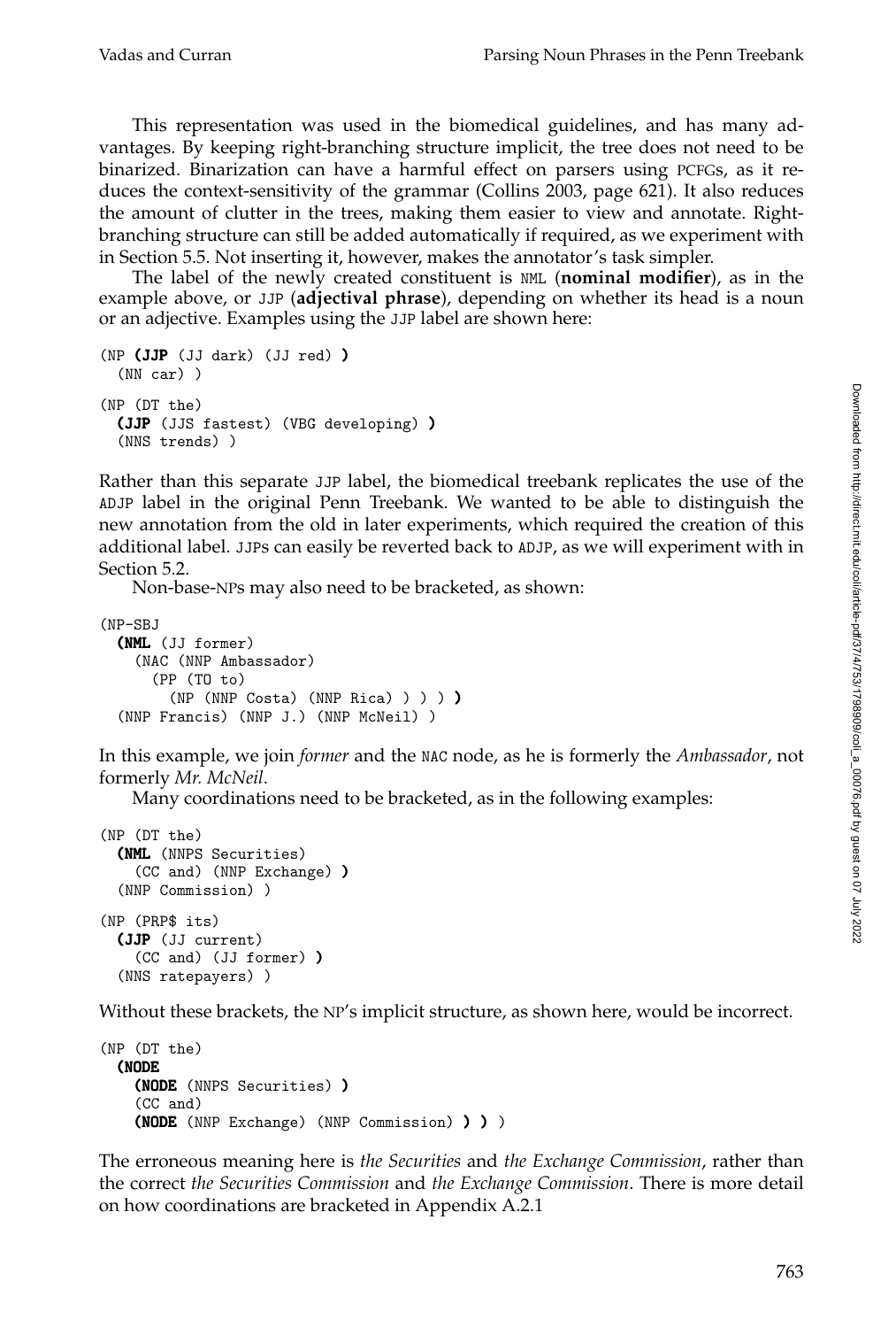This representation was used in the biomedical guidelines, and has many advantages. By keeping right-branching structure implicit, the tree does not need to be binarized. Binarization can have a harmful effect on parsers using PCFGs, as it reduces the context-sensitivity of the grammar (Collins 2003, page 621). It also reduces the amount of clutter in the trees, making them easier to view and annotate. Right-branching structure can still be added automatically if required, as we experiment with in Section 5.5. Not inserting it, however, makes the annotator's task simpler.

The label of the newly created constituent is NML (**nominal modifier**), as in the example above, or JJP (**adjectival phrase**), depending on whether its head is a noun or an adjective. Examples using the JJP label are shown here:

```
(NP (JJP (JJ dark) (JJ red) )
  (NN car) )

(NP (DT the)
  (JJP (JJS fastest) (VBG developing) )
  (NNS trends) )
```

Rather than this separate JJP label, the biomedical treebank replicates the use of the ADJP label in the original Penn Treebank. We wanted to be able to distinguish the new annotation from the old in later experiments, which required the creation of this additional label. JJPs can easily be reverted back to ADJP, as we will experiment with in Section 5.2.

Non-base-NPs may also need to be bracketed, as shown:

```
(NP-SBJ
  (NML (JJ former)
    (NAC (NNP Ambassador)
      (PP (TO to)
        (NP (NNP Costa) (NNP Rica) ) ) ) )
  (NNP Francis) (NNP J.) (NNP McNeil) )
```

In this example, we join *former* and the NAC node, as he is formerly the *Ambassador*, not formerly *Mr. McNeil*.

Many coordinations need to be bracketed, as in the following examples:

```
(NP (DT the)
  (NML (NNPS Securities)
    (CC and) (NNP Exchange) )
  (NNP Commission) )

(NP (PRP$ its)
  (JJP (JJ current)
    (CC and) (JJ former) )
  (NNS ratepayers) )
```

Without these brackets, the NP's implicit structure, as shown here, would be incorrect.

```
(NP (DT the)
  (NODE
    (NODE (NNPS Securities) )
    (CC and)
    (NODE (NNP Exchange) (NNP Commission) ) ) )
```

The erroneous meaning here is *the Securities* and *the Exchange Commission*, rather than the correct *the Securities Commission* and *the Exchange Commission*. There is more detail on how coordinations are bracketed in Appendix A.2.1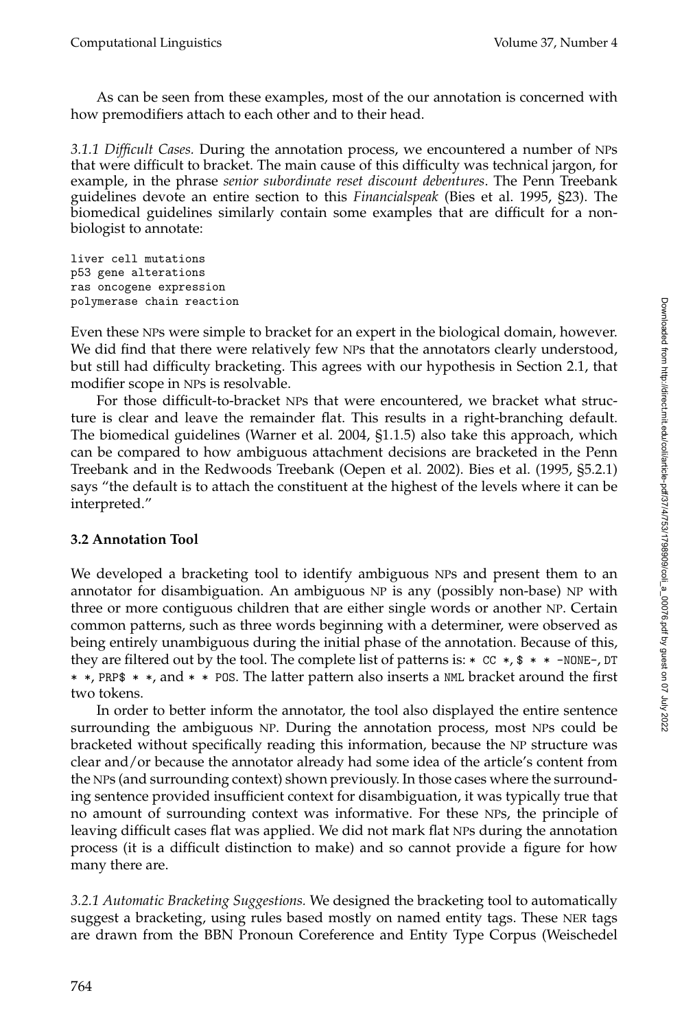As can be seen from these examples, most of the our annotation is concerned with how premodifiers attach to each other and to their head.

*3.1.1 Difficult Cases.* During the annotation process, we encountered a number of NPs that were difficult to bracket. The main cause of this difficulty was technical jargon, for example, in the phrase *senior subordinate reset discount debentures*. The Penn Treebank guidelines devote an entire section to this *Financialspeak* (Bies et al. 1995, §23). The biomedical guidelines similarly contain some examples that are difficult for a non-biologist to annotate:

```
liver cell mutations
p53 gene alterations
ras oncogene expression
polymerase chain reaction
```

Even these NPs were simple to bracket for an expert in the biological domain, however. We did find that there were relatively few NPs that the annotators clearly understood, but still had difficulty bracketing. This agrees with our hypothesis in Section 2.1, that modifier scope in NPs is resolvable.

For those difficult-to-bracket NPs that were encountered, we bracket what structure is clear and leave the remainder flat. This results in a right-branching default. The biomedical guidelines (Warner et al. 2004, §1.1.5) also take this approach, which can be compared to how ambiguous attachment decisions are bracketed in the Penn Treebank and in the Redwoods Treebank (Oepen et al. 2002). Bies et al. (1995, §5.2.1) says "the default is to attach the constituent at the highest of the levels where it can be interpreted."

### 3.2 Annotation Tool

We developed a bracketing tool to identify ambiguous NPs and present them to an annotator for disambiguation. An ambiguous NP is any (possibly non-base) NP with three or more contiguous children that are either single words or another NP. Certain common patterns, such as three words beginning with a determiner, were observed as being entirely unambiguous during the initial phase of the annotation. Because of this, they are filtered out by the tool. The complete list of patterns is: `* CC *`, `$ * * -NONE-`, `DT * *`, `PRP$ * *`, and `* * POS`. The latter pattern also inserts a `NML` bracket around the first two tokens.

In order to better inform the annotator, the tool also displayed the entire sentence surrounding the ambiguous NP. During the annotation process, most NPs could be bracketed without specifically reading this information, because the NP structure was clear and/or because the annotator already had some idea of the article's content from the NPs (and surrounding context) shown previously. In those cases where the surrounding sentence provided insufficient context for disambiguation, it was typically true that no amount of surrounding context was informative. For these NPs, the principle of leaving difficult cases flat was applied. We did not mark flat NPs during the annotation process (it is a difficult distinction to make) and so cannot provide a figure for how many there are.

*3.2.1 Automatic Bracketing Suggestions.* We designed the bracketing tool to automatically suggest a bracketing, using rules based mostly on named entity tags. These NER tags are drawn from the BBN Pronoun Coreference and Entity Type Corpus (Weischedel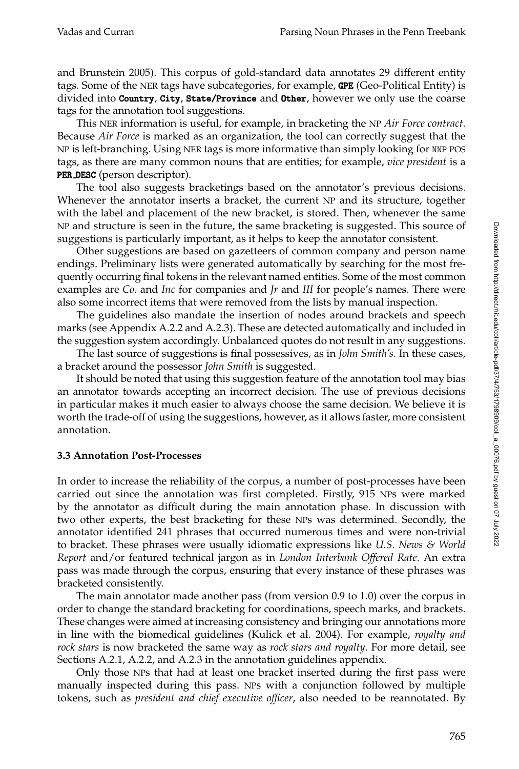and Brunstein 2005). This corpus of gold-standard data annotates 29 different entity tags. Some of the NER tags have subcategories, for example, **GPE** (Geo-Political Entity) is divided into **Country**, **City**, **State/Province** and **Other**, however we only use the coarse tags for the annotation tool suggestions.

This NER information is useful, for example, in bracketing the NP *Air Force contract*. Because *Air Force* is marked as an organization, the tool can correctly suggest that the NP is left-branching. Using NER tags is more informative than simply looking for NNP POS tags, as there are many common nouns that are entities; for example, *vice president* is a **PER_DESC** (person descriptor).

The tool also suggests bracketings based on the annotator's previous decisions. Whenever the annotator inserts a bracket, the current NP and its structure, together with the label and placement of the new bracket, is stored. Then, whenever the same NP and structure is seen in the future, the same bracketing is suggested. This source of suggestions is particularly important, as it helps to keep the annotator consistent.

Other suggestions are based on gazetteers of common company and person name endings. Preliminary lists were generated automatically by searching for the most frequently occurring final tokens in the relevant named entities. Some of the most common examples are *Co.* and *Inc* for companies and *Jr* and *III* for people's names. There were also some incorrect items that were removed from the lists by manual inspection.

The guidelines also mandate the insertion of nodes around brackets and speech marks (see Appendix A.2.2 and A.2.3). These are detected automatically and included in the suggestion system accordingly. Unbalanced quotes do not result in any suggestions.

The last source of suggestions is final possessives, as in *John Smith's*. In these cases, a bracket around the possessor *John Smith* is suggested.

It should be noted that using this suggestion feature of the annotation tool may bias an annotator towards accepting an incorrect decision. The use of previous decisions in particular makes it much easier to always choose the same decision. We believe it is worth the trade-off of using the suggestions, however, as it allows faster, more consistent annotation.

### 3.3 Annotation Post-Processes

In order to increase the reliability of the corpus, a number of post-processes have been carried out since the annotation was first completed. Firstly, 915 NPs were marked by the annotator as difficult during the main annotation phase. In discussion with two other experts, the best bracketing for these NPs was determined. Secondly, the annotator identified 241 phrases that occurred numerous times and were non-trivial to bracket. These phrases were usually idiomatic expressions like *U.S. News & World Report* and/or featured technical jargon as in *London Interbank Offered Rate*. An extra pass was made through the corpus, ensuring that every instance of these phrases was bracketed consistently.

The main annotator made another pass (from version 0.9 to 1.0) over the corpus in order to change the standard bracketing for coordinations, speech marks, and brackets. These changes were aimed at increasing consistency and bringing our annotations more in line with the biomedical guidelines (Kulick et al. 2004). For example, *royalty and rock stars* is now bracketed the same way as *rock stars and royalty*. For more detail, see Sections A.2.1, A.2.2, and A.2.3 in the annotation guidelines appendix.

Only those NPs that had at least one bracket inserted during the first pass were manually inspected during this pass. NPs with a conjunction followed by multiple tokens, such as *president and chief executive officer*, also needed to be reannotated. By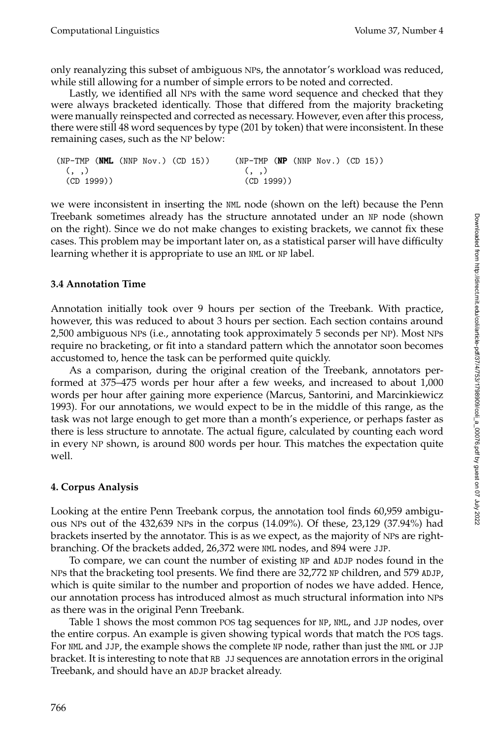only reanalyzing this subset of ambiguous NPs, the annotator's workload was reduced, while still allowing for a number of simple errors to be noted and corrected.

Lastly, we identified all NPs with the same word sequence and checked that they were always bracketed identically. Those that differed from the majority bracketing were manually reinspected and corrected as necessary. However, even after this process, there were still 48 word sequences by type (201 by token) that were inconsistent. In these remaining cases, such as the NP below:

```
(NP-TMP (NML (NNP Nov.) (CD 15))     (NP-TMP (NP (NNP Nov.) (CD 15))
  (, ,)                                (, ,)
  (CD 1999))                           (CD 1999))
```

we were inconsistent in inserting the NML node (shown on the left) because the Penn Treebank sometimes already has the structure annotated under an NP node (shown on the right). Since we do not make changes to existing brackets, we cannot fix these cases. This problem may be important later on, as a statistical parser will have difficulty learning whether it is appropriate to use an NML or NP label.

### 3.4 Annotation Time

Annotation initially took over 9 hours per section of the Treebank. With practice, however, this was reduced to about 3 hours per section. Each section contains around 2,500 ambiguous NPs (i.e., annotating took approximately 5 seconds per NP). Most NPs require no bracketing, or fit into a standard pattern which the annotator soon becomes accustomed to, hence the task can be performed quite quickly.

As a comparison, during the original creation of the Treebank, annotators performed at 375–475 words per hour after a few weeks, and increased to about 1,000 words per hour after gaining more experience (Marcus, Santorini, and Marcinkiewicz 1993). For our annotations, we would expect to be in the middle of this range, as the task was not large enough to get more than a month's experience, or perhaps faster as there is less structure to annotate. The actual figure, calculated by counting each word in every NP shown, is around 800 words per hour. This matches the expectation quite well.

## 4. Corpus Analysis

Looking at the entire Penn Treebank corpus, the annotation tool finds 60,959 ambiguous NPs out of the 432,639 NPs in the corpus (14.09%). Of these, 23,129 (37.94%) had brackets inserted by the annotator. This is as we expect, as the majority of NPs are right-branching. Of the brackets added, 26,372 were NML nodes, and 894 were JJP.

To compare, we can count the number of existing NP and ADJP nodes found in the NPs that the bracketing tool presents. We find there are 32,772 NP children, and 579 ADJP, which is quite similar to the number and proportion of nodes we have added. Hence, our annotation process has introduced almost as much structural information into NPs as there was in the original Penn Treebank.

Table 1 shows the most common POS tag sequences for NP, NML, and JJP nodes, over the entire corpus. An example is given showing typical words that match the POS tags. For NML and JJP, the example shows the complete NP node, rather than just the NML or JJP bracket. It is interesting to note that RB JJ sequences are annotation errors in the original Treebank, and should have an ADJP bracket already.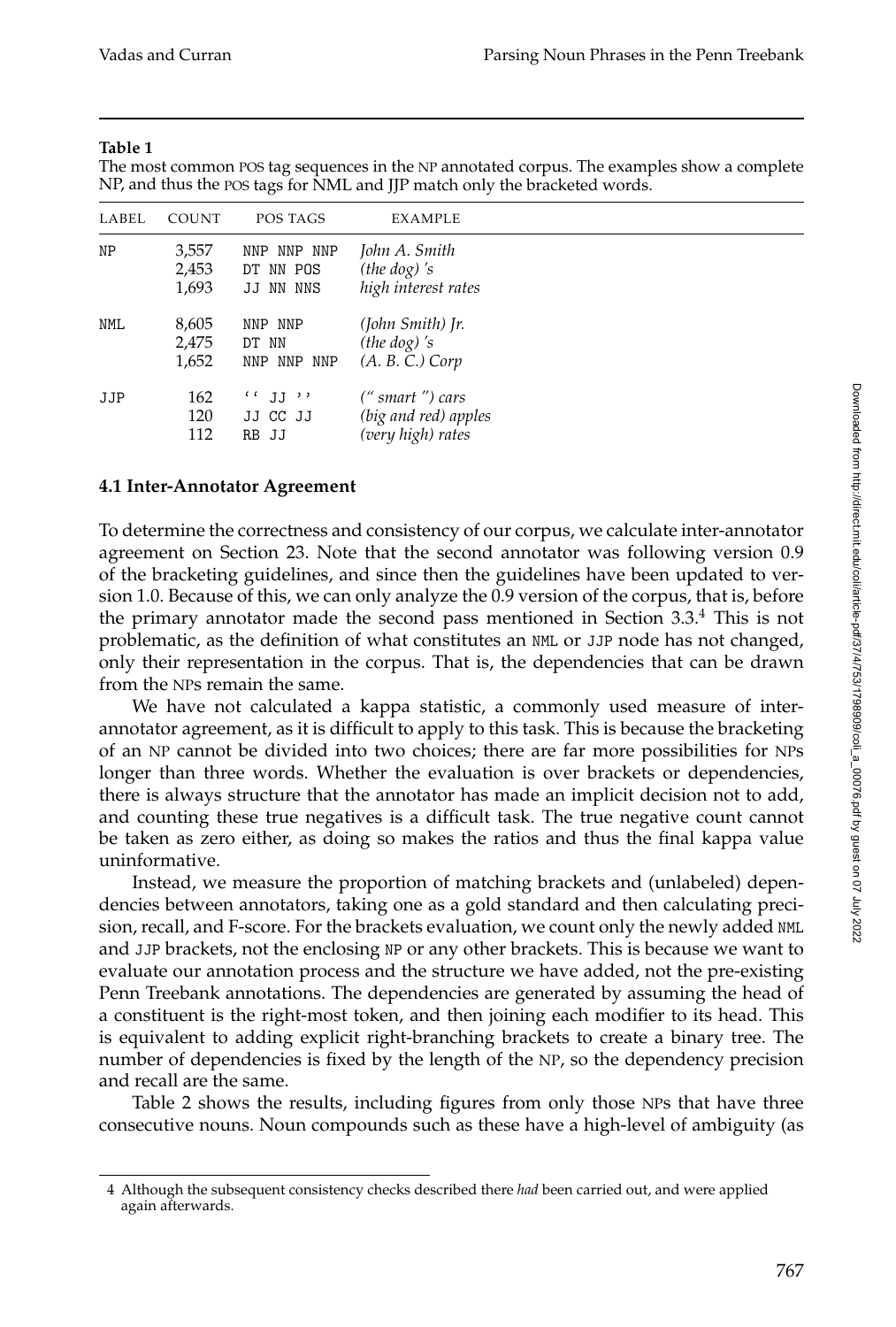**Table 1**

The most common POS tag sequences in the NP annotated corpus. The examples show a complete NP, and thus the POS tags for NML and JJP match only the bracketed words.

| LABEL | COUNT | POS TAGS | EXAMPLE |
|---|---|---|---|
| NP | 3,557 | NNP NNP NNP | *John A. Smith* |
| | 2,453 | DT NN POS | *(the dog) 's* |
| | 1,693 | JJ NN NNS | *high interest rates* |
| NML | 8,605 | NNP NNP | *(John Smith) Jr.* |
| | 2,475 | DT NN | *(the dog) 's* |
| | 1,652 | NNP NNP NNP | *(A. B. C.) Corp* |
| JJP | 162 | `` JJ '' | *(" smart ") cars* |
| | 120 | JJ CC JJ | *(big and red) apples* |
| | 112 | RB JJ | *(very high) rates* |

### 4.1 Inter-Annotator Agreement

To determine the correctness and consistency of our corpus, we calculate inter-annotator agreement on Section 23. Note that the second annotator was following version 0.9 of the bracketing guidelines, and since then the guidelines have been updated to version 1.0. Because of this, we can only analyze the 0.9 version of the corpus, that is, before the primary annotator made the second pass mentioned in Section 3.3.[4] This is not problematic, as the definition of what constitutes an NML or JJP node has not changed, only their representation in the corpus. That is, the dependencies that can be drawn from the NPs remain the same.

We have not calculated a kappa statistic, a commonly used measure of inter-annotator agreement, as it is difficult to apply to this task. This is because the bracketing of an NP cannot be divided into two choices; there are far more possibilities for NPs longer than three words. Whether the evaluation is over brackets or dependencies, there is always structure that the annotator has made an implicit decision not to add, and counting these true negatives is a difficult task. The true negative count cannot be taken as zero either, as doing so makes the ratios and thus the final kappa value uninformative.

Instead, we measure the proportion of matching brackets and (unlabeled) dependencies between annotators, taking one as a gold standard and then calculating precision, recall, and F-score. For the brackets evaluation, we count only the newly added NML and JJP brackets, not the enclosing NP or any other brackets. This is because we want to evaluate our annotation process and the structure we have added, not the pre-existing Penn Treebank annotations. The dependencies are generated by assuming the head of a constituent is the right-most token, and then joining each modifier to its head. This is equivalent to adding explicit right-branching brackets to create a binary tree. The number of dependencies is fixed by the length of the NP, so the dependency precision and recall are the same.

Table 2 shows the results, including figures from only those NPs that have three consecutive nouns. Noun compounds such as these have a high-level of ambiguity (as

---

4 Although the subsequent consistency checks described there *had* been carried out, and were applied again afterwards.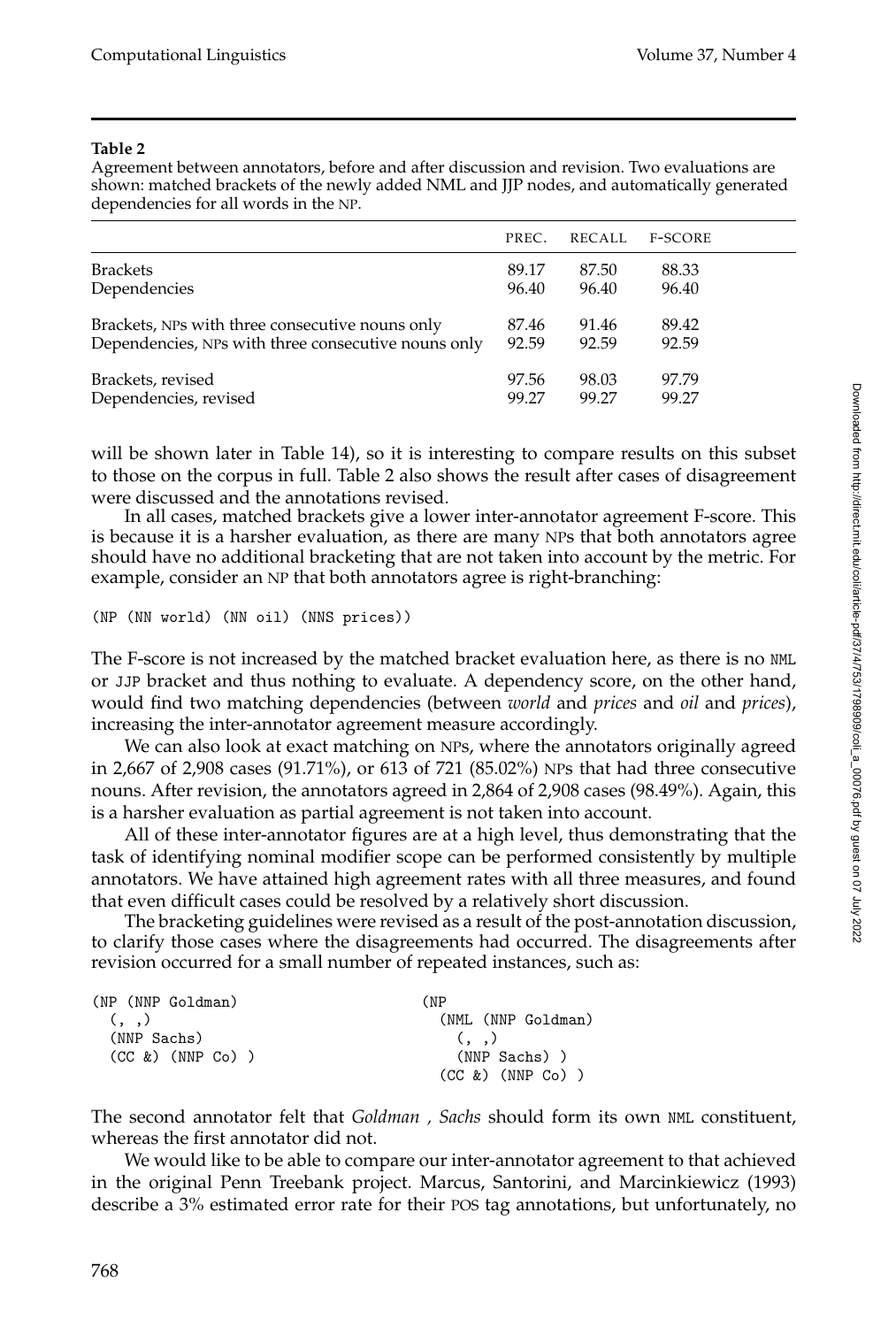**Table 2**

Agreement between annotators, before and after discussion and revision. Two evaluations are shown: matched brackets of the newly added NML and JJP nodes, and automatically generated dependencies for all words in the NP.

| | PREC. | RECALL | F-SCORE |
|---|---|---|---|
| Brackets | 89.17 | 87.50 | 88.33 |
| Dependencies | 96.40 | 96.40 | 96.40 |
| Brackets, NPs with three consecutive nouns only | 87.46 | 91.46 | 89.42 |
| Dependencies, NPs with three consecutive nouns only | 92.59 | 92.59 | 92.59 |
| Brackets, revised | 97.56 | 98.03 | 97.79 |
| Dependencies, revised | 99.27 | 99.27 | 99.27 |

will be shown later in Table 14), so it is interesting to compare results on this subset to those on the corpus in full. Table 2 also shows the result after cases of disagreement were discussed and the annotations revised.

In all cases, matched brackets give a lower inter-annotator agreement F-score. This is because it is a harsher evaluation, as there are many NPs that both annotators agree should have no additional bracketing that are not taken into account by the metric. For example, consider an NP that both annotators agree is right-branching:

```
(NP (NN world) (NN oil) (NNS prices))
```

The F-score is not increased by the matched bracket evaluation here, as there is no NML or JJP bracket and thus nothing to evaluate. A dependency score, on the other hand, would find two matching dependencies (between *world* and *prices* and *oil* and *prices*), increasing the inter-annotator agreement measure accordingly.

We can also look at exact matching on NPs, where the annotators originally agreed in 2,667 of 2,908 cases (91.71%), or 613 of 721 (85.02%) NPs that had three consecutive nouns. After revision, the annotators agreed in 2,864 of 2,908 cases (98.49%). Again, this is a harsher evaluation as partial agreement is not taken into account.

All of these inter-annotator figures are at a high level, thus demonstrating that the task of identifying nominal modifier scope can be performed consistently by multiple annotators. We have attained high agreement rates with all three measures, and found that even difficult cases could be resolved by a relatively short discussion.

The bracketing guidelines were revised as a result of the post-annotation discussion, to clarify those cases where the disagreements had occurred. The disagreements after revision occurred for a small number of repeated instances, such as:

```
(NP (NNP Goldman)          (NP
  (, ,)                      (NML (NNP Goldman)
  (NNP Sachs)                  (, ,)
  (CC &) (NNP Co) )            (NNP Sachs) )
                             (CC &) (NNP Co) )
```

The second annotator felt that *Goldman , Sachs* should form its own NML constituent, whereas the first annotator did not.

We would like to be able to compare our inter-annotator agreement to that achieved in the original Penn Treebank project. Marcus, Santorini, and Marcinkiewicz (1993) describe a 3% estimated error rate for their POS tag annotations, but unfortunately, no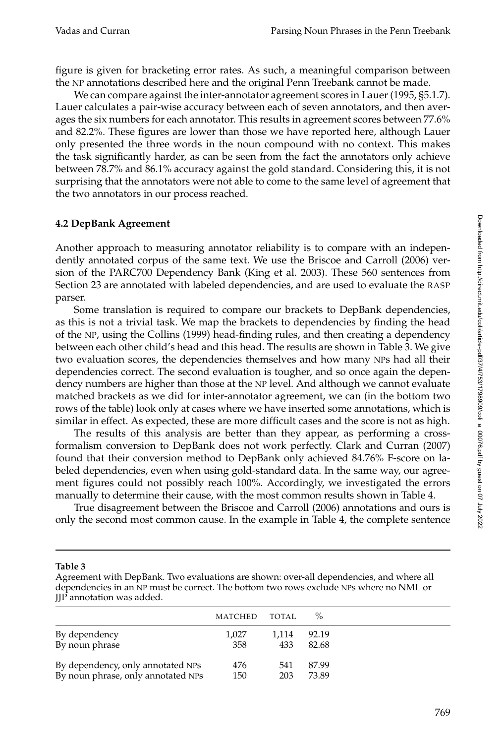figure is given for bracketing error rates. As such, a meaningful comparison between the NP annotations described here and the original Penn Treebank cannot be made.

We can compare against the inter-annotator agreement scores in Lauer (1995, §5.1.7). Lauer calculates a pair-wise accuracy between each of seven annotators, and then averages the six numbers for each annotator. This results in agreement scores between 77.6% and 82.2%. These figures are lower than those we have reported here, although Lauer only presented the three words in the noun compound with no context. This makes the task significantly harder, as can be seen from the fact the annotators only achieve between 78.7% and 86.1% accuracy against the gold standard. Considering this, it is not surprising that the annotators were not able to come to the same level of agreement that the two annotators in our process reached.

### 4.2 DepBank Agreement

Another approach to measuring annotator reliability is to compare with an independently annotated corpus of the same text. We use the Briscoe and Carroll (2006) version of the PARC700 Dependency Bank (King et al. 2003). These 560 sentences from Section 23 are annotated with labeled dependencies, and are used to evaluate the RASP parser.

Some translation is required to compare our brackets to DepBank dependencies, as this is not a trivial task. We map the brackets to dependencies by finding the head of the NP, using the Collins (1999) head-finding rules, and then creating a dependency between each other child's head and this head. The results are shown in Table 3. We give two evaluation scores, the dependencies themselves and how many NPs had all their dependencies correct. The second evaluation is tougher, and so once again the dependency numbers are higher than those at the NP level. And although we cannot evaluate matched brackets as we did for inter-annotator agreement, we can (in the bottom two rows of the table) look only at cases where we have inserted some annotations, which is similar in effect. As expected, these are more difficult cases and the score is not as high.

The results of this analysis are better than they appear, as performing a cross-formalism conversion to DepBank does not work perfectly. Clark and Curran (2007) found that their conversion method to DepBank only achieved 84.76% F-score on labeled dependencies, even when using gold-standard data. In the same way, our agreement figures could not possibly reach 100%. Accordingly, we investigated the errors manually to determine their cause, with the most common results shown in Table 4.

True disagreement between the Briscoe and Carroll (2006) annotations and ours is only the second most common cause. In the example in Table 4, the complete sentence

**Table 3**
Agreement with DepBank. Two evaluations are shown: over-all dependencies, and where all dependencies in an NP must be correct. The bottom two rows exclude NPs where no NML or JJP annotation was added.

| | MATCHED | TOTAL | % |
|---|---|---|---|
| By dependency | 1,027 | 1,114 | 92.19 |
| By noun phrase | 358 | 433 | 82.68 |
| By dependency, only annotated NPs | 476 | 541 | 87.99 |
| By noun phrase, only annotated NPs | 150 | 203 | 73.89 |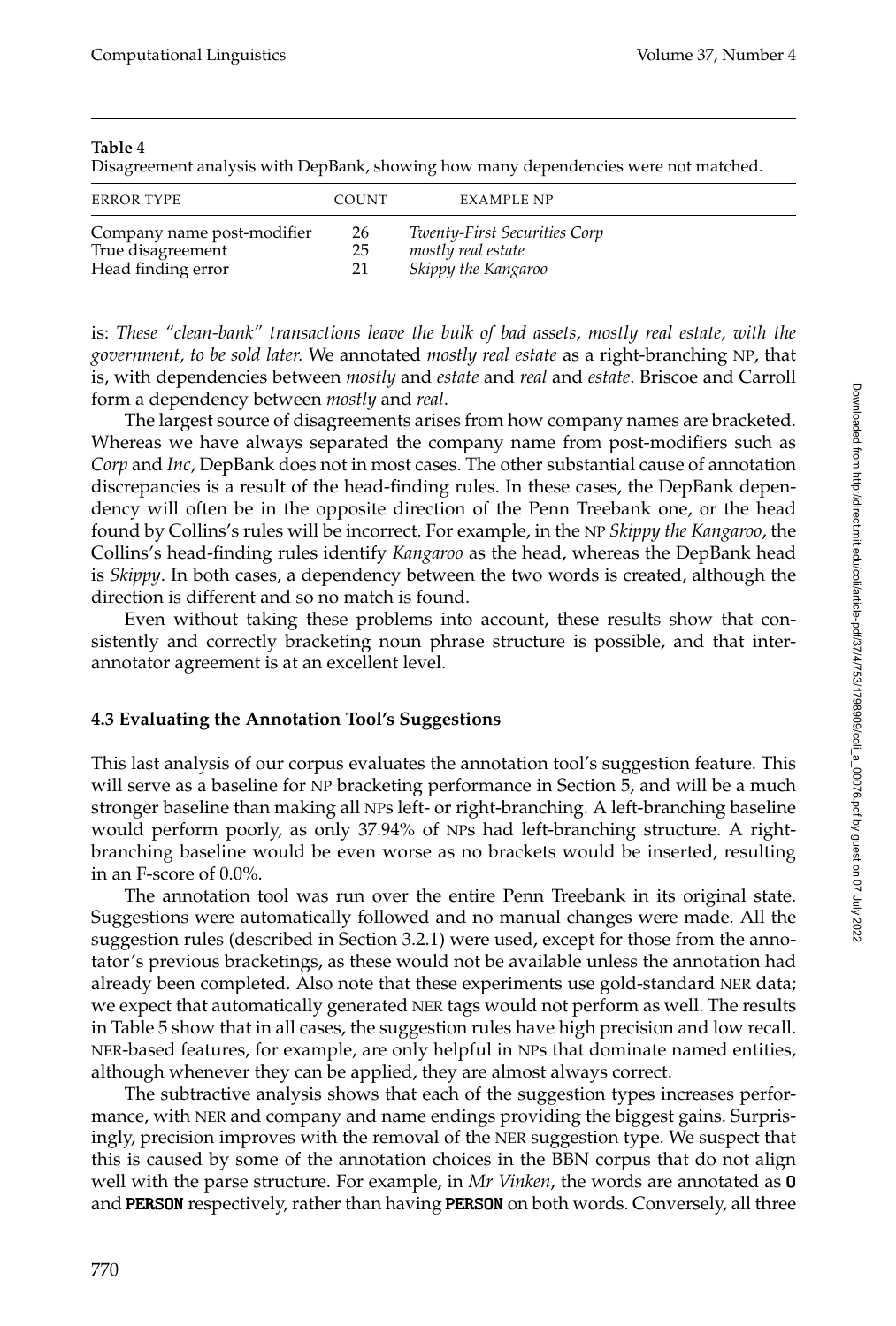**Table 4**
Disagreement analysis with DepBank, showing how many dependencies were not matched.

| ERROR TYPE | COUNT | EXAMPLE NP |
|---|---|---|
| Company name post-modifier | 26 | *Twenty-First Securities Corp* |
| True disagreement | 25 | *mostly real estate* |
| Head finding error | 21 | *Skippy the Kangaroo* |

is: *These "clean-bank" transactions leave the bulk of bad assets, mostly real estate, with the government, to be sold later.* We annotated *mostly real estate* as a right-branching NP, that is, with dependencies between *mostly* and *estate* and *real* and *estate*. Briscoe and Carroll form a dependency between *mostly* and *real*.

The largest source of disagreements arises from how company names are bracketed. Whereas we have always separated the company name from post-modifiers such as *Corp* and *Inc*, DepBank does not in most cases. The other substantial cause of annotation discrepancies is a result of the head-finding rules. In these cases, the DepBank dependency will often be in the opposite direction of the Penn Treebank one, or the head found by Collins's rules will be incorrect. For example, in the NP *Skippy the Kangaroo*, the Collins's head-finding rules identify *Kangaroo* as the head, whereas the DepBank head is *Skippy*. In both cases, a dependency between the two words is created, although the direction is different and so no match is found.

Even without taking these problems into account, these results show that consistently and correctly bracketing noun phrase structure is possible, and that inter-annotator agreement is at an excellent level.

### 4.3 Evaluating the Annotation Tool's Suggestions

This last analysis of our corpus evaluates the annotation tool's suggestion feature. This will serve as a baseline for NP bracketing performance in Section 5, and will be a much stronger baseline than making all NPs left- or right-branching. A left-branching baseline would perform poorly, as only 37.94% of NPs had left-branching structure. A right-branching baseline would be even worse as no brackets would be inserted, resulting in an F-score of 0.0%.

The annotation tool was run over the entire Penn Treebank in its original state. Suggestions were automatically followed and no manual changes were made. All the suggestion rules (described in Section 3.2.1) were used, except for those from the annotator's previous bracketings, as these would not be available unless the annotation had already been completed. Also note that these experiments use gold-standard NER data; we expect that automatically generated NER tags would not perform as well. The results in Table 5 show that in all cases, the suggestion rules have high precision and low recall. NER-based features, for example, are only helpful in NPs that dominate named entities, although whenever they can be applied, they are almost always correct.

The subtractive analysis shows that each of the suggestion types increases performance, with NER and company and name endings providing the biggest gains. Surprisingly, precision improves with the removal of the NER suggestion type. We suspect that this is caused by some of the annotation choices in the BBN corpus that do not align well with the parse structure. For example, in *Mr Vinken*, the words are annotated as **O** and **PERSON** respectively, rather than having **PERSON** on both words. Conversely, all three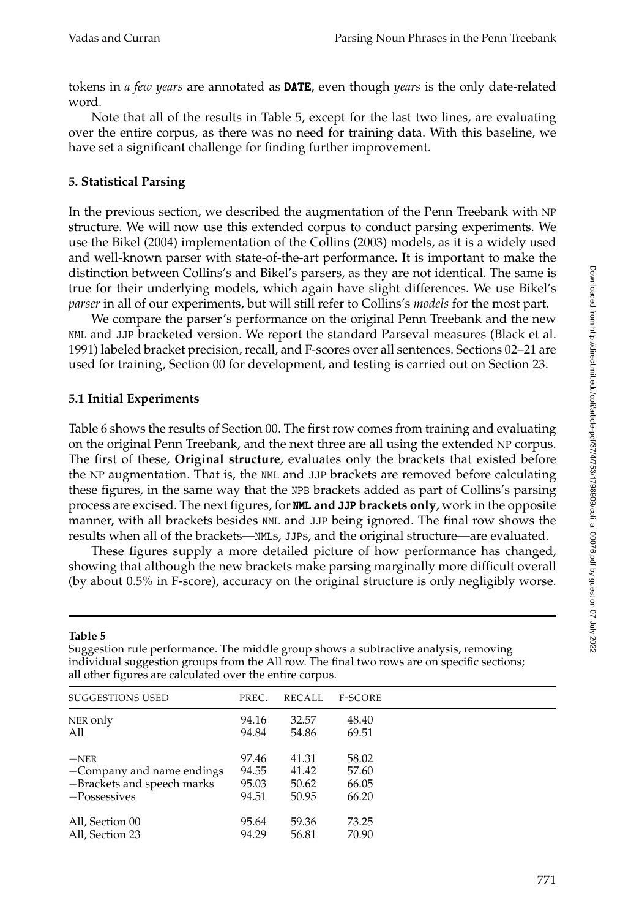tokens in *a few years* are annotated as **DATE**, even though *years* is the only date-related word.

Note that all of the results in Table 5, except for the last two lines, are evaluating over the entire corpus, as there was no need for training data. With this baseline, we have set a significant challenge for finding further improvement.

## 5. Statistical Parsing

In the previous section, we described the augmentation of the Penn Treebank with NP structure. We will now use this extended corpus to conduct parsing experiments. We use the Bikel (2004) implementation of the Collins (2003) models, as it is a widely used and well-known parser with state-of-the-art performance. It is important to make the distinction between Collins's and Bikel's parsers, as they are not identical. The same is true for their underlying models, which again have slight differences. We use Bikel's *parser* in all of our experiments, but will still refer to Collins's *models* for the most part.

We compare the parser's performance on the original Penn Treebank and the new NML and JJP bracketed version. We report the standard Parseval measures (Black et al. 1991) labeled bracket precision, recall, and F-scores over all sentences. Sections 02–21 are used for training, Section 00 for development, and testing is carried out on Section 23.

### 5.1 Initial Experiments

Table 6 shows the results of Section 00. The first row comes from training and evaluating on the original Penn Treebank, and the next three are all using the extended NP corpus. The first of these, **Original structure**, evaluates only the brackets that existed before the NP augmentation. That is, the NML and JJP brackets are removed before calculating these figures, in the same way that the NPB brackets added as part of Collins's parsing process are excised. The next figures, for **NML and JJP brackets only**, work in the opposite manner, with all brackets besides NML and JJP being ignored. The final row shows the results when all of the brackets—NMLs, JJPs, and the original structure—are evaluated.

These figures supply a more detailed picture of how performance has changed, showing that although the new brackets make parsing marginally more difficult overall (by about 0.5% in F-score), accuracy on the original structure is only negligibly worse.

**Table 5**
Suggestion rule performance. The middle group shows a subtractive analysis, removing individual suggestion groups from the All row. The final two rows are on specific sections; all other figures are calculated over the entire corpus.

| SUGGESTIONS USED | PREC. | RECALL | F-SCORE |
|---|---|---|---|
| NER only | 94.16 | 32.57 | 48.40 |
| All | 94.84 | 54.86 | 69.51 |
| −NER | 97.46 | 41.31 | 58.02 |
| −Company and name endings | 94.55 | 41.42 | 57.60 |
| −Brackets and speech marks | 95.03 | 50.62 | 66.05 |
| −Possessives | 94.51 | 50.95 | 66.20 |
| All, Section 00 | 95.64 | 59.36 | 73.25 |
| All, Section 23 | 94.29 | 56.81 | 70.90 |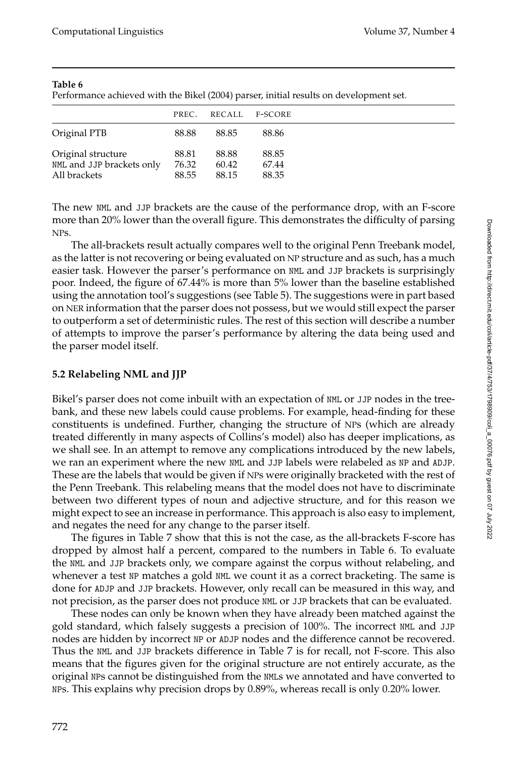**Table 6**
Performance achieved with the Bikel (2004) parser, initial results on development set.

| | PREC. | RECALL | F-SCORE |
|---|---|---|---|
| Original PTB | 88.88 | 88.85 | 88.86 |
| Original structure | 88.81 | 88.88 | 88.85 |
| NML and JJP brackets only | 76.32 | 60.42 | 67.44 |
| All brackets | 88.55 | 88.15 | 88.35 |

The new NML and JJP brackets are the cause of the performance drop, with an F-score more than 20% lower than the overall figure. This demonstrates the difficulty of parsing NPs.

The all-brackets result actually compares well to the original Penn Treebank model, as the latter is not recovering or being evaluated on NP structure and as such, has a much easier task. However the parser's performance on NML and JJP brackets is surprisingly poor. Indeed, the figure of 67.44% is more than 5% lower than the baseline established using the annotation tool's suggestions (see Table 5). The suggestions were in part based on NER information that the parser does not possess, but we would still expect the parser to outperform a set of deterministic rules. The rest of this section will describe a number of attempts to improve the parser's performance by altering the data being used and the parser model itself.

## 5.2 Relabeling NML and JJP

Bikel's parser does not come inbuilt with an expectation of NML or JJP nodes in the treebank, and these new labels could cause problems. For example, head-finding for these constituents is undefined. Further, changing the structure of NPs (which are already treated differently in many aspects of Collins's model) also has deeper implications, as we shall see. In an attempt to remove any complications introduced by the new labels, we ran an experiment where the new NML and JJP labels were relabeled as NP and ADJP. These are the labels that would be given if NPs were originally bracketed with the rest of the Penn Treebank. This relabeling means that the model does not have to discriminate between two different types of noun and adjective structure, and for this reason we might expect to see an increase in performance. This approach is also easy to implement, and negates the need for any change to the parser itself.

The figures in Table 7 show that this is not the case, as the all-brackets F-score has dropped by almost half a percent, compared to the numbers in Table 6. To evaluate the NML and JJP brackets only, we compare against the corpus without relabeling, and whenever a test NP matches a gold NML we count it as a correct bracketing. The same is done for ADJP and JJP brackets. However, only recall can be measured in this way, and not precision, as the parser does not produce NML or JJP brackets that can be evaluated.

These nodes can only be known when they have already been matched against the gold standard, which falsely suggests a precision of 100%. The incorrect NML and JJP nodes are hidden by incorrect NP or ADJP nodes and the difference cannot be recovered. Thus the NML and JJP brackets difference in Table 7 is for recall, not F-score. This also means that the figures given for the original structure are not entirely accurate, as the original NPs cannot be distinguished from the NMLs we annotated and have converted to NPs. This explains why precision drops by 0.89%, whereas recall is only 0.20% lower.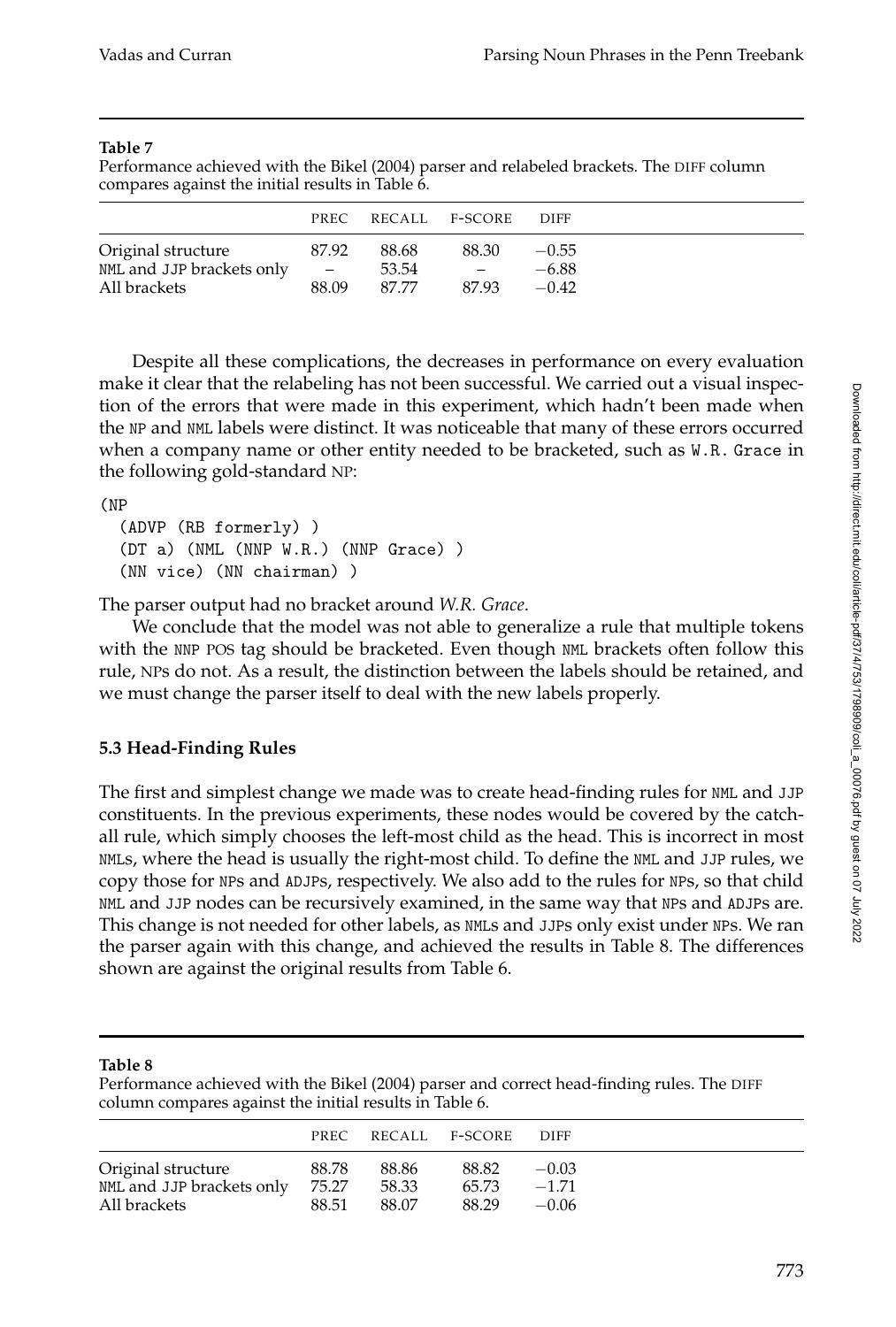**Table 7**
Performance achieved with the Bikel (2004) parser and relabeled brackets. The DIFF column compares against the initial results in Table 6.

| | PREC | RECALL | F-SCORE | DIFF |
|---|---|---|---|---|
| Original structure | 87.92 | 88.68 | 88.30 | −0.55 |
| NML and JJP brackets only | – | 53.54 | – | −6.88 |
| All brackets | 88.09 | 87.77 | 87.93 | −0.42 |

Despite all these complications, the decreases in performance on every evaluation make it clear that the relabeling has not been successful. We carried out a visual inspection of the errors that were made in this experiment, which hadn't been made when the NP and NML labels were distinct. It was noticeable that many of these errors occurred when a company name or other entity needed to be bracketed, such as W.R. Grace in the following gold-standard NP:

```
(NP
  (ADVP (RB formerly) )
  (DT a) (NML (NNP W.R.) (NNP Grace) )
  (NN vice) (NN chairman) )
```

The parser output had no bracket around *W.R. Grace*.

We conclude that the model was not able to generalize a rule that multiple tokens with the NNP POS tag should be bracketed. Even though NML brackets often follow this rule, NPs do not. As a result, the distinction between the labels should be retained, and we must change the parser itself to deal with the new labels properly.

### 5.3 Head-Finding Rules

The first and simplest change we made was to create head-finding rules for NML and JJP constituents. In the previous experiments, these nodes would be covered by the catch-all rule, which simply chooses the left-most child as the head. This is incorrect in most NMLs, where the head is usually the right-most child. To define the NML and JJP rules, we copy those for NPs and ADJPs, respectively. We also add to the rules for NPs, so that child NML and JJP nodes can be recursively examined, in the same way that NPs and ADJPs are. This change is not needed for other labels, as NMLs and JJPs only exist under NPs. We ran the parser again with this change, and achieved the results in Table 8. The differences shown are against the original results from Table 6.

**Table 8**
Performance achieved with the Bikel (2004) parser and correct head-finding rules. The DIFF column compares against the initial results in Table 6.

| | PREC | RECALL | F-SCORE | DIFF |
|---|---|---|---|---|
| Original structure | 88.78 | 88.86 | 88.82 | −0.03 |
| NML and JJP brackets only | 75.27 | 58.33 | 65.73 | −1.71 |
| All brackets | 88.51 | 88.07 | 88.29 | −0.06 |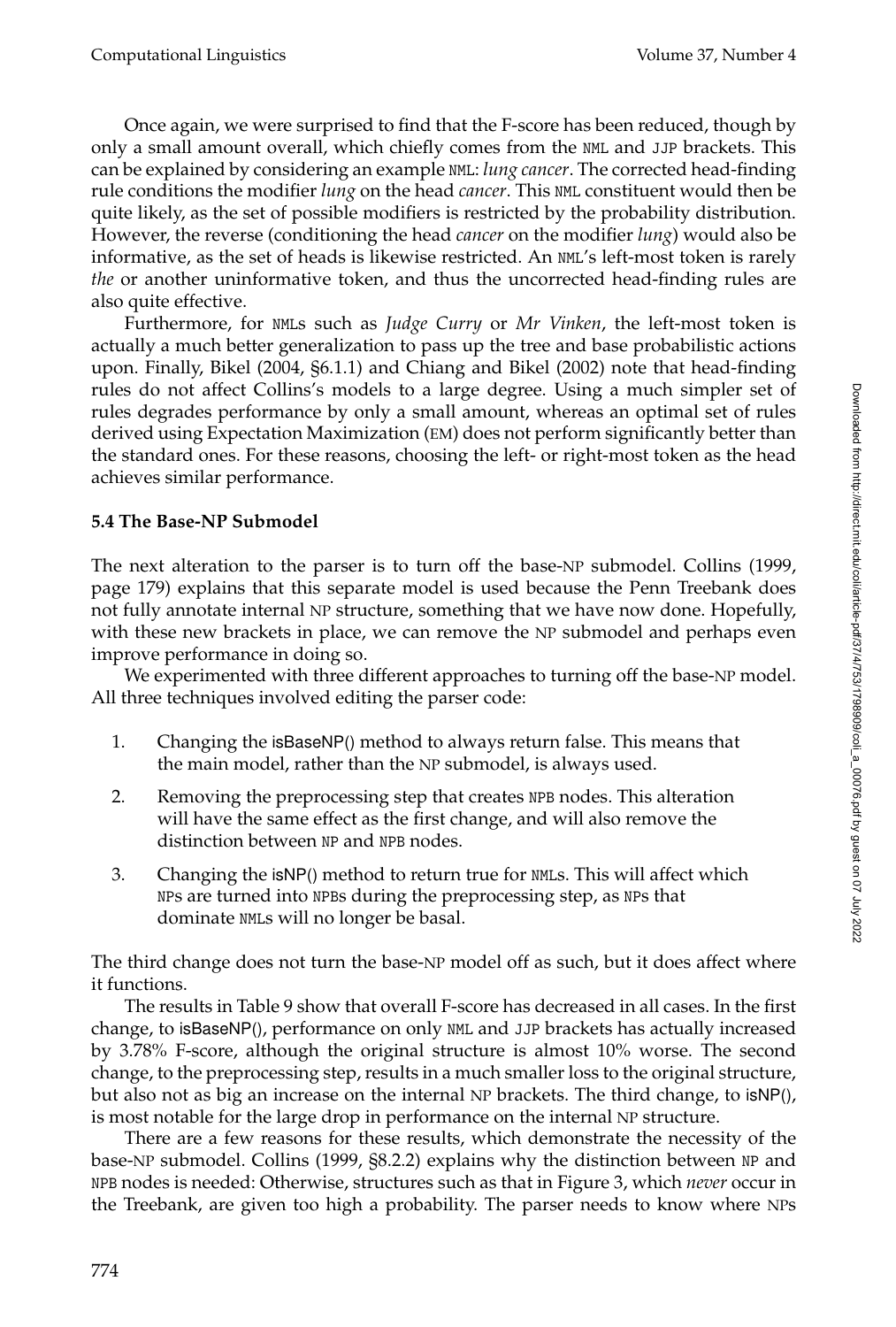Once again, we were surprised to find that the F-score has been reduced, though by only a small amount overall, which chiefly comes from the NML and JJP brackets. This can be explained by considering an example NML: *lung cancer*. The corrected head-finding rule conditions the modifier *lung* on the head *cancer*. This NML constituent would then be quite likely, as the set of possible modifiers is restricted by the probability distribution. However, the reverse (conditioning the head *cancer* on the modifier *lung*) would also be informative, as the set of heads is likewise restricted. An NML's left-most token is rarely *the* or another uninformative token, and thus the uncorrected head-finding rules are also quite effective.

Furthermore, for NMLs such as *Judge Curry* or *Mr Vinken*, the left-most token is actually a much better generalization to pass up the tree and base probabilistic actions upon. Finally, Bikel (2004, §6.1.1) and Chiang and Bikel (2002) note that head-finding rules do not affect Collins's models to a large degree. Using a much simpler set of rules degrades performance by only a small amount, whereas an optimal set of rules derived using Expectation Maximization (EM) does not perform significantly better than the standard ones. For these reasons, choosing the left- or right-most token as the head achieves similar performance.

### 5.4 The Base-NP Submodel

The next alteration to the parser is to turn off the base-NP submodel. Collins (1999, page 179) explains that this separate model is used because the Penn Treebank does not fully annotate internal NP structure, something that we have now done. Hopefully, with these new brackets in place, we can remove the NP submodel and perhaps even improve performance in doing so.

We experimented with three different approaches to turning off the base-NP model. All three techniques involved editing the parser code:

1. Changing the isBaseNP() method to always return false. This means that the main model, rather than the NP submodel, is always used.
2. Removing the preprocessing step that creates NPB nodes. This alteration will have the same effect as the first change, and will also remove the distinction between NP and NPB nodes.
3. Changing the isNP() method to return true for NMLs. This will affect which NPs are turned into NPBs during the preprocessing step, as NPs that dominate NMLs will no longer be basal.

The third change does not turn the base-NP model off as such, but it does affect where it functions.

The results in Table 9 show that overall F-score has decreased in all cases. In the first change, to isBaseNP(), performance on only NML and JJP brackets has actually increased by 3.78% F-score, although the original structure is almost 10% worse. The second change, to the preprocessing step, results in a much smaller loss to the original structure, but also not as big an increase on the internal NP brackets. The third change, to isNP(), is most notable for the large drop in performance on the internal NP structure.

There are a few reasons for these results, which demonstrate the necessity of the base-NP submodel. Collins (1999, §8.2.2) explains why the distinction between NP and NPB nodes is needed: Otherwise, structures such as that in Figure 3, which *never* occur in the Treebank, are given too high a probability. The parser needs to know where NPs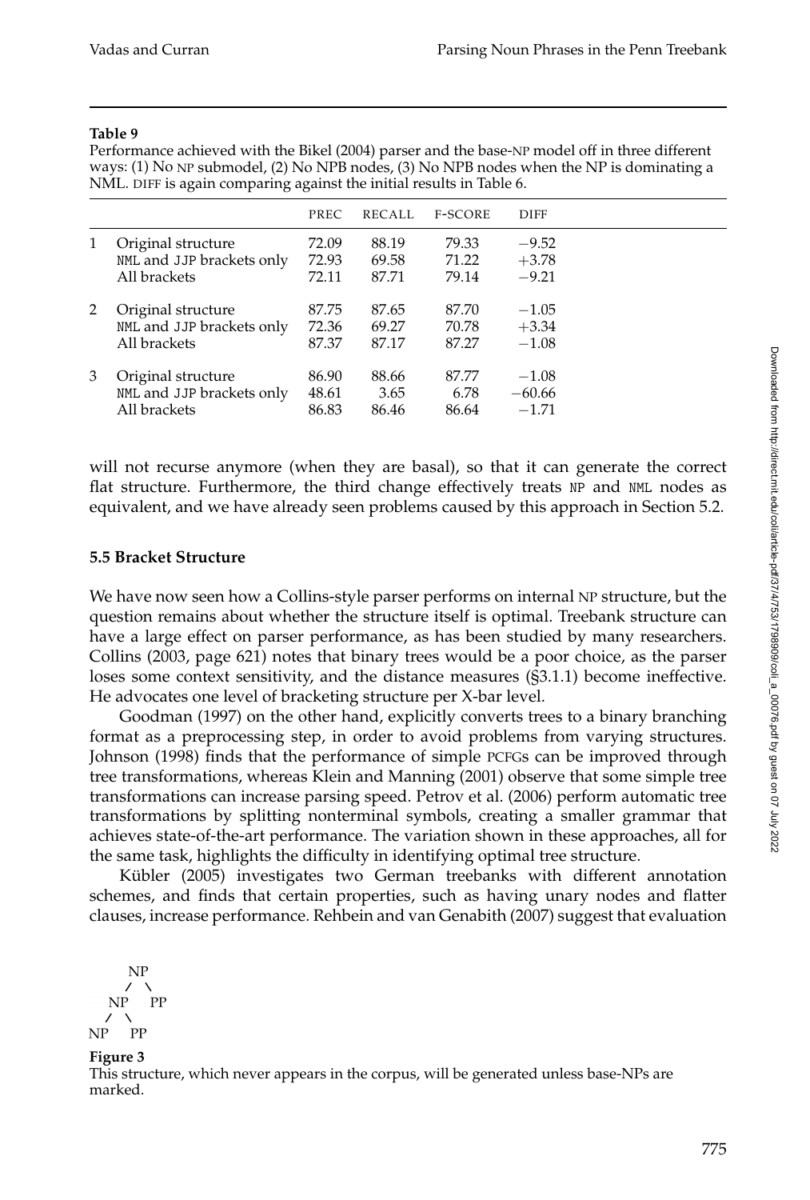**Table 9**

Performance achieved with the Bikel (2004) parser and the base-NP model off in three different ways: (1) No NP submodel, (2) No NPB nodes, (3) No NPB nodes when the NP is dominating a NML. DIFF is again comparing against the initial results in Table 6.

| | | PREC | RECALL | F-SCORE | DIFF |
|---|---|---|---|---|---|
| 1 | Original structure | 72.09 | 88.19 | 79.33 | −9.52 |
| | NML and JJP brackets only | 72.93 | 69.58 | 71.22 | +3.78 |
| | All brackets | 72.11 | 87.71 | 79.14 | −9.21 |
| 2 | Original structure | 87.75 | 87.65 | 87.70 | −1.05 |
| | NML and JJP brackets only | 72.36 | 69.27 | 70.78 | +3.34 |
| | All brackets | 87.37 | 87.17 | 87.27 | −1.08 |
| 3 | Original structure | 86.90 | 88.66 | 87.77 | −1.08 |
| | NML and JJP brackets only | 48.61 | 3.65 | 6.78 | −60.66 |
| | All brackets | 86.83 | 86.46 | 86.64 | −1.71 |

will not recurse anymore (when they are basal), so that it can generate the correct flat structure. Furthermore, the third change effectively treats NP and NML nodes as equivalent, and we have already seen problems caused by this approach in Section 5.2.

### 5.5 Bracket Structure

We have now seen how a Collins-style parser performs on internal NP structure, but the question remains about whether the structure itself is optimal. Treebank structure can have a large effect on parser performance, as has been studied by many researchers. Collins (2003, page 621) notes that binary trees would be a poor choice, as the parser loses some context sensitivity, and the distance measures (§3.1.1) become ineffective. He advocates one level of bracketing structure per X-bar level.

Goodman (1997) on the other hand, explicitly converts trees to a binary branching format as a preprocessing step, in order to avoid problems from varying structures. Johnson (1998) finds that the performance of simple PCFGs can be improved through tree transformations, whereas Klein and Manning (2001) observe that some simple tree transformations can increase parsing speed. Petrov et al. (2006) perform automatic tree transformations by splitting nonterminal symbols, creating a smaller grammar that achieves state-of-the-art performance. The variation shown in these approaches, all for the same task, highlights the difficulty in identifying optimal tree structure.

Kübler (2005) investigates two German treebanks with different annotation schemes, and finds that certain properties, such as having unary nodes and flatter clauses, increase performance. Rehbein and van Genabith (2007) suggest that evaluation

```
      NP
     /  \
   NP    PP
  /  \
NP    PP
```

**Figure 3**

This structure, which never appears in the corpus, will be generated unless base-NPs are marked.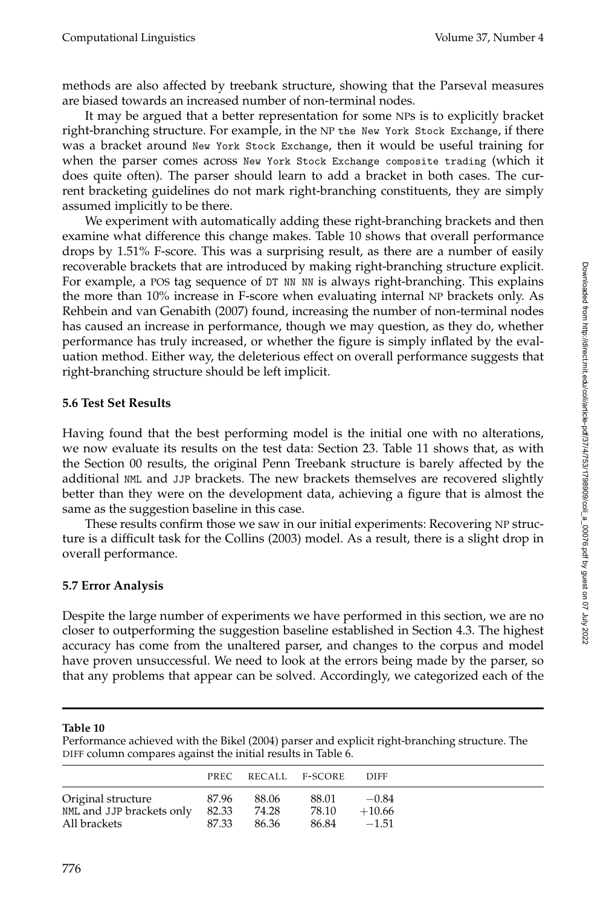methods are also affected by treebank structure, showing that the Parseval measures are biased towards an increased number of non-terminal nodes.

It may be argued that a better representation for some NPs is to explicitly bracket right-branching structure. For example, in the NP `the New York Stock Exchange`, if there was a bracket around `New York Stock Exchange`, then it would be useful training for when the parser comes across `New York Stock Exchange composite trading` (which it does quite often). The parser should learn to add a bracket in both cases. The current bracketing guidelines do not mark right-branching constituents, they are simply assumed implicitly to be there.

We experiment with automatically adding these right-branching brackets and then examine what difference this change makes. Table 10 shows that overall performance drops by 1.51% F-score. This was a surprising result, as there are a number of easily recoverable brackets that are introduced by making right-branching structure explicit. For example, a POS tag sequence of `DT NN NN` is always right-branching. This explains the more than 10% increase in F-score when evaluating internal NP brackets only. As Rehbein and van Genabith (2007) found, increasing the number of non-terminal nodes has caused an increase in performance, though we may question, as they do, whether performance has truly increased, or whether the figure is simply inflated by the evaluation method. Either way, the deleterious effect on overall performance suggests that right-branching structure should be left implicit.

### 5.6 Test Set Results

Having found that the best performing model is the initial one with no alterations, we now evaluate its results on the test data: Section 23. Table 11 shows that, as with the Section 00 results, the original Penn Treebank structure is barely affected by the additional `NML` and `JJP` brackets. The new brackets themselves are recovered slightly better than they were on the development data, achieving a figure that is almost the same as the suggestion baseline in this case.

These results confirm those we saw in our initial experiments: Recovering NP structure is a difficult task for the Collins (2003) model. As a result, there is a slight drop in overall performance.

### 5.7 Error Analysis

Despite the large number of experiments we have performed in this section, we are no closer to outperforming the suggestion baseline established in Section 4.3. The highest accuracy has come from the unaltered parser, and changes to the corpus and model have proven unsuccessful. We need to look at the errors being made by the parser, so that any problems that appear can be solved. Accordingly, we categorized each of the

**Table 10**
Performance achieved with the Bikel (2004) parser and explicit right-branching structure. The DIFF column compares against the initial results in Table 6.

| | PREC | RECALL | F-SCORE | DIFF |
|---|---|---|---|---|
| Original structure | 87.96 | 88.06 | 88.01 | −0.84 |
| `NML` and `JJP` brackets only | 82.33 | 74.28 | 78.10 | +10.66 |
| All brackets | 87.33 | 86.36 | 86.84 | −1.51 |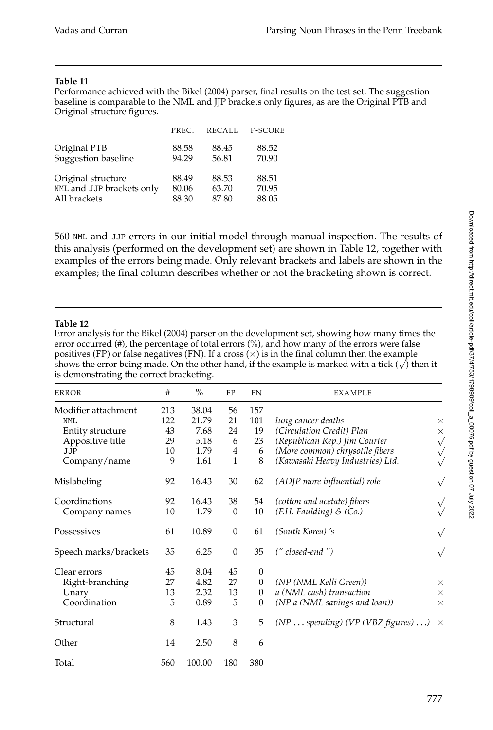**Table 11**

Performance achieved with the Bikel (2004) parser, final results on the test set. The suggestion baseline is comparable to the NML and JJP brackets only figures, as are the Original PTB and Original structure figures.

| | PREC. | RECALL | F-SCORE |
|---|---|---|---|
| Original PTB | 88.58 | 88.45 | 88.52 |
| Suggestion baseline | 94.29 | 56.81 | 70.90 |
| Original structure | 88.49 | 88.53 | 88.51 |
| NML and JJP brackets only | 80.06 | 63.70 | 70.95 |
| All brackets | 88.30 | 87.80 | 88.05 |

560 NML and JJP errors in our initial model through manual inspection. The results of this analysis (performed on the development set) are shown in Table 12, together with examples of the errors being made. Only relevant brackets and labels are shown in the examples; the final column describes whether or not the bracketing shown is correct.

**Table 12**

Error analysis for the Bikel (2004) parser on the development set, showing how many times the error occurred (#), the percentage of total errors (%), and how many of the errors were false positives (FP) or false negatives (FN). If a cross (×) is in the final column then the example shows the error being made. On the other hand, if the example is marked with a tick (√) then it is demonstrating the correct bracketing.

| ERROR | # | % | FP | FN | EXAMPLE | |
|---|---|---|---|---|---|---|
| Modifier attachment | 213 | 38.04 | 56 | 157 | | |
| NML | 122 | 21.79 | 21 | 101 | *lung cancer deaths* | × |
| Entity structure | 43 | 7.68 | 24 | 19 | *(Circulation Credit) Plan* | × |
| Appositive title | 29 | 5.18 | 6 | 23 | *(Republican Rep.) Jim Courter* | √ |
| JJP | 10 | 1.79 | 4 | 6 | *(More common) chrysotile fibers* | √ |
| Company/name | 9 | 1.61 | 1 | 8 | *(Kawasaki Heavy Industries) Ltd.* | √ |
| Mislabeling | 92 | 16.43 | 30 | 62 | *(ADJP more influential) role* | √ |
| Coordinations | 92 | 16.43 | 38 | 54 | *(cotton and acetate) fibers* | √ |
| Company names | 10 | 1.79 | 0 | 10 | *(F.H. Faulding) & (Co.)* | √ |
| Possessives | 61 | 10.89 | 0 | 61 | *(South Korea) 's* | √ |
| Speech marks/brackets | 35 | 6.25 | 0 | 35 | *(" closed-end ")* | √ |
| Clear errors | 45 | 8.04 | 45 | 0 | | |
| Right-branching | 27 | 4.82 | 27 | 0 | *(NP (NML Kelli Green))* | × |
| Unary | 13 | 2.32 | 13 | 0 | *a (NML cash) transaction* | × |
| Coordination | 5 | 0.89 | 5 | 0 | *(NP a (NML savings and loan))* | × |
| Structural | 8 | 1.43 | 3 | 5 | *(NP ... spending) (VP (VBZ figures) ...)* | × |
| Other | 14 | 2.50 | 8 | 6 | | |
| Total | 560 | 100.00 | 180 | 380 | | |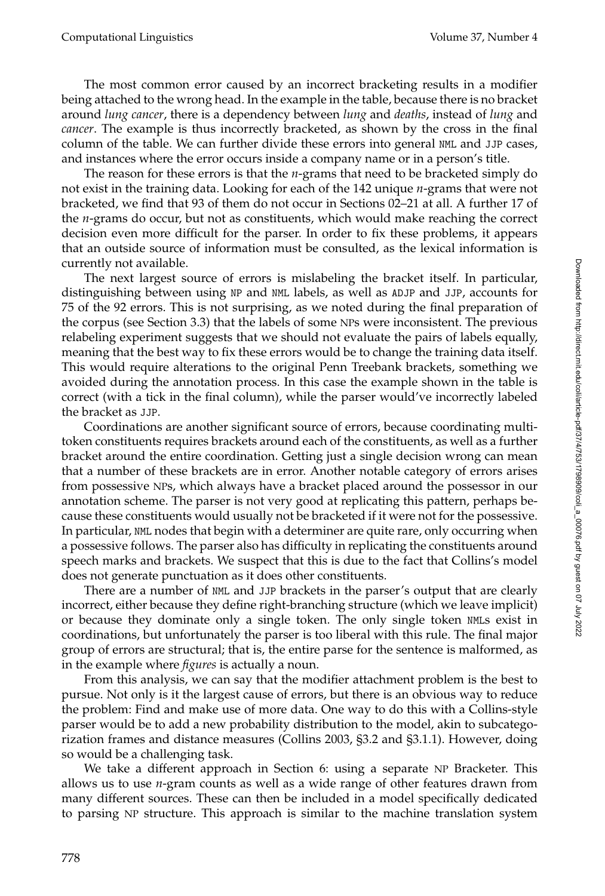The most common error caused by an incorrect bracketing results in a modifier being attached to the wrong head. In the example in the table, because there is no bracket around *lung cancer*, there is a dependency between *lung* and *deaths*, instead of *lung* and *cancer*. The example is thus incorrectly bracketed, as shown by the cross in the final column of the table. We can further divide these errors into general NML and JJP cases, and instances where the error occurs inside a company name or in a person's title.

The reason for these errors is that the *n*-grams that need to be bracketed simply do not exist in the training data. Looking for each of the 142 unique *n*-grams that were not bracketed, we find that 93 of them do not occur in Sections 02–21 at all. A further 17 of the *n*-grams do occur, but not as constituents, which would make reaching the correct decision even more difficult for the parser. In order to fix these problems, it appears that an outside source of information must be consulted, as the lexical information is currently not available.

The next largest source of errors is mislabeling the bracket itself. In particular, distinguishing between using NP and NML labels, as well as ADJP and JJP, accounts for 75 of the 92 errors. This is not surprising, as we noted during the final preparation of the corpus (see Section 3.3) that the labels of some NPs were inconsistent. The previous relabeling experiment suggests that we should not evaluate the pairs of labels equally, meaning that the best way to fix these errors would be to change the training data itself. This would require alterations to the original Penn Treebank brackets, something we avoided during the annotation process. In this case the example shown in the table is correct (with a tick in the final column), while the parser would've incorrectly labeled the bracket as JJP.

Coordinations are another significant source of errors, because coordinating multi-token constituents requires brackets around each of the constituents, as well as a further bracket around the entire coordination. Getting just a single decision wrong can mean that a number of these brackets are in error. Another notable category of errors arises from possessive NPs, which always have a bracket placed around the possessor in our annotation scheme. The parser is not very good at replicating this pattern, perhaps because these constituents would usually not be bracketed if it were not for the possessive. In particular, NML nodes that begin with a determiner are quite rare, only occurring when a possessive follows. The parser also has difficulty in replicating the constituents around speech marks and brackets. We suspect that this is due to the fact that Collins's model does not generate punctuation as it does other constituents.

There are a number of NML and JJP brackets in the parser's output that are clearly incorrect, either because they define right-branching structure (which we leave implicit) or because they dominate only a single token. The only single token NMLs exist in coordinations, but unfortunately the parser is too liberal with this rule. The final major group of errors are structural; that is, the entire parse for the sentence is malformed, as in the example where *figures* is actually a noun.

From this analysis, we can say that the modifier attachment problem is the best to pursue. Not only is it the largest cause of errors, but there is an obvious way to reduce the problem: Find and make use of more data. One way to do this with a Collins-style parser would be to add a new probability distribution to the model, akin to subcategorization frames and distance measures (Collins 2003, §3.2 and §3.1.1). However, doing so would be a challenging task.

We take a different approach in Section 6: using a separate NP Bracketer. This allows us to use *n*-gram counts as well as a wide range of other features drawn from many different sources. These can then be included in a model specifically dedicated to parsing NP structure. This approach is similar to the machine translation system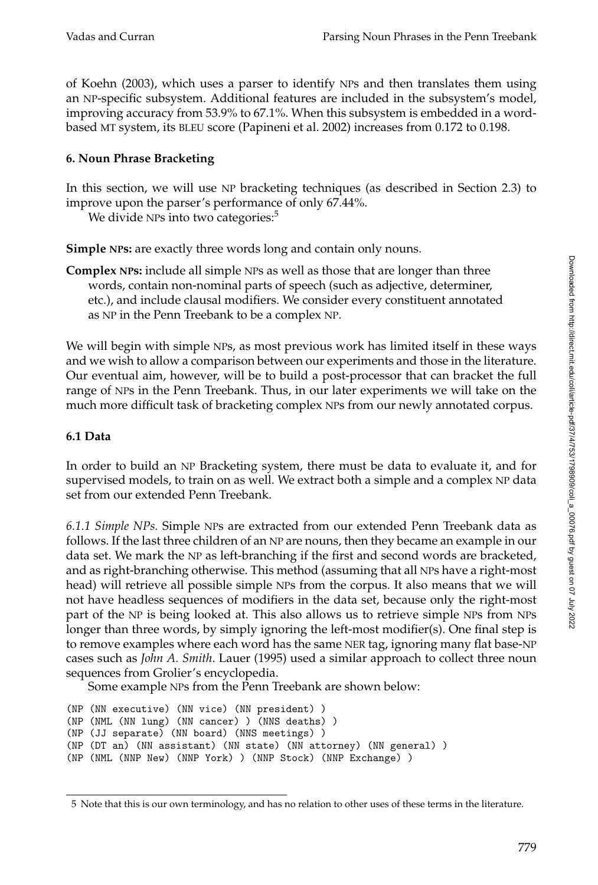of Koehn (2003), which uses a parser to identify NPs and then translates them using an NP-specific subsystem. Additional features are included in the subsystem's model, improving accuracy from 53.9% to 67.1%. When this subsystem is embedded in a word-based MT system, its BLEU score (Papineni et al. 2002) increases from 0.172 to 0.198.

## 6. Noun Phrase Bracketing

In this section, we will use NP bracketing techniques (as described in Section 2.3) to improve upon the parser's performance of only 67.44%.

We divide NPs into two categories:[5]

**Simple NPs:** are exactly three words long and contain only nouns.

**Complex NPs:** include all simple NPs as well as those that are longer than three words, contain non-nominal parts of speech (such as adjective, determiner, etc.), and include clausal modifiers. We consider every constituent annotated as NP in the Penn Treebank to be a complex NP.

We will begin with simple NPs, as most previous work has limited itself in these ways and we wish to allow a comparison between our experiments and those in the literature. Our eventual aim, however, will be to build a post-processor that can bracket the full range of NPs in the Penn Treebank. Thus, in our later experiments we will take on the much more difficult task of bracketing complex NPs from our newly annotated corpus.

### 6.1 Data

In order to build an NP Bracketing system, there must be data to evaluate it, and for supervised models, to train on as well. We extract both a simple and a complex NP data set from our extended Penn Treebank.

*6.1.1 Simple NPs.* Simple NPs are extracted from our extended Penn Treebank data as follows. If the last three children of an NP are nouns, then they became an example in our data set. We mark the NP as left-branching if the first and second words are bracketed, and as right-branching otherwise. This method (assuming that all NPs have a right-most head) will retrieve all possible simple NPs from the corpus. It also means that we will not have headless sequences of modifiers in the data set, because only the right-most part of the NP is being looked at. This also allows us to retrieve simple NPs from NPs longer than three words, by simply ignoring the left-most modifier(s). One final step is to remove examples where each word has the same NER tag, ignoring many flat base-NP cases such as *John A. Smith*. Lauer (1995) used a similar approach to collect three noun sequences from Grolier's encyclopedia.

Some example NPs from the Penn Treebank are shown below:

```
(NP (NN executive) (NN vice) (NN president) )
(NP (NML (NN lung) (NN cancer) ) (NNS deaths) )
(NP (JJ separate) (NN board) (NNS meetings) )
(NP (DT an) (NN assistant) (NN state) (NN attorney) (NN general) )
(NP (NML (NNP New) (NNP York) ) (NNP Stock) (NNP Exchange) )
```

5 Note that this is our own terminology, and has no relation to other uses of these terms in the literature.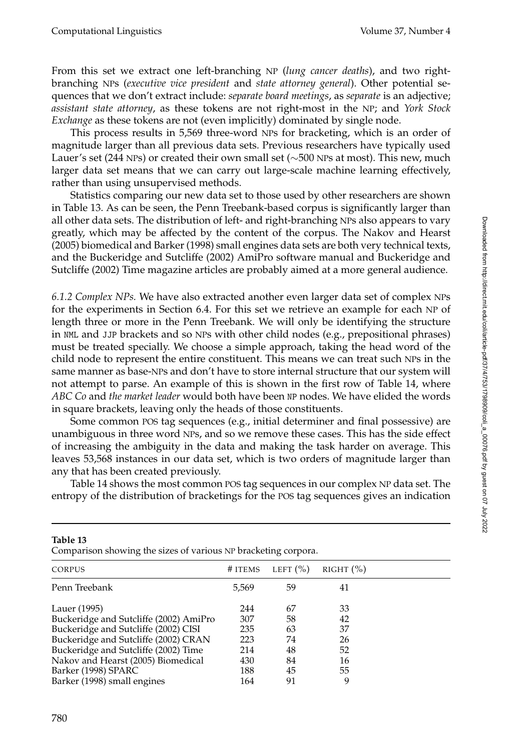From this set we extract one left-branching NP (*lung cancer deaths*), and two right-branching NPs (*executive vice president* and *state attorney general*). Other potential sequences that we don't extract include: *separate board meetings*, as *separate* is an adjective; *assistant state attorney*, as these tokens are not right-most in the NP; and *York Stock Exchange* as these tokens are not (even implicitly) dominated by single node.

This process results in 5,569 three-word NPs for bracketing, which is an order of magnitude larger than all previous data sets. Previous researchers have typically used Lauer's set (244 NPs) or created their own small set (~500 NPs at most). This new, much larger data set means that we can carry out large-scale machine learning effectively, rather than using unsupervised methods.

Statistics comparing our new data set to those used by other researchers are shown in Table 13. As can be seen, the Penn Treebank-based corpus is significantly larger than all other data sets. The distribution of left- and right-branching NPs also appears to vary greatly, which may be affected by the content of the corpus. The Nakov and Hearst (2005) biomedical and Barker (1998) small engines data sets are both very technical texts, and the Buckeridge and Sutcliffe (2002) AmiPro software manual and Buckeridge and Sutcliffe (2002) Time magazine articles are probably aimed at a more general audience.

*6.1.2 Complex NPs.* We have also extracted another even larger data set of complex NPs for the experiments in Section 6.4. For this set we retrieve an example for each NP of length three or more in the Penn Treebank. We will only be identifying the structure in NML and JJP brackets and so NPs with other child nodes (e.g., prepositional phrases) must be treated specially. We choose a simple approach, taking the head word of the child node to represent the entire constituent. This means we can treat such NPs in the same manner as base-NPs and don't have to store internal structure that our system will not attempt to parse. An example of this is shown in the first row of Table 14, where *ABC Co* and *the market leader* would both have been NP nodes. We have elided the words in square brackets, leaving only the heads of those constituents.

Some common POS tag sequences (e.g., initial determiner and final possessive) are unambiguous in three word NPs, and so we remove these cases. This has the side effect of increasing the ambiguity in the data and making the task harder on average. This leaves 53,568 instances in our data set, which is two orders of magnitude larger than any that has been created previously.

Table 14 shows the most common POS tag sequences in our complex NP data set. The entropy of the distribution of bracketings for the POS tag sequences gives an indication

**Table 13**
Comparison showing the sizes of various NP bracketing corpora.

| CORPUS | # ITEMS | LEFT (%) | RIGHT (%) |
|---|---|---|---|
| Penn Treebank | 5,569 | 59 | 41 |
| Lauer (1995) | 244 | 67 | 33 |
| Buckeridge and Sutcliffe (2002) AmiPro | 307 | 58 | 42 |
| Buckeridge and Sutcliffe (2002) CISI | 235 | 63 | 37 |
| Buckeridge and Sutcliffe (2002) CRAN | 223 | 74 | 26 |
| Buckeridge and Sutcliffe (2002) Time | 214 | 48 | 52 |
| Nakov and Hearst (2005) Biomedical | 430 | 84 | 16 |
| Barker (1998) SPARC | 188 | 45 | 55 |
| Barker (1998) small engines | 164 | 91 | 9 |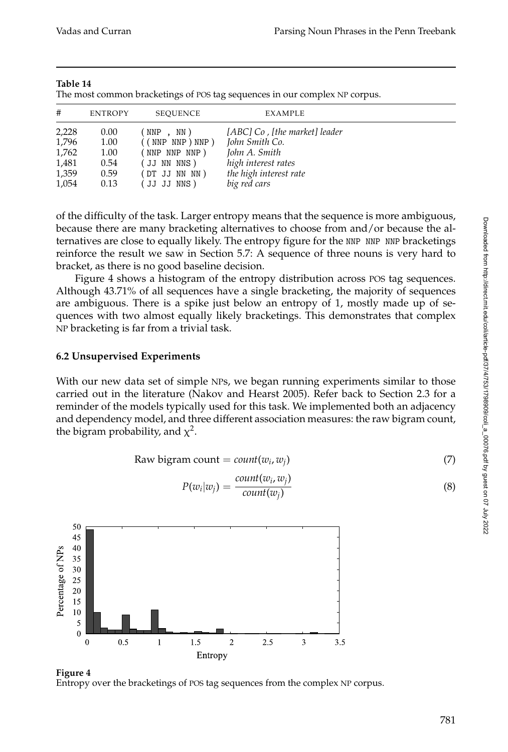**Table 14**
The most common bracketings of POS tag sequences in our complex NP corpus.

| # | ENTROPY | SEQUENCE | EXAMPLE |
|---|---|---|---|
| 2,228 | 0.00 | ( NNP , NN ) | *[ABC] Co , [the market] leader* |
| 1,796 | 1.00 | ( ( NNP NNP ) NNP ) | *John Smith Co.* |
| 1,762 | 1.00 | ( NNP NNP NNP ) | *John A. Smith* |
| 1,481 | 0.54 | ( JJ NN NNS ) | *high interest rates* |
| 1,359 | 0.59 | ( DT JJ NN NN ) | *the high interest rate* |
| 1,054 | 0.13 | ( JJ JJ NNS ) | *big red cars* |

of the difficulty of the task. Larger entropy means that the sequence is more ambiguous, because there are many bracketing alternatives to choose from and/or because the alternatives are close to equally likely. The entropy figure for the NNP NNP NNP bracketings reinforce the result we saw in Section 5.7: A sequence of three nouns is very hard to bracket, as there is no good baseline decision.

Figure 4 shows a histogram of the entropy distribution across POS tag sequences. Although 43.71% of all sequences have a single bracketing, the majority of sequences are ambiguous. There is a spike just below an entropy of 1, mostly made up of sequences with two almost equally likely bracketings. This demonstrates that complex NP bracketing is far from a trivial task.

### 6.2 Unsupervised Experiments

With our new data set of simple NPs, we began running experiments similar to those carried out in the literature (Nakov and Hearst 2005). Refer back to Section 2.3 for a reminder of the models typically used for this task. We implemented both an adjacency and dependency model, and three different association measures: the raw bigram count, the bigram probability, and $\chi^2$.

$$\text{Raw bigram count} = count(w_i, w_j) \tag{7}$$

$$P(w_i|w_j) = \frac{count(w_i, w_j)}{count(w_j)} \tag{8}$$

**Figure 4**
Entropy over the bracketings of POS tag sequences from the complex NP corpus.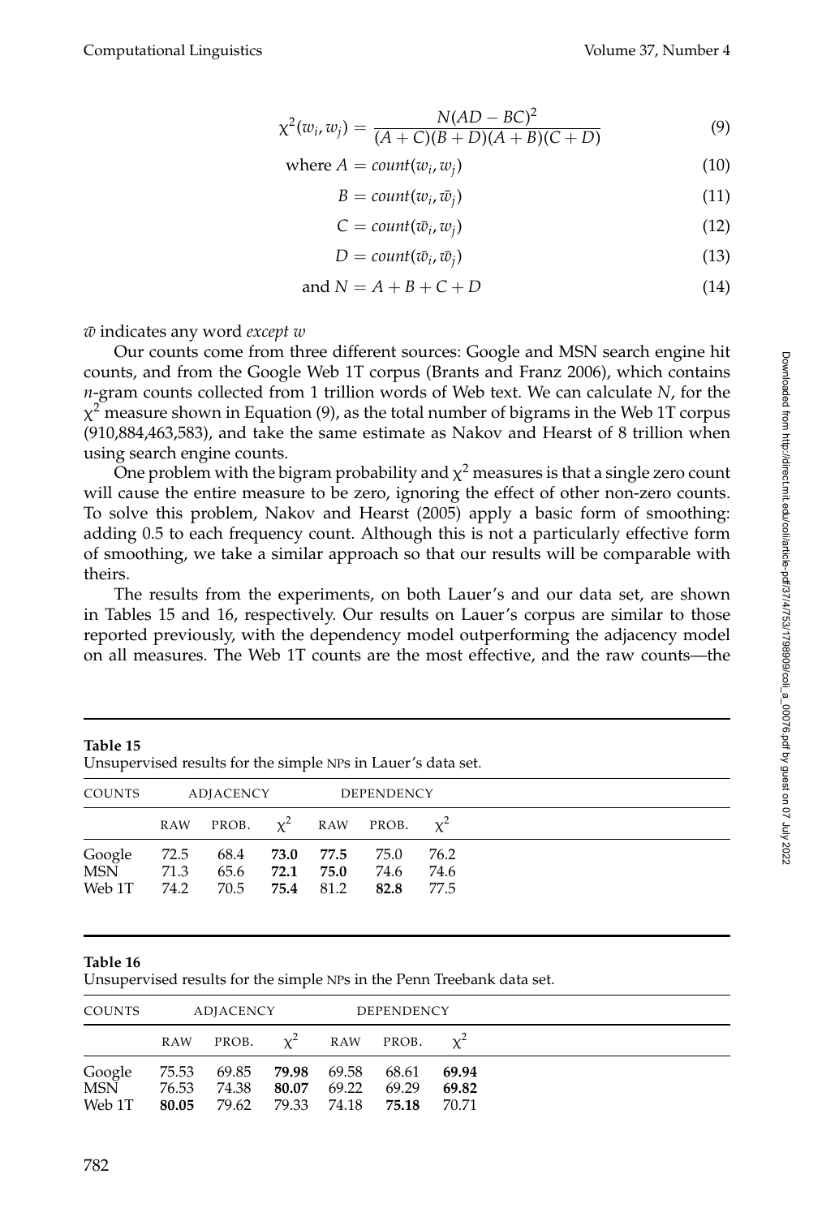$$\chi^2(w_i, w_j) = \frac{N(AD - BC)^2}{(A+C)(B+D)(A+B)(C+D)} \tag{9}$$

$$\text{where } A = count(w_i, w_j) \tag{10}$$

$$B = count(w_i, \bar{w}_j) \tag{11}$$

$$C = count(\bar{w}_i, w_j) \tag{12}$$

$$D = count(\bar{w}_i, \bar{w}_j) \tag{13}$$

$$\text{and } N = A + B + C + D \tag{14}$$

$\bar{w}$ indicates any word *except w*

Our counts come from three different sources: Google and MSN search engine hit counts, and from the Google Web 1T corpus (Brants and Franz 2006), which contains *n*-gram counts collected from 1 trillion words of Web text. We can calculate $N$, for the $\chi^2$ measure shown in Equation (9), as the total number of bigrams in the Web 1T corpus (910,884,463,583), and take the same estimate as Nakov and Hearst of 8 trillion when using search engine counts.

One problem with the bigram probability and $\chi^2$ measures is that a single zero count will cause the entire measure to be zero, ignoring the effect of other non-zero counts. To solve this problem, Nakov and Hearst (2005) apply a basic form of smoothing: adding 0.5 to each frequency count. Although this is not a particularly effective form of smoothing, we take a similar approach so that our results will be comparable with theirs.

The results from the experiments, on both Lauer's and our data set, are shown in Tables 15 and 16, respectively. Our results on Lauer's corpus are similar to those reported previously, with the dependency model outperforming the adjacency model on all measures. The Web 1T counts are the most effective, and the raw counts—the

**Table 15**
Unsupervised results for the simple NPs in Lauer's data set.

| COUNTS | ADJACENCY | | | DEPENDENCY | | |
|---|---|---|---|---|---|---|
| | RAW | PROB. | $\chi^2$ | RAW | PROB. | $\chi^2$ |
| Google | 72.5 | 68.4 | **73.0** | **77.5** | 75.0 | 76.2 |
| MSN | 71.3 | 65.6 | **72.1** | **75.0** | 74.6 | 74.6 |
| Web 1T | 74.2 | 70.5 | **75.4** | 81.2 | **82.8** | 77.5 |

**Table 16**
Unsupervised results for the simple NPs in the Penn Treebank data set.

| COUNTS | ADJACENCY | | | DEPENDENCY | | |
|---|---|---|---|---|---|---|
| | RAW | PROB. | $\chi^2$ | RAW | PROB. | $\chi^2$ |
| Google | 75.53 | 69.85 | **79.98** | 69.58 | 68.61 | **69.94** |
| MSN | 76.53 | 74.38 | **80.07** | 69.22 | 69.29 | **69.82** |
| Web 1T | **80.05** | 79.62 | 79.33 | 74.18 | **75.18** | 70.71 |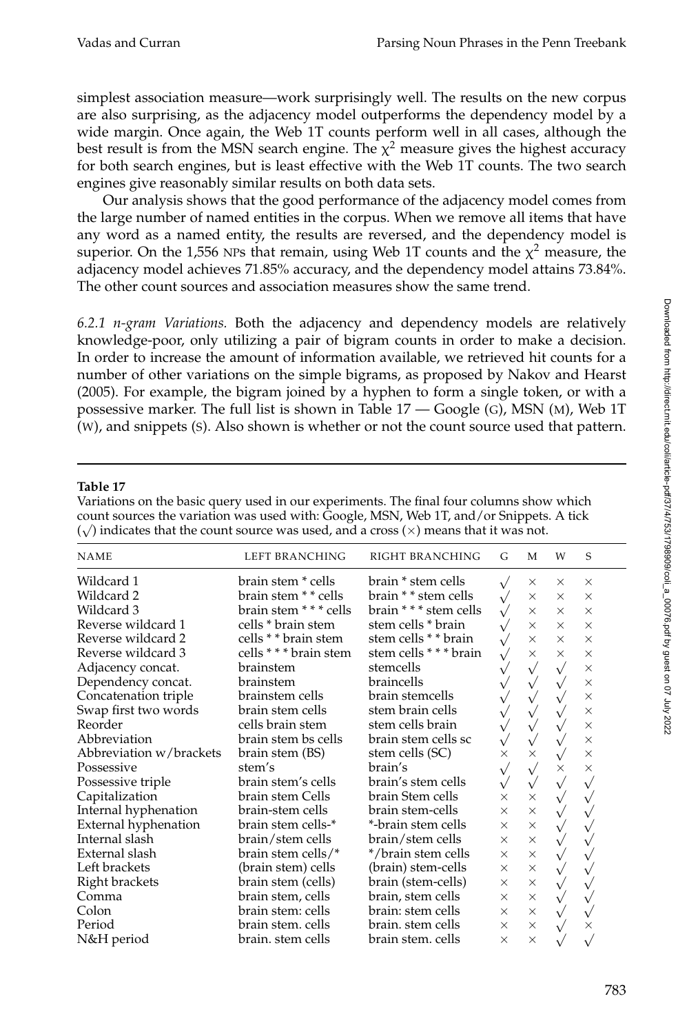simplest association measure—work surprisingly well. The results on the new corpus are also surprising, as the adjacency model outperforms the dependency model by a wide margin. Once again, the Web 1T counts perform well in all cases, although the best result is from the MSN search engine. The $\chi^2$ measure gives the highest accuracy for both search engines, but is least effective with the Web 1T counts. The two search engines give reasonably similar results on both data sets.

Our analysis shows that the good performance of the adjacency model comes from the large number of named entities in the corpus. When we remove all items that have any word as a named entity, the results are reversed, and the dependency model is superior. On the 1,556 NPs that remain, using Web 1T counts and the $\chi^2$ measure, the adjacency model achieves 71.85% accuracy, and the dependency model attains 73.84%. The other count sources and association measures show the same trend.

*6.2.1 n-gram Variations.* Both the adjacency and dependency models are relatively knowledge-poor, only utilizing a pair of bigram counts in order to make a decision. In order to increase the amount of information available, we retrieved hit counts for a number of other variations on the simple bigrams, as proposed by Nakov and Hearst (2005). For example, the bigram joined by a hyphen to form a single token, or with a possessive marker. The full list is shown in Table 17 — Google (G), MSN (M), Web 1T (W), and snippets (S). Also shown is whether or not the count source used that pattern.

**Table 17**
Variations on the basic query used in our experiments. The final four columns show which count sources the variation was used with: Google, MSN, Web 1T, and/or Snippets. A tick (√) indicates that the count source was used, and a cross (×) means that it was not.

| NAME | LEFT BRANCHING | RIGHT BRANCHING | G | M | W | S |
|---|---|---|---|---|---|---|
| Wildcard 1 | brain stem * cells | brain * stem cells | √ | × | × | × |
| Wildcard 2 | brain stem * * cells | brain * * stem cells | √ | × | × | × |
| Wildcard 3 | brain stem * * * cells | brain * * * stem cells | √ | × | × | × |
| Reverse wildcard 1 | cells * brain stem | stem cells * brain | √ | × | × | × |
| Reverse wildcard 2 | cells * * brain stem | stem cells * * brain | √ | × | × | × |
| Reverse wildcard 3 | cells * * * brain stem | stem cells * * * brain | √ | × | × | × |
| Adjacency concat. | brainstem | stemcells | √ | √ | √ | × |
| Dependency concat. | brainstem | braincells | √ | √ | √ | × |
| Concatenation triple | brainstem cells | brain stemcells | √ | √ | √ | × |
| Swap first two words | brain stem cells | stem brain cells | √ | √ | √ | × |
| Reorder | cells brain stem | stem cells brain | √ | √ | √ | × |
| Abbreviation | brain stem bs cells | brain stem cells sc | √ | √ | √ | × |
| Abbreviation w/brackets | brain stem (BS) | stem cells (SC) | × | × | √ | × |
| Possessive | stem's | brain's | √ | √ | × | × |
| Possessive triple | brain stem's cells | brain's stem cells | √ | √ | √ | √ |
| Capitalization | brain stem Cells | brain Stem cells | × | × | √ | √ |
| Internal hyphenation | brain-stem cells | brain stem-cells | × | × | √ | √ |
| External hyphenation | brain stem cells-* | *-brain stem cells | × | × | √ | √ |
| Internal slash | brain/stem cells | brain/stem cells | × | × | √ | √ |
| External slash | brain stem cells/* | */brain stem cells | × | × | √ | √ |
| Left brackets | (brain stem) cells | (brain) stem-cells | × | × | √ | √ |
| Right brackets | brain stem (cells) | brain (stem-cells) | × | × | √ | √ |
| Comma | brain stem, cells | brain, stem cells | × | × | √ | √ |
| Colon | brain stem: cells | brain: stem cells | × | × | √ | √ |
| Period | brain stem. cells | brain. stem cells | × | × | √ | × |
| N&H period | brain. stem cells | brain stem. cells | × | × | √ | √ |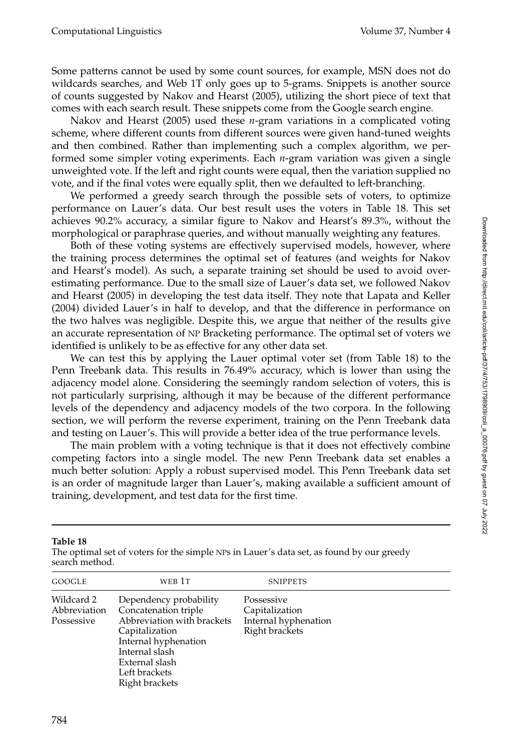Some patterns cannot be used by some count sources, for example, MSN does not do wildcards searches, and Web 1T only goes up to 5-grams. Snippets is another source of counts suggested by Nakov and Hearst (2005), utilizing the short piece of text that comes with each search result. These snippets come from the Google search engine.

Nakov and Hearst (2005) used these *n*-gram variations in a complicated voting scheme, where different counts from different sources were given hand-tuned weights and then combined. Rather than implementing such a complex algorithm, we performed some simpler voting experiments. Each *n*-gram variation was given a single unweighted vote. If the left and right counts were equal, then the variation supplied no vote, and if the final votes were equally split, then we defaulted to left-branching.

We performed a greedy search through the possible sets of voters, to optimize performance on Lauer's data. Our best result uses the voters in Table 18. This set achieves 90.2% accuracy, a similar figure to Nakov and Hearst's 89.3%, without the morphological or paraphrase queries, and without manually weighting any features.

Both of these voting systems are effectively supervised models, however, where the training process determines the optimal set of features (and weights for Nakov and Hearst's model). As such, a separate training set should be used to avoid over-estimating performance. Due to the small size of Lauer's data set, we followed Nakov and Hearst (2005) in developing the test data itself. They note that Lapata and Keller (2004) divided Lauer's in half to develop, and that the difference in performance on the two halves was negligible. Despite this, we argue that neither of the results give an accurate representation of NP Bracketing performance. The optimal set of voters we identified is unlikely to be as effective for any other data set.

We can test this by applying the Lauer optimal voter set (from Table 18) to the Penn Treebank data. This results in 76.49% accuracy, which is lower than using the adjacency model alone. Considering the seemingly random selection of voters, this is not particularly surprising, although it may be because of the different performance levels of the dependency and adjacency models of the two corpora. In the following section, we will perform the reverse experiment, training on the Penn Treebank data and testing on Lauer's. This will provide a better idea of the true performance levels.

The main problem with a voting technique is that it does not effectively combine competing factors into a single model. The new Penn Treebank data set enables a much better solution: Apply a robust supervised model. This Penn Treebank data set is an order of magnitude larger than Lauer's, making available a sufficient amount of training, development, and test data for the first time.

**Table 18**
The optimal set of voters for the simple NPs in Lauer's data set, as found by our greedy search method.

| GOOGLE | WEB 1T | SNIPPETS |
|---|---|---|
| Wildcard 2 | Dependency probability | Possessive |
| Abbreviation | Concatenation triple | Capitalization |
| Possessive | Abbreviation with brackets | Internal hyphenation |
| | Capitalization | Right brackets |
| | Internal hyphenation | |
| | Internal slash | |
| | External slash | |
| | Left brackets | |
| | Right brackets | |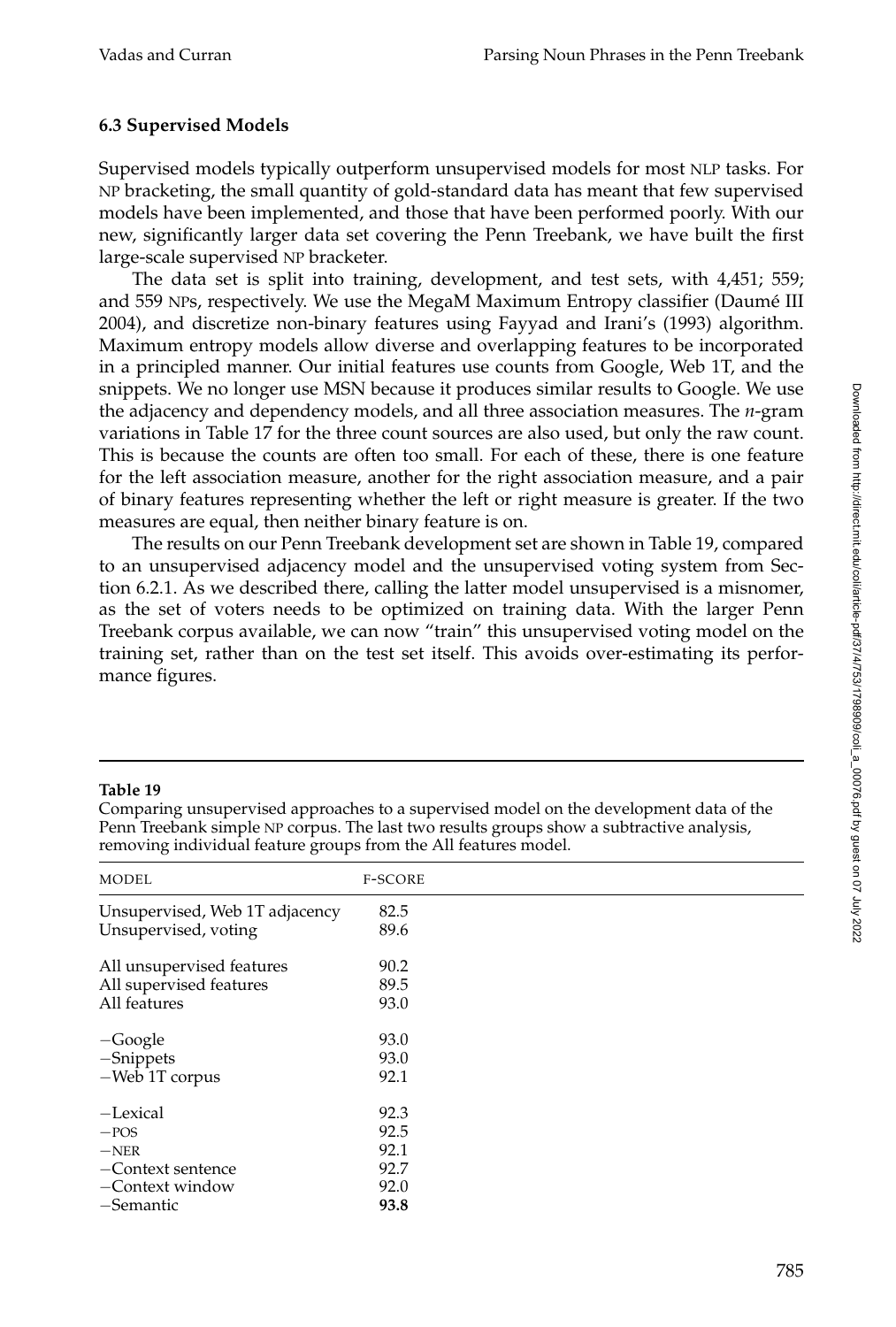### 6.3 Supervised Models

Supervised models typically outperform unsupervised models for most NLP tasks. For NP bracketing, the small quantity of gold-standard data has meant that few supervised models have been implemented, and those that have been performed poorly. With our new, significantly larger data set covering the Penn Treebank, we have built the first large-scale supervised NP bracketer.

The data set is split into training, development, and test sets, with 4,451; 559; and 559 NPs, respectively. We use the MegaM Maximum Entropy classifier (Daumé III 2004), and discretize non-binary features using Fayyad and Irani's (1993) algorithm. Maximum entropy models allow diverse and overlapping features to be incorporated in a principled manner. Our initial features use counts from Google, Web 1T, and the snippets. We no longer use MSN because it produces similar results to Google. We use the adjacency and dependency models, and all three association measures. The *n*-gram variations in Table 17 for the three count sources are also used, but only the raw count. This is because the counts are often too small. For each of these, there is one feature for the left association measure, another for the right association measure, and a pair of binary features representing whether the left or right measure is greater. If the two measures are equal, then neither binary feature is on.

The results on our Penn Treebank development set are shown in Table 19, compared to an unsupervised adjacency model and the unsupervised voting system from Section 6.2.1. As we described there, calling the latter model unsupervised is a misnomer, as the set of voters needs to be optimized on training data. With the larger Penn Treebank corpus available, we can now "train" this unsupervised voting model on the training set, rather than on the test set itself. This avoids over-estimating its performance figures.

**Table 19**
Comparing unsupervised approaches to a supervised model on the development data of the Penn Treebank simple NP corpus. The last two results groups show a subtractive analysis, removing individual feature groups from the All features model.

| MODEL | F-SCORE |
|---|---|
| Unsupervised, Web 1T adjacency | 82.5 |
| Unsupervised, voting | 89.6 |
| All unsupervised features | 90.2 |
| All supervised features | 89.5 |
| All features | 93.0 |
| −Google | 93.0 |
| −Snippets | 93.0 |
| −Web 1T corpus | 92.1 |
| −Lexical | 92.3 |
| −POS | 92.5 |
| −NER | 92.1 |
| −Context sentence | 92.7 |
| −Context window | 92.0 |
| −Semantic | **93.8** |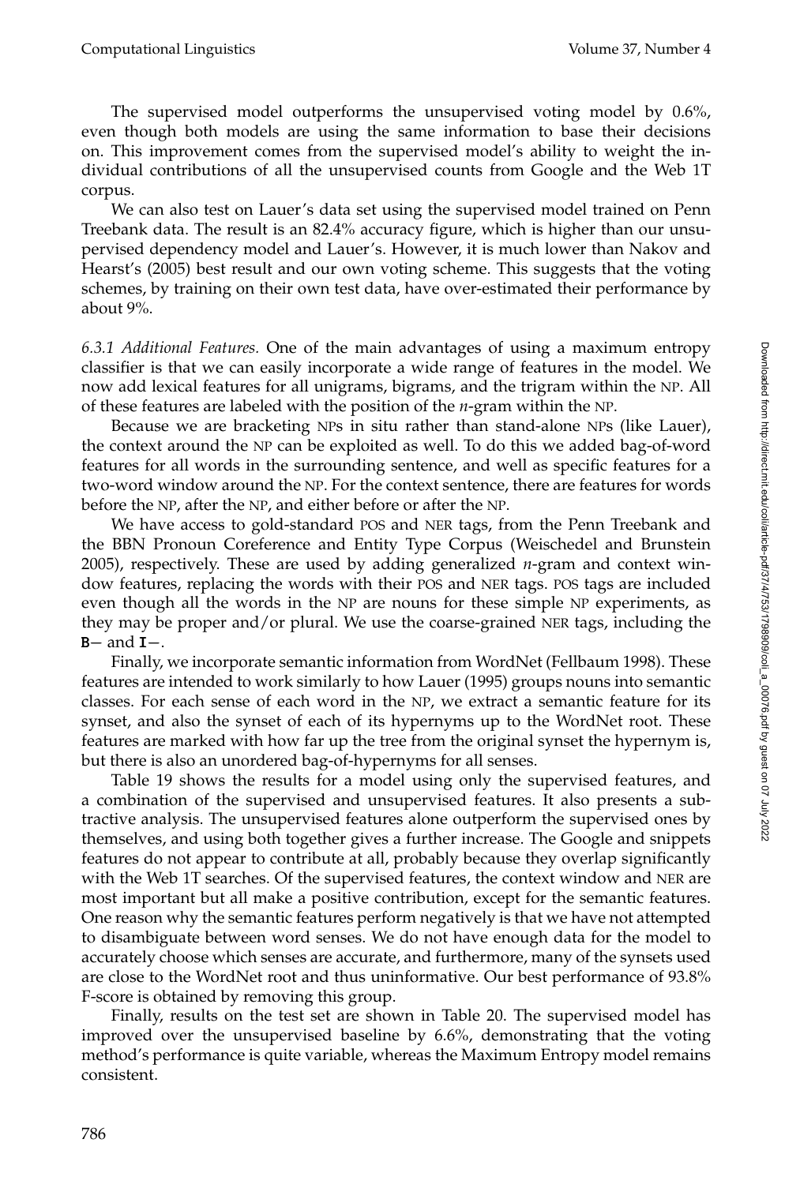The supervised model outperforms the unsupervised voting model by 0.6%, even though both models are using the same information to base their decisions on. This improvement comes from the supervised model's ability to weight the individual contributions of all the unsupervised counts from Google and the Web 1T corpus.

We can also test on Lauer's data set using the supervised model trained on Penn Treebank data. The result is an 82.4% accuracy figure, which is higher than our unsupervised dependency model and Lauer's. However, it is much lower than Nakov and Hearst's (2005) best result and our own voting scheme. This suggests that the voting schemes, by training on their own test data, have over-estimated their performance by about 9%.

*6.3.1 Additional Features.* One of the main advantages of using a maximum entropy classifier is that we can easily incorporate a wide range of features in the model. We now add lexical features for all unigrams, bigrams, and the trigram within the NP. All of these features are labeled with the position of the *n*-gram within the NP.

Because we are bracketing NPs in situ rather than stand-alone NPs (like Lauer), the context around the NP can be exploited as well. To do this we added bag-of-word features for all words in the surrounding sentence, and well as specific features for a two-word window around the NP. For the context sentence, there are features for words before the NP, after the NP, and either before or after the NP.

We have access to gold-standard POS and NER tags, from the Penn Treebank and the BBN Pronoun Coreference and Entity Type Corpus (Weischedel and Brunstein 2005), respectively. These are used by adding generalized *n*-gram and context window features, replacing the words with their POS and NER tags. POS tags are included even though all the words in the NP are nouns for these simple NP experiments, as they may be proper and/or plural. We use the coarse-grained NER tags, including the `B−` and `I−`.

Finally, we incorporate semantic information from WordNet (Fellbaum 1998). These features are intended to work similarly to how Lauer (1995) groups nouns into semantic classes. For each sense of each word in the NP, we extract a semantic feature for its synset, and also the synset of each of its hypernyms up to the WordNet root. These features are marked with how far up the tree from the original synset the hypernym is, but there is also an unordered bag-of-hypernyms for all senses.

Table 19 shows the results for a model using only the supervised features, and a combination of the supervised and unsupervised features. It also presents a subtractive analysis. The unsupervised features alone outperform the supervised ones by themselves, and using both together gives a further increase. The Google and snippets features do not appear to contribute at all, probably because they overlap significantly with the Web 1T searches. Of the supervised features, the context window and NER are most important but all make a positive contribution, except for the semantic features. One reason why the semantic features perform negatively is that we have not attempted to disambiguate between word senses. We do not have enough data for the model to accurately choose which senses are accurate, and furthermore, many of the synsets used are close to the WordNet root and thus uninformative. Our best performance of 93.8% F-score is obtained by removing this group.

Finally, results on the test set are shown in Table 20. The supervised model has improved over the unsupervised baseline by 6.6%, demonstrating that the voting method's performance is quite variable, whereas the Maximum Entropy model remains consistent.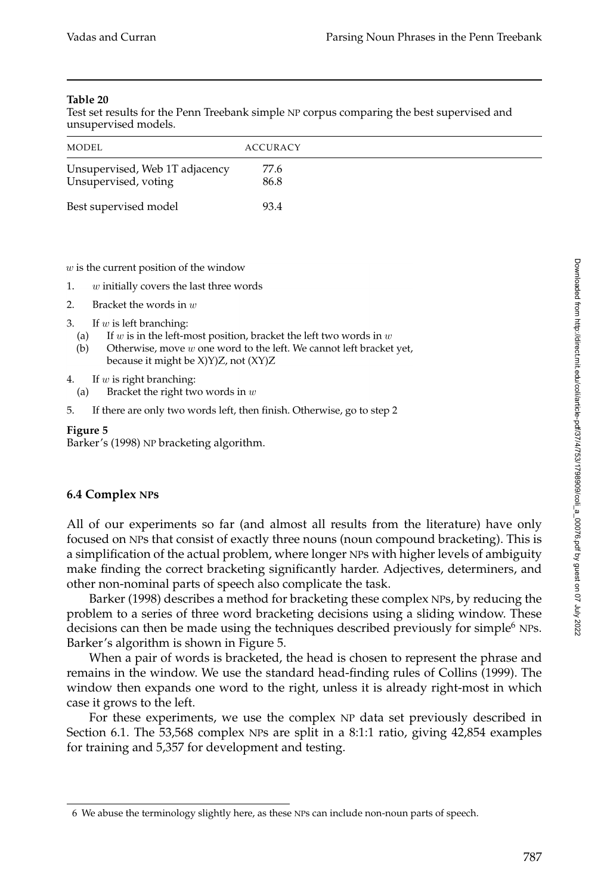**Table 20**
Test set results for the Penn Treebank simple NP corpus comparing the best supervised and unsupervised models.

| MODEL | ACCURACY |
|---|---|
| Unsupervised, Web 1T adjacency | 77.6 |
| Unsupervised, voting | 86.8 |
| Best supervised model | 93.4 |

$w$ is the current position of the window

1. $w$ initially covers the last three words
2. Bracket the words in $w$
3. If $w$ is left branching:
   (a) If $w$ is in the left-most position, bracket the left two words in $w$
   (b) Otherwise, move $w$ one word to the left. We cannot left bracket yet, because it might be X)Y)Z, not (XY)Z
4. If $w$ is right branching:
   (a) Bracket the right two words in $w$
5. If there are only two words left, then finish. Otherwise, go to step 2

**Figure 5**
Barker's (1998) NP bracketing algorithm.

### 6.4 Complex NPs

All of our experiments so far (and almost all results from the literature) have only focused on NPs that consist of exactly three nouns (noun compound bracketing). This is a simplification of the actual problem, where longer NPs with higher levels of ambiguity make finding the correct bracketing significantly harder. Adjectives, determiners, and other non-nominal parts of speech also complicate the task.

Barker (1998) describes a method for bracketing these complex NPs, by reducing the problem to a series of three word bracketing decisions using a sliding window. These decisions can then be made using the techniques described previously for simple[6] NPs. Barker's algorithm is shown in Figure 5.

When a pair of words is bracketed, the head is chosen to represent the phrase and remains in the window. We use the standard head-finding rules of Collins (1999). The window then expands one word to the right, unless it is already right-most in which case it grows to the left.

For these experiments, we use the complex NP data set previously described in Section 6.1. The 53,568 complex NPs are split in a 8:1:1 ratio, giving 42,854 examples for training and 5,357 for development and testing.

6 We abuse the terminology slightly here, as these NPs can include non-noun parts of speech.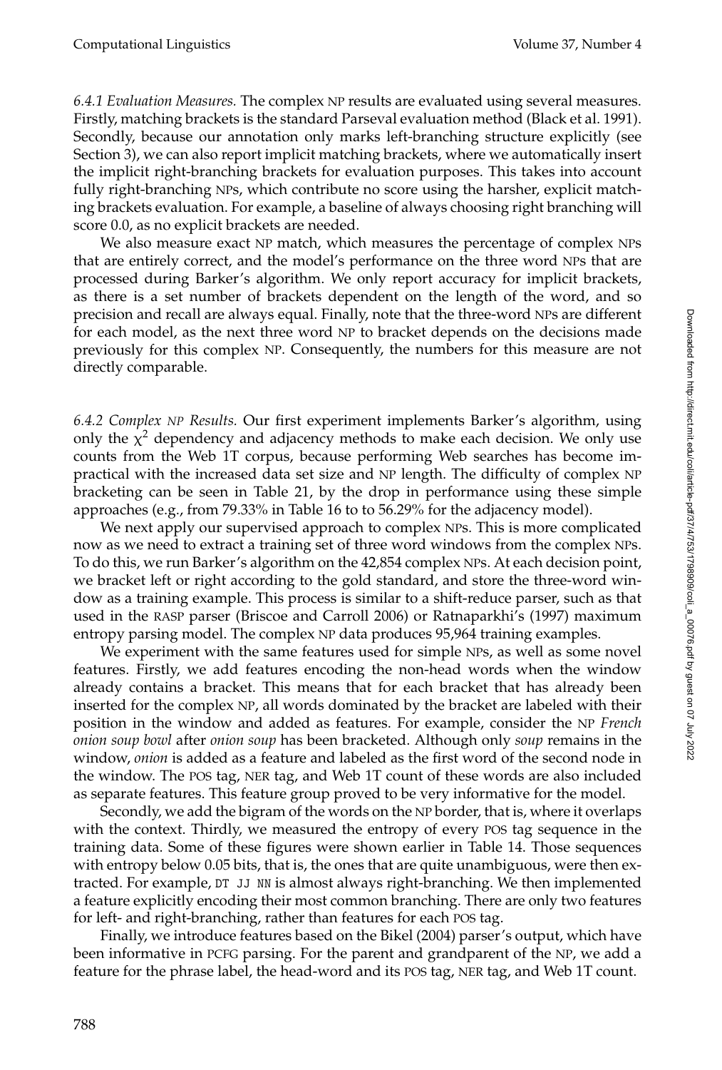*6.4.1 Evaluation Measures.* The complex NP results are evaluated using several measures. Firstly, matching brackets is the standard Parseval evaluation method (Black et al. 1991). Secondly, because our annotation only marks left-branching structure explicitly (see Section 3), we can also report implicit matching brackets, where we automatically insert the implicit right-branching brackets for evaluation purposes. This takes into account fully right-branching NPs, which contribute no score using the harsher, explicit matching brackets evaluation. For example, a baseline of always choosing right branching will score 0.0, as no explicit brackets are needed.

We also measure exact NP match, which measures the percentage of complex NPs that are entirely correct, and the model's performance on the three word NPs that are processed during Barker's algorithm. We only report accuracy for implicit brackets, as there is a set number of brackets dependent on the length of the word, and so precision and recall are always equal. Finally, note that the three-word NPs are different for each model, as the next three word NP to bracket depends on the decisions made previously for this complex NP. Consequently, the numbers for this measure are not directly comparable.

*6.4.2 Complex NP Results.* Our first experiment implements Barker's algorithm, using only the $\chi^2$ dependency and adjacency methods to make each decision. We only use counts from the Web 1T corpus, because performing Web searches has become impractical with the increased data set size and NP length. The difficulty of complex NP bracketing can be seen in Table 21, by the drop in performance using these simple approaches (e.g., from 79.33% in Table 16 to to 56.29% for the adjacency model).

We next apply our supervised approach to complex NPs. This is more complicated now as we need to extract a training set of three word windows from the complex NPs. To do this, we run Barker's algorithm on the 42,854 complex NPs. At each decision point, we bracket left or right according to the gold standard, and store the three-word window as a training example. This process is similar to a shift-reduce parser, such as that used in the RASP parser (Briscoe and Carroll 2006) or Ratnaparkhi's (1997) maximum entropy parsing model. The complex NP data produces 95,964 training examples.

We experiment with the same features used for simple NPs, as well as some novel features. Firstly, we add features encoding the non-head words when the window already contains a bracket. This means that for each bracket that has already been inserted for the complex NP, all words dominated by the bracket are labeled with their position in the window and added as features. For example, consider the NP *French onion soup bowl* after *onion soup* has been bracketed. Although only *soup* remains in the window, *onion* is added as a feature and labeled as the first word of the second node in the window. The POS tag, NER tag, and Web 1T count of these words are also included as separate features. This feature group proved to be very informative for the model.

Secondly, we add the bigram of the words on the NP border, that is, where it overlaps with the context. Thirdly, we measured the entropy of every POS tag sequence in the training data. Some of these figures were shown earlier in Table 14. Those sequences with entropy below 0.05 bits, that is, the ones that are quite unambiguous, were then extracted. For example, DT JJ NN is almost always right-branching. We then implemented a feature explicitly encoding their most common branching. There are only two features for left- and right-branching, rather than features for each POS tag.

Finally, we introduce features based on the Bikel (2004) parser's output, which have been informative in PCFG parsing. For the parent and grandparent of the NP, we add a feature for the phrase label, the head-word and its POS tag, NER tag, and Web 1T count.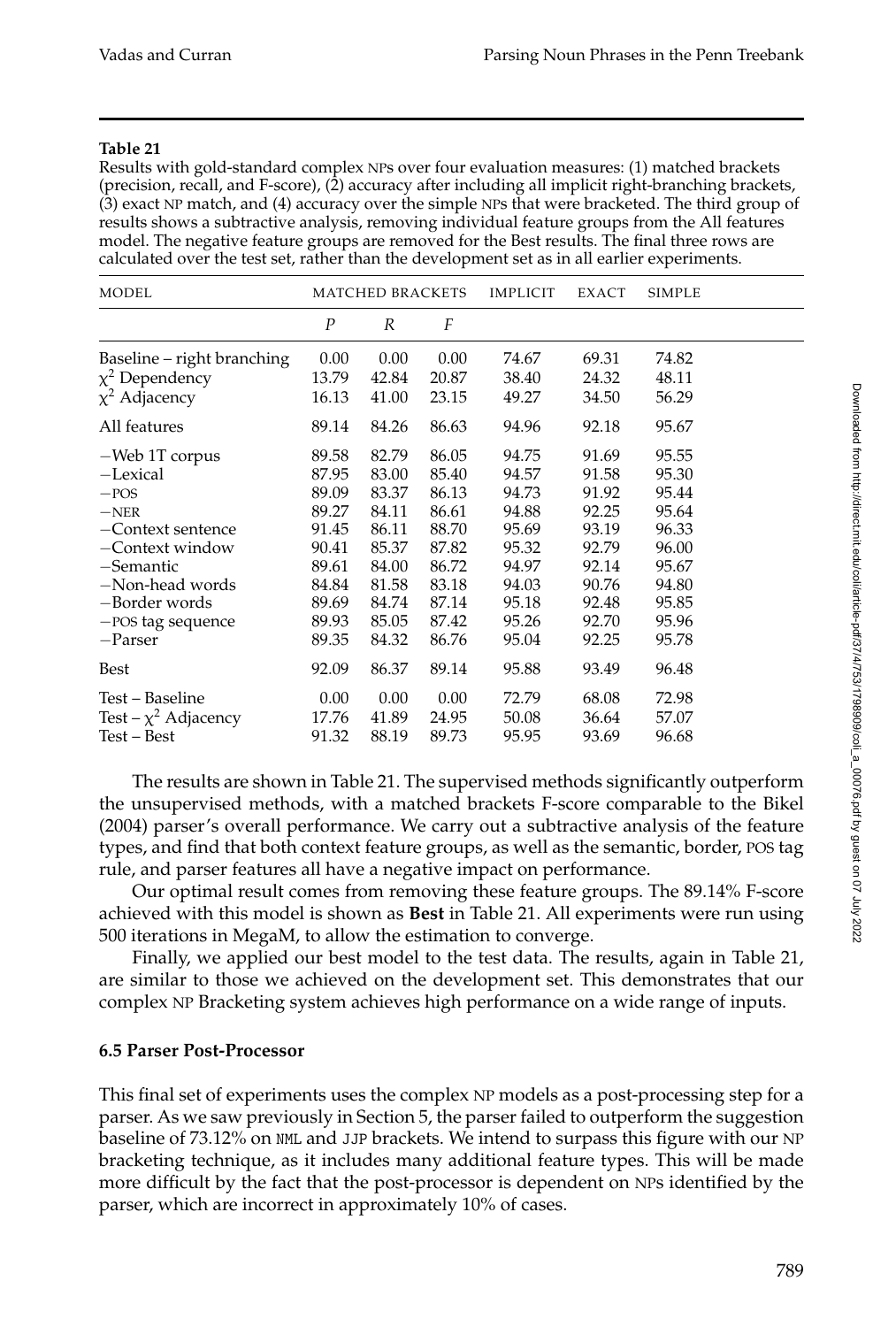**Table 21**

Results with gold-standard complex NPs over four evaluation measures: (1) matched brackets (precision, recall, and F-score), (2) accuracy after including all implicit right-branching brackets, (3) exact NP match, and (4) accuracy over the simple NPs that were bracketed. The third group of results shows a subtractive analysis, removing individual feature groups from the All features model. The negative feature groups are removed for the Best results. The final three rows are calculated over the test set, rather than the development set as in all earlier experiments.

| MODEL | MATCHED BRACKETS | | | IMPLICIT | EXACT | SIMPLE |
|---|---|---|---|---|---|---|
| | $P$ | $R$ | $F$ | | | |
| Baseline – right branching | 0.00 | 0.00 | 0.00 | 74.67 | 69.31 | 74.82 |
| $\chi^2$ Dependency | 13.79 | 42.84 | 20.87 | 38.40 | 24.32 | 48.11 |
| $\chi^2$ Adjacency | 16.13 | 41.00 | 23.15 | 49.27 | 34.50 | 56.29 |
| All features | 89.14 | 84.26 | 86.63 | 94.96 | 92.18 | 95.67 |
| −Web 1T corpus | 89.58 | 82.79 | 86.05 | 94.75 | 91.69 | 95.55 |
| −Lexical | 87.95 | 83.00 | 85.40 | 94.57 | 91.58 | 95.30 |
| −POS | 89.09 | 83.37 | 86.13 | 94.73 | 91.92 | 95.44 |
| −NER | 89.27 | 84.11 | 86.61 | 94.88 | 92.25 | 95.64 |
| −Context sentence | 91.45 | 86.11 | 88.70 | 95.69 | 93.19 | 96.33 |
| −Context window | 90.41 | 85.37 | 87.82 | 95.32 | 92.79 | 96.00 |
| −Semantic | 89.61 | 84.00 | 86.72 | 94.97 | 92.14 | 95.67 |
| −Non-head words | 84.84 | 81.58 | 83.18 | 94.03 | 90.76 | 94.80 |
| −Border words | 89.69 | 84.74 | 87.14 | 95.18 | 92.48 | 95.85 |
| −POS tag sequence | 89.93 | 85.05 | 87.42 | 95.26 | 92.70 | 95.96 |
| −Parser | 89.35 | 84.32 | 86.76 | 95.04 | 92.25 | 95.78 |
| Best | 92.09 | 86.37 | 89.14 | 95.88 | 93.49 | 96.48 |
| Test – Baseline | 0.00 | 0.00 | 0.00 | 72.79 | 68.08 | 72.98 |
| Test – $\chi^2$ Adjacency | 17.76 | 41.89 | 24.95 | 50.08 | 36.64 | 57.07 |
| Test – Best | 91.32 | 88.19 | 89.73 | 95.95 | 93.69 | 96.68 |

The results are shown in Table 21. The supervised methods significantly outperform the unsupervised methods, with a matched brackets F-score comparable to the Bikel (2004) parser's overall performance. We carry out a subtractive analysis of the feature types, and find that both context feature groups, as well as the semantic, border, POS tag rule, and parser features all have a negative impact on performance.

Our optimal result comes from removing these feature groups. The 89.14% F-score achieved with this model is shown as **Best** in Table 21. All experiments were run using 500 iterations in MegaM, to allow the estimation to converge.

Finally, we applied our best model to the test data. The results, again in Table 21, are similar to those we achieved on the development set. This demonstrates that our complex NP Bracketing system achieves high performance on a wide range of inputs.

### 6.5 Parser Post-Processor

This final set of experiments uses the complex NP models as a post-processing step for a parser. As we saw previously in Section 5, the parser failed to outperform the suggestion baseline of 73.12% on NML and JJP brackets. We intend to surpass this figure with our NP bracketing technique, as it includes many additional feature types. This will be made more difficult by the fact that the post-processor is dependent on NPs identified by the parser, which are incorrect in approximately 10% of cases.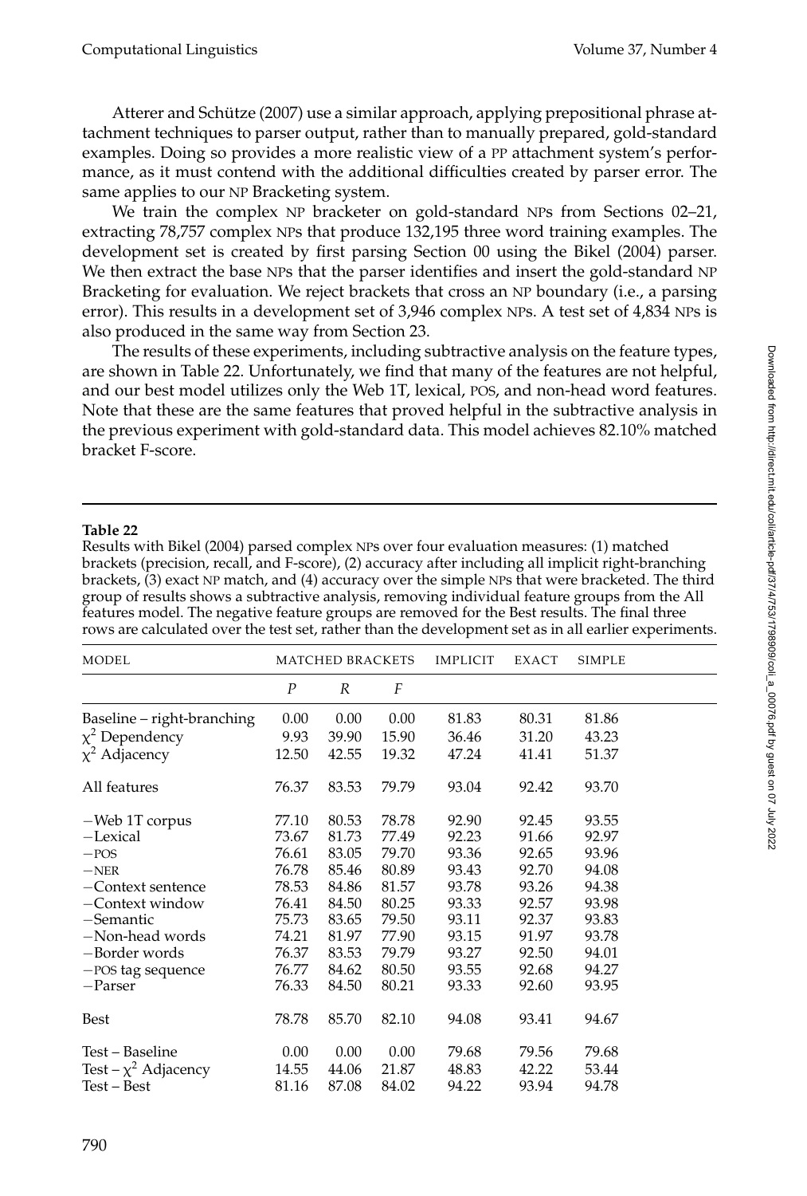Atterer and Schütze (2007) use a similar approach, applying prepositional phrase attachment techniques to parser output, rather than to manually prepared, gold-standard examples. Doing so provides a more realistic view of a PP attachment system's performance, as it must contend with the additional difficulties created by parser error. The same applies to our NP Bracketing system.

We train the complex NP bracketer on gold-standard NPs from Sections 02–21, extracting 78,757 complex NPs that produce 132,195 three word training examples. The development set is created by first parsing Section 00 using the Bikel (2004) parser. We then extract the base NPs that the parser identifies and insert the gold-standard NP Bracketing for evaluation. We reject brackets that cross an NP boundary (i.e., a parsing error). This results in a development set of 3,946 complex NPs. A test set of 4,834 NPs is also produced in the same way from Section 23.

The results of these experiments, including subtractive analysis on the feature types, are shown in Table 22. Unfortunately, we find that many of the features are not helpful, and our best model utilizes only the Web 1T, lexical, POS, and non-head word features. Note that these are the same features that proved helpful in the subtractive analysis in the previous experiment with gold-standard data. This model achieves 82.10% matched bracket F-score.

**Table 22**
Results with Bikel (2004) parsed complex NPs over four evaluation measures: (1) matched brackets (precision, recall, and F-score), (2) accuracy after including all implicit right-branching brackets, (3) exact NP match, and (4) accuracy over the simple NPs that were bracketed. The third group of results shows a subtractive analysis, removing individual feature groups from the All features model. The negative feature groups are removed for the Best results. The final three rows are calculated over the test set, rather than the development set as in all earlier experiments.

| MODEL | MATCHED BRACKETS | | | IMPLICIT | EXACT | SIMPLE |
|---|---|---|---|---|---|---|
| | $P$ | $R$ | $F$ | | | |
| Baseline – right-branching | 0.00 | 0.00 | 0.00 | 81.83 | 80.31 | 81.86 |
| $\chi^2$ Dependency | 9.93 | 39.90 | 15.90 | 36.46 | 31.20 | 43.23 |
| $\chi^2$ Adjacency | 12.50 | 42.55 | 19.32 | 47.24 | 41.41 | 51.37 |
| All features | 76.37 | 83.53 | 79.79 | 93.04 | 92.42 | 93.70 |
| −Web 1T corpus | 77.10 | 80.53 | 78.78 | 92.90 | 92.45 | 93.55 |
| −Lexical | 73.67 | 81.73 | 77.49 | 92.23 | 91.66 | 92.97 |
| −POS | 76.61 | 83.05 | 79.70 | 93.36 | 92.65 | 93.96 |
| −NER | 76.78 | 85.46 | 80.89 | 93.43 | 92.70 | 94.08 |
| −Context sentence | 78.53 | 84.86 | 81.57 | 93.78 | 93.26 | 94.38 |
| −Context window | 76.41 | 84.50 | 80.25 | 93.33 | 92.57 | 93.98 |
| −Semantic | 75.73 | 83.65 | 79.50 | 93.11 | 92.37 | 93.83 |
| −Non-head words | 74.21 | 81.97 | 77.90 | 93.15 | 91.97 | 93.78 |
| −Border words | 76.37 | 83.53 | 79.79 | 93.27 | 92.50 | 94.01 |
| −POS tag sequence | 76.77 | 84.62 | 80.50 | 93.55 | 92.68 | 94.27 |
| −Parser | 76.33 | 84.50 | 80.21 | 93.33 | 92.60 | 93.95 |
| Best | 78.78 | 85.70 | 82.10 | 94.08 | 93.41 | 94.67 |
| Test – Baseline | 0.00 | 0.00 | 0.00 | 79.68 | 79.56 | 79.68 |
| Test – $\chi^2$ Adjacency | 14.55 | 44.06 | 21.87 | 48.83 | 42.22 | 53.44 |
| Test – Best | 81.16 | 87.08 | 84.02 | 94.22 | 93.94 | 94.78 |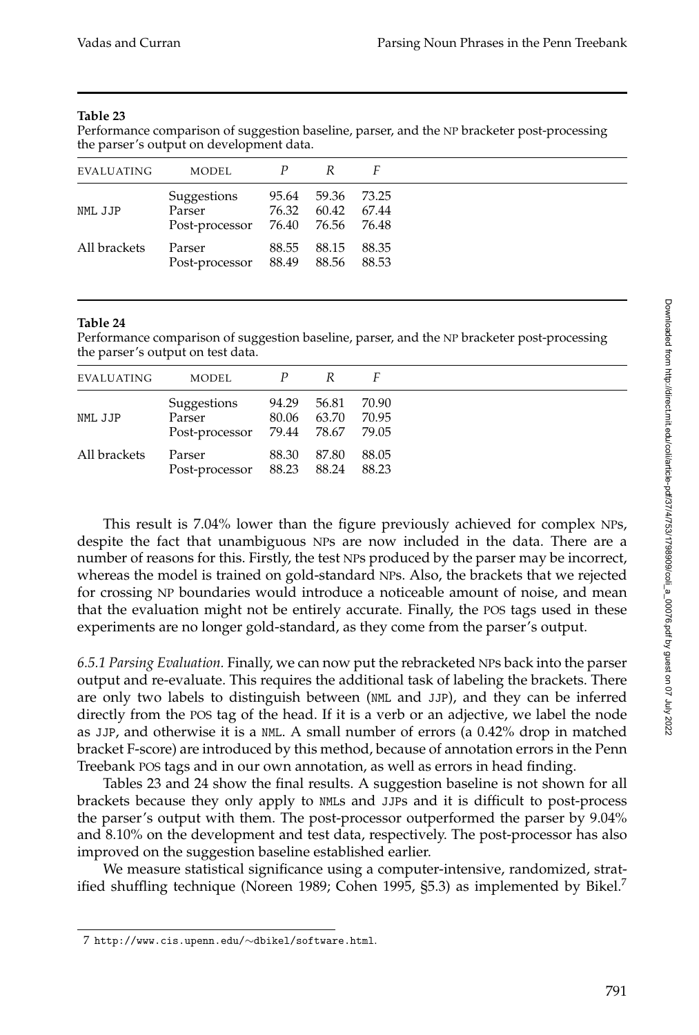**Table 23**
Performance comparison of suggestion baseline, parser, and the NP bracketer post-processing the parser's output on development data.

| EVALUATING | MODEL | *P* | *R* | *F* |
|---|---|---|---|---|
| NML JJP | Suggestions | 95.64 | 59.36 | 73.25 |
| | Parser | 76.32 | 60.42 | 67.44 |
| | Post-processor | 76.40 | 76.56 | 76.48 |
| All brackets | Parser | 88.55 | 88.15 | 88.35 |
| | Post-processor | 88.49 | 88.56 | 88.53 |

**Table 24**
Performance comparison of suggestion baseline, parser, and the NP bracketer post-processing the parser's output on test data.

| EVALUATING | MODEL | *P* | *R* | *F* |
|---|---|---|---|---|
| NML JJP | Suggestions | 94.29 | 56.81 | 70.90 |
| | Parser | 80.06 | 63.70 | 70.95 |
| | Post-processor | 79.44 | 78.67 | 79.05 |
| All brackets | Parser | 88.30 | 87.80 | 88.05 |
| | Post-processor | 88.23 | 88.24 | 88.23 |

This result is 7.04% lower than the figure previously achieved for complex NPs, despite the fact that unambiguous NPs are now included in the data. There are a number of reasons for this. Firstly, the test NPs produced by the parser may be incorrect, whereas the model is trained on gold-standard NPs. Also, the brackets that we rejected for crossing NP boundaries would introduce a noticeable amount of noise, and mean that the evaluation might not be entirely accurate. Finally, the POS tags used in these experiments are no longer gold-standard, as they come from the parser's output.

*6.5.1 Parsing Evaluation.* Finally, we can now put the rebracketed NPs back into the parser output and re-evaluate. This requires the additional task of labeling the brackets. There are only two labels to distinguish between (NML and JJP), and they can be inferred directly from the POS tag of the head. If it is a verb or an adjective, we label the node as JJP, and otherwise it is a NML. A small number of errors (a 0.42% drop in matched bracket F-score) are introduced by this method, because of annotation errors in the Penn Treebank POS tags and in our own annotation, as well as errors in head finding.

Tables 23 and 24 show the final results. A suggestion baseline is not shown for all brackets because they only apply to NMLs and JJPs and it is difficult to post-process the parser's output with them. The post-processor outperformed the parser by 9.04% and 8.10% on the development and test data, respectively. The post-processor has also improved on the suggestion baseline established earlier.

We measure statistical significance using a computer-intensive, randomized, stratified shuffling technique (Noreen 1989; Cohen 1995, §5.3) as implemented by Bikel.[7]

[7] http://www.cis.upenn.edu/∼dbikel/software.html.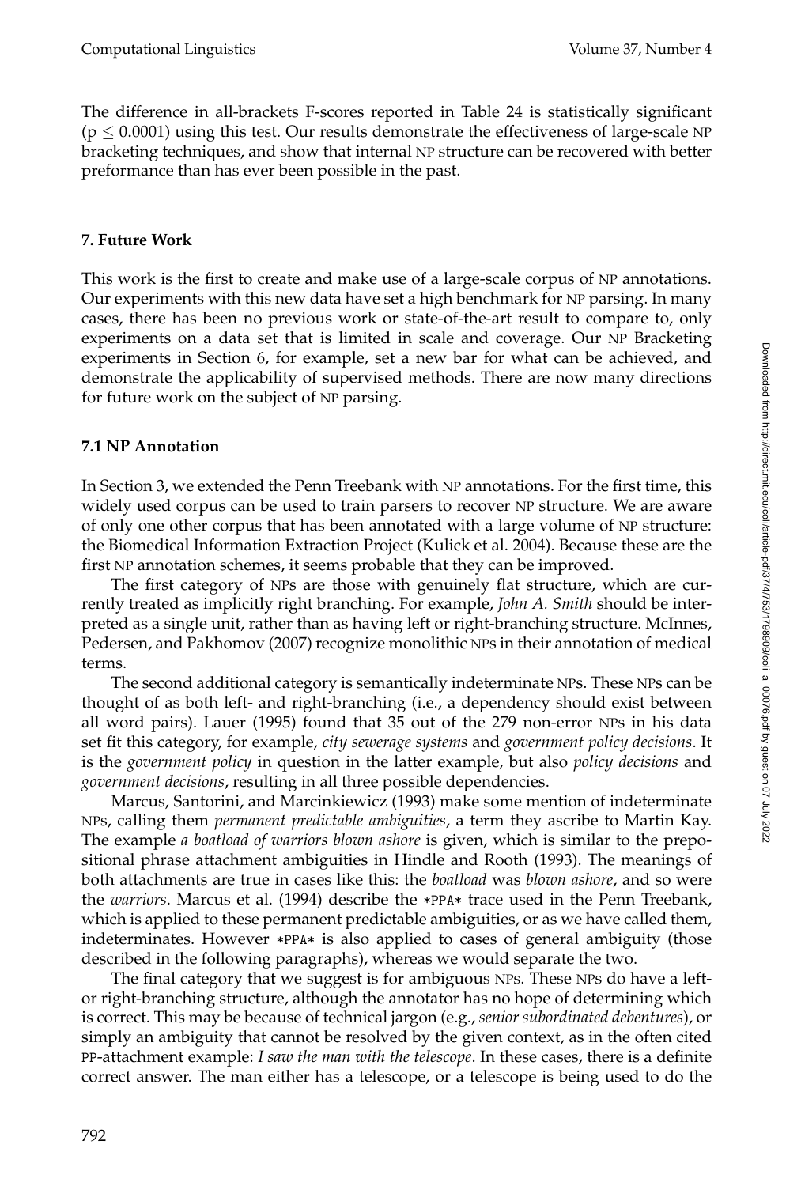The difference in all-brackets F-scores reported in Table 24 is statistically significant ($p \leq 0.0001$) using this test. Our results demonstrate the effectiveness of large-scale NP bracketing techniques, and show that internal NP structure can be recovered with better preformance than has ever been possible in the past.

## 7. Future Work

This work is the first to create and make use of a large-scale corpus of NP annotations. Our experiments with this new data have set a high benchmark for NP parsing. In many cases, there has been no previous work or state-of-the-art result to compare to, only experiments on a data set that is limited in scale and coverage. Our NP Bracketing experiments in Section 6, for example, set a new bar for what can be achieved, and demonstrate the applicability of supervised methods. There are now many directions for future work on the subject of NP parsing.

### 7.1 NP Annotation

In Section 3, we extended the Penn Treebank with NP annotations. For the first time, this widely used corpus can be used to train parsers to recover NP structure. We are aware of only one other corpus that has been annotated with a large volume of NP structure: the Biomedical Information Extraction Project (Kulick et al. 2004). Because these are the first NP annotation schemes, it seems probable that they can be improved.

The first category of NPs are those with genuinely flat structure, which are currently treated as implicitly right branching. For example, *John A. Smith* should be interpreted as a single unit, rather than as having left or right-branching structure. McInnes, Pedersen, and Pakhomov (2007) recognize monolithic NPs in their annotation of medical terms.

The second additional category is semantically indeterminate NPs. These NPs can be thought of as both left- and right-branching (i.e., a dependency should exist between all word pairs). Lauer (1995) found that 35 out of the 279 non-error NPs in his data set fit this category, for example, *city sewerage systems* and *government policy decisions*. It is the *government policy* in question in the latter example, but also *policy decisions* and *government decisions*, resulting in all three possible dependencies.

Marcus, Santorini, and Marcinkiewicz (1993) make some mention of indeterminate NPs, calling them *permanent predictable ambiguities*, a term they ascribe to Martin Kay. The example *a boatload of warriors blown ashore* is given, which is similar to the prepositional phrase attachment ambiguities in Hindle and Rooth (1993). The meanings of both attachments are true in cases like this: the *boatload* was *blown ashore*, and so were the *warriors*. Marcus et al. (1994) describe the `*PPA*` trace used in the Penn Treebank, which is applied to these permanent predictable ambiguities, or as we have called them, indeterminates. However `*PPA*` is also applied to cases of general ambiguity (those described in the following paragraphs), whereas we would separate the two.

The final category that we suggest is for ambiguous NPs. These NPs do have a left- or right-branching structure, although the annotator has no hope of determining which is correct. This may be because of technical jargon (e.g., *senior subordinated debentures*), or simply an ambiguity that cannot be resolved by the given context, as in the often cited PP-attachment example: *I saw the man with the telescope*. In these cases, there is a definite correct answer. The man either has a telescope, or a telescope is being used to do the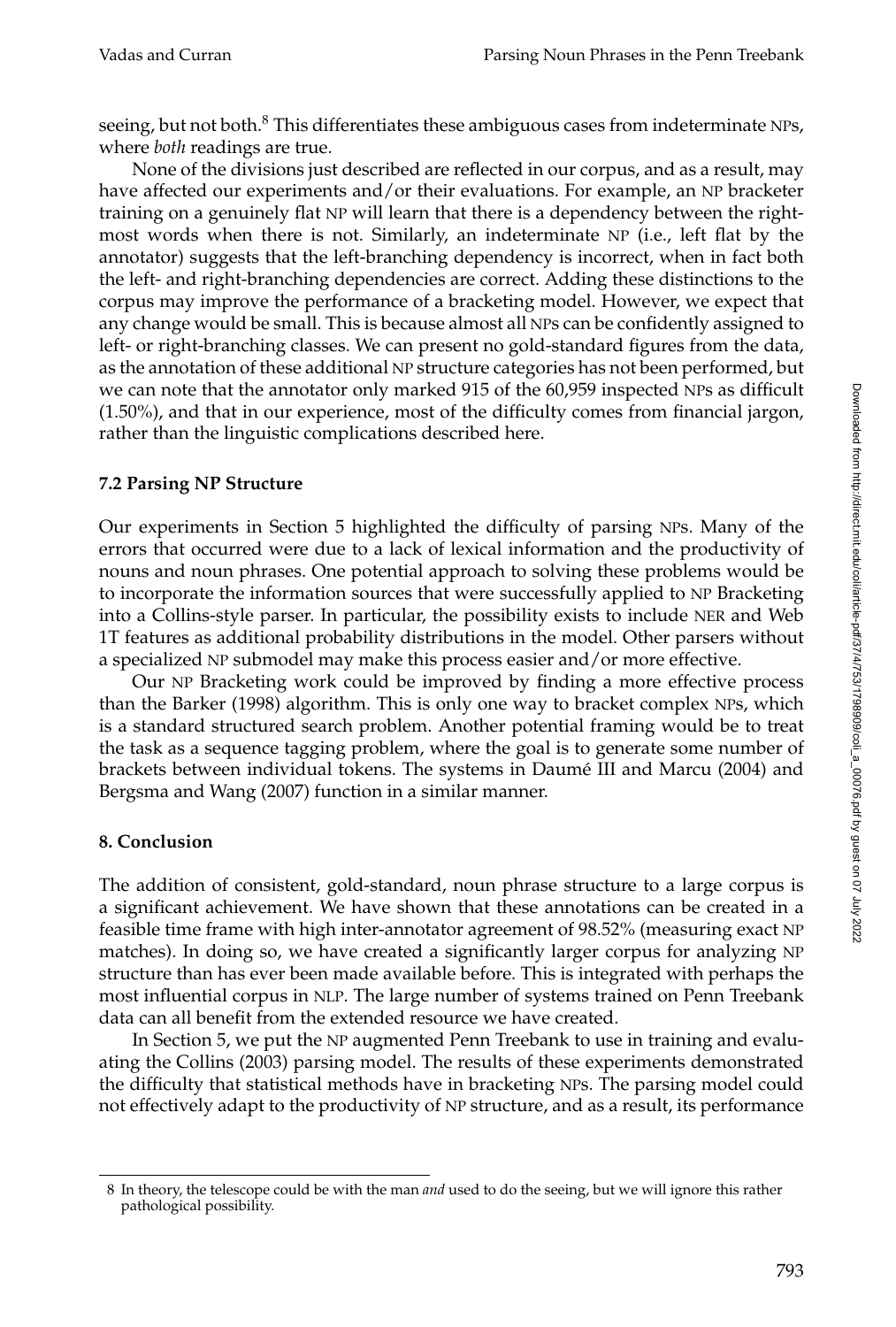seeing, but not both.[8] This differentiates these ambiguous cases from indeterminate NPs, where *both* readings are true.

None of the divisions just described are reflected in our corpus, and as a result, may have affected our experiments and/or their evaluations. For example, an NP bracketer training on a genuinely flat NP will learn that there is a dependency between the rightmost words when there is not. Similarly, an indeterminate NP (i.e., left flat by the annotator) suggests that the left-branching dependency is incorrect, when in fact both the left- and right-branching dependencies are correct. Adding these distinctions to the corpus may improve the performance of a bracketing model. However, we expect that any change would be small. This is because almost all NPs can be confidently assigned to left- or right-branching classes. We can present no gold-standard figures from the data, as the annotation of these additional NP structure categories has not been performed, but we can note that the annotator only marked 915 of the 60,959 inspected NPs as difficult (1.50%), and that in our experience, most of the difficulty comes from financial jargon, rather than the linguistic complications described here.

### 7.2 Parsing NP Structure

Our experiments in Section 5 highlighted the difficulty of parsing NPs. Many of the errors that occurred were due to a lack of lexical information and the productivity of nouns and noun phrases. One potential approach to solving these problems would be to incorporate the information sources that were successfully applied to NP Bracketing into a Collins-style parser. In particular, the possibility exists to include NER and Web 1T features as additional probability distributions in the model. Other parsers without a specialized NP submodel may make this process easier and/or more effective.

Our NP Bracketing work could be improved by finding a more effective process than the Barker (1998) algorithm. This is only one way to bracket complex NPs, which is a standard structured search problem. Another potential framing would be to treat the task as a sequence tagging problem, where the goal is to generate some number of brackets between individual tokens. The systems in Daumé III and Marcu (2004) and Bergsma and Wang (2007) function in a similar manner.

## 8. Conclusion

The addition of consistent, gold-standard, noun phrase structure to a large corpus is a significant achievement. We have shown that these annotations can be created in a feasible time frame with high inter-annotator agreement of 98.52% (measuring exact NP matches). In doing so, we have created a significantly larger corpus for analyzing NP structure than has ever been made available before. This is integrated with perhaps the most influential corpus in NLP. The large number of systems trained on Penn Treebank data can all benefit from the extended resource we have created.

In Section 5, we put the NP augmented Penn Treebank to use in training and evaluating the Collins (2003) parsing model. The results of these experiments demonstrated the difficulty that statistical methods have in bracketing NPs. The parsing model could not effectively adapt to the productivity of NP structure, and as a result, its performance

[8] In theory, the telescope could be with the man *and* used to do the seeing, but we will ignore this rather pathological possibility.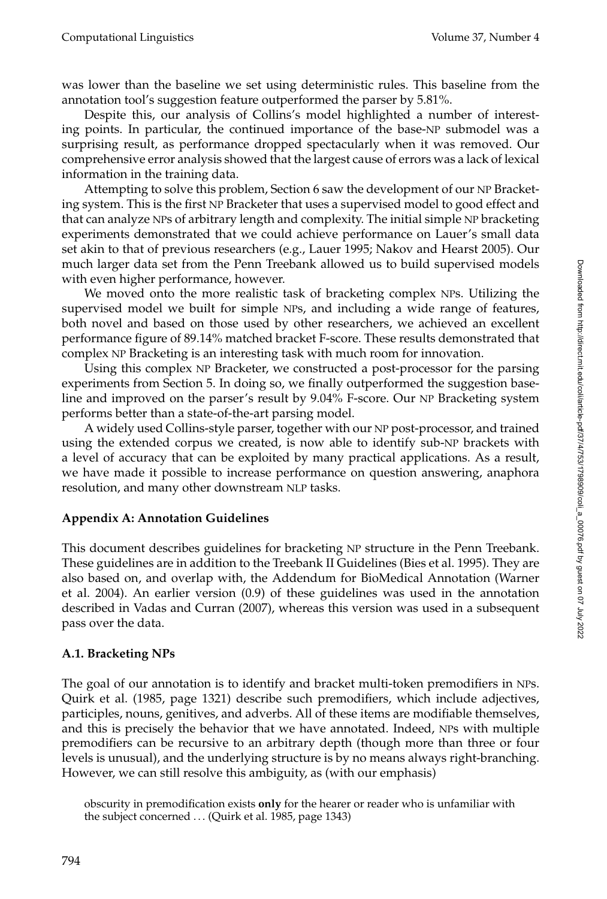was lower than the baseline we set using deterministic rules. This baseline from the annotation tool's suggestion feature outperformed the parser by 5.81%.

Despite this, our analysis of Collins's model highlighted a number of interesting points. In particular, the continued importance of the base-NP submodel was a surprising result, as performance dropped spectacularly when it was removed. Our comprehensive error analysis showed that the largest cause of errors was a lack of lexical information in the training data.

Attempting to solve this problem, Section 6 saw the development of our NP Bracketing system. This is the first NP Bracketer that uses a supervised model to good effect and that can analyze NPs of arbitrary length and complexity. The initial simple NP bracketing experiments demonstrated that we could achieve performance on Lauer's small data set akin to that of previous researchers (e.g., Lauer 1995; Nakov and Hearst 2005). Our much larger data set from the Penn Treebank allowed us to build supervised models with even higher performance, however.

We moved onto the more realistic task of bracketing complex NPs. Utilizing the supervised model we built for simple NPs, and including a wide range of features, both novel and based on those used by other researchers, we achieved an excellent performance figure of 89.14% matched bracket F-score. These results demonstrated that complex NP Bracketing is an interesting task with much room for innovation.

Using this complex NP Bracketer, we constructed a post-processor for the parsing experiments from Section 5. In doing so, we finally outperformed the suggestion baseline and improved on the parser's result by 9.04% F-score. Our NP Bracketing system performs better than a state-of-the-art parsing model.

A widely used Collins-style parser, together with our NP post-processor, and trained using the extended corpus we created, is now able to identify sub-NP brackets with a level of accuracy that can be exploited by many practical applications. As a result, we have made it possible to increase performance on question answering, anaphora resolution, and many other downstream NLP tasks.

## Appendix A: Annotation Guidelines

This document describes guidelines for bracketing NP structure in the Penn Treebank. These guidelines are in addition to the Treebank II Guidelines (Bies et al. 1995). They are also based on, and overlap with, the Addendum for BioMedical Annotation (Warner et al. 2004). An earlier version (0.9) of these guidelines was used in the annotation described in Vadas and Curran (2007), whereas this version was used in a subsequent pass over the data.

### A.1. Bracketing NPs

The goal of our annotation is to identify and bracket multi-token premodifiers in NPs. Quirk et al. (1985, page 1321) describe such premodifiers, which include adjectives, participles, nouns, genitives, and adverbs. All of these items are modifiable themselves, and this is precisely the behavior that we have annotated. Indeed, NPs with multiple premodifiers can be recursive to an arbitrary depth (though more than three or four levels is unusual), and the underlying structure is by no means always right-branching. However, we can still resolve this ambiguity, as (with our emphasis)

> obscurity in premodification exists **only** for the hearer or reader who is unfamiliar with the subject concerned ... (Quirk et al. 1985, page 1343)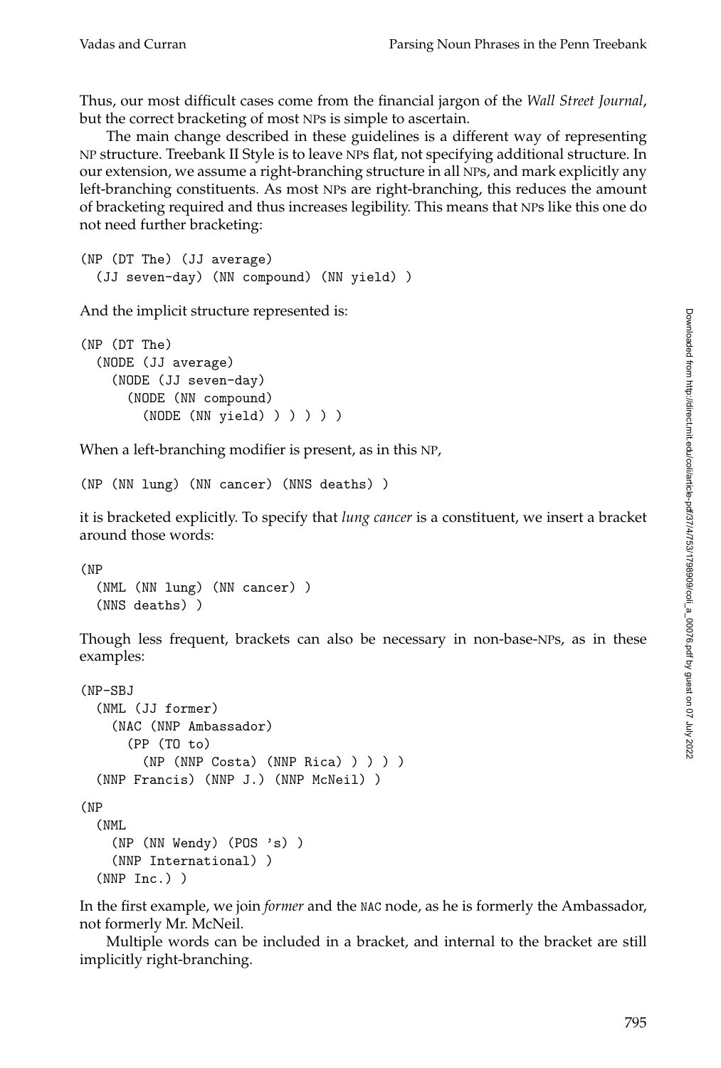Thus, our most difficult cases come from the financial jargon of the *Wall Street Journal*, but the correct bracketing of most NPs is simple to ascertain.

The main change described in these guidelines is a different way of representing NP structure. Treebank II Style is to leave NPs flat, not specifying additional structure. In our extension, we assume a right-branching structure in all NPs, and mark explicitly any left-branching constituents. As most NPs are right-branching, this reduces the amount of bracketing required and thus increases legibility. This means that NPs like this one do not need further bracketing:

```
(NP (DT The) (JJ average)
  (JJ seven-day) (NN compound) (NN yield) )
```

And the implicit structure represented is:

```
(NP (DT The)
  (NODE (JJ average)
    (NODE (JJ seven-day)
      (NODE (NN compound)
        (NODE (NN yield) ) ) ) ) )
```

When a left-branching modifier is present, as in this NP,

```
(NP (NN lung) (NN cancer) (NNS deaths) )
```

it is bracketed explicitly. To specify that *lung cancer* is a constituent, we insert a bracket around those words:

```
(NP
  (NML (NN lung) (NN cancer) )
  (NNS deaths) )
```

Though less frequent, brackets can also be necessary in non-base-NPs, as in these examples:

```
(NP-SBJ
  (NML (JJ former)
    (NAC (NNP Ambassador)
      (PP (TO to)
        (NP (NNP Costa) (NNP Rica) ) ) ) )
  (NNP Francis) (NNP J.) (NNP McNeil) )

(NP
  (NML
    (NP (NN Wendy) (POS 's) )
    (NNP International) )
  (NNP Inc.) )
```

In the first example, we join *former* and the NAC node, as he is formerly the Ambassador, not formerly Mr. McNeil.

Multiple words can be included in a bracket, and internal to the bracket are still implicitly right-branching.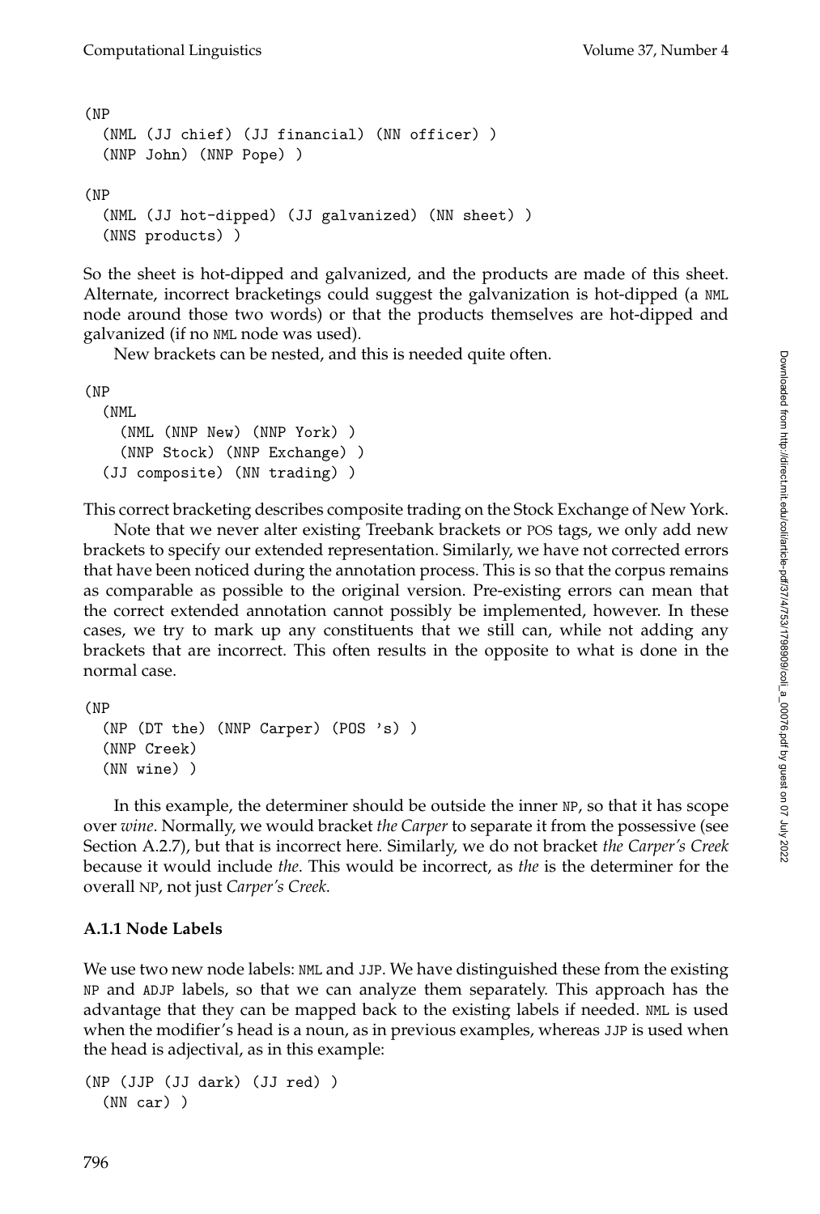```
(NP
  (NML (JJ chief) (JJ financial) (NN officer) )
  (NNP John) (NNP Pope) )

(NP
  (NML (JJ hot-dipped) (JJ galvanized) (NN sheet) )
  (NNS products) )
```

So the sheet is hot-dipped and galvanized, and the products are made of this sheet. Alternate, incorrect bracketings could suggest the galvanization is hot-dipped (a NML node around those two words) or that the products themselves are hot-dipped and galvanized (if no NML node was used).

New brackets can be nested, and this is needed quite often.

```
(NP
  (NML
    (NML (NNP New) (NNP York) )
    (NNP Stock) (NNP Exchange) )
  (JJ composite) (NN trading) )
```

This correct bracketing describes composite trading on the Stock Exchange of New York.

Note that we never alter existing Treebank brackets or POS tags, we only add new brackets to specify our extended representation. Similarly, we have not corrected errors that have been noticed during the annotation process. This is so that the corpus remains as comparable as possible to the original version. Pre-existing errors can mean that the correct extended annotation cannot possibly be implemented, however. In these cases, we try to mark up any constituents that we still can, while not adding any brackets that are incorrect. This often results in the opposite to what is done in the normal case.

```
(NP
  (NP (DT the) (NNP Carper) (POS 's) )
  (NNP Creek)
  (NN wine) )
```

In this example, the determiner should be outside the inner NP, so that it has scope over *wine*. Normally, we would bracket *the Carper* to separate it from the possessive (see Section A.2.7), but that is incorrect here. Similarly, we do not bracket *the Carper's Creek* because it would include *the*. This would be incorrect, as *the* is the determiner for the overall NP, not just *Carper's Creek*.

### A.1.1 Node Labels

We use two new node labels: NML and JJP. We have distinguished these from the existing NP and ADJP labels, so that we can analyze them separately. This approach has the advantage that they can be mapped back to the existing labels if needed. NML is used when the modifier's head is a noun, as in previous examples, whereas JJP is used when the head is adjectival, as in this example:

```
(NP (JJP (JJ dark) (JJ red) )
  (NN car) )
```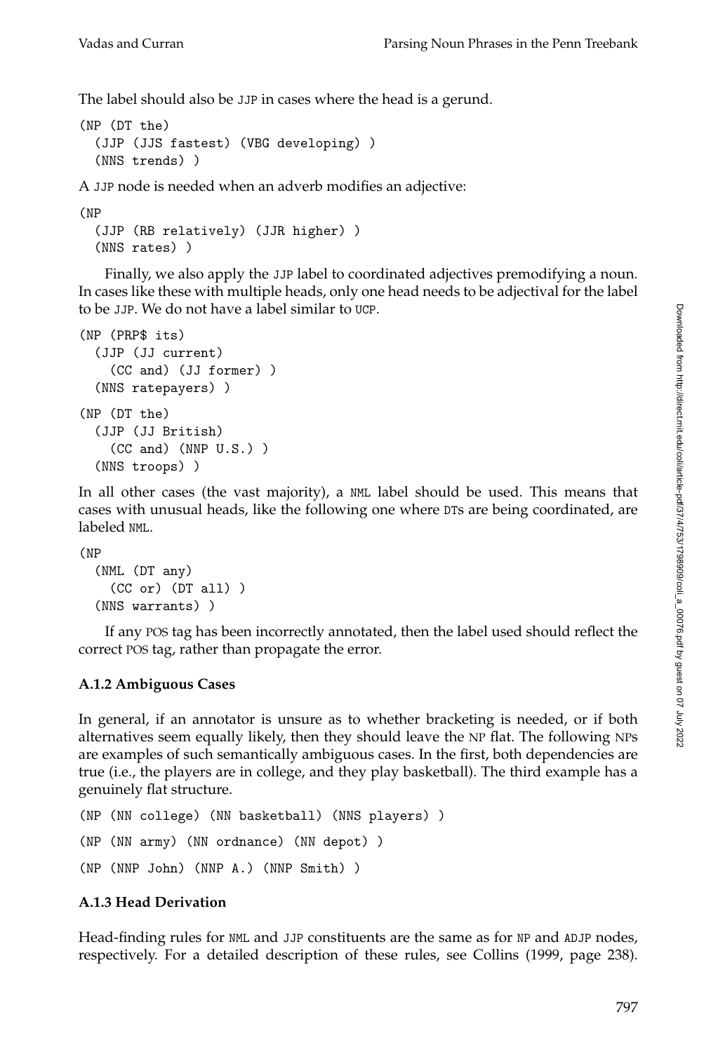The label should also be JJP in cases where the head is a gerund.

```
(NP (DT the)
  (JJP (JJS fastest) (VBG developing) )
  (NNS trends) )
```

A JJP node is needed when an adverb modifies an adjective:

```
(NP
  (JJP (RB relatively) (JJR higher) )
  (NNS rates) )
```

Finally, we also apply the JJP label to coordinated adjectives premodifying a noun. In cases like these with multiple heads, only one head needs to be adjectival for the label to be JJP. We do not have a label similar to UCP.

```
(NP (PRP$ its)
  (JJP (JJ current)
    (CC and) (JJ former) )
  (NNS ratepayers) )
(NP (DT the)
  (JJP (JJ British)
    (CC and) (NNP U.S.) )
  (NNS troops) )
```

In all other cases (the vast majority), a NML label should be used. This means that cases with unusual heads, like the following one where DTs are being coordinated, are labeled NML.

```
(NP
  (NML (DT any)
    (CC or) (DT all) )
  (NNS warrants) )
```

If any POS tag has been incorrectly annotated, then the label used should reflect the correct POS tag, rather than propagate the error.

### A.1.2 Ambiguous Cases

In general, if an annotator is unsure as to whether bracketing is needed, or if both alternatives seem equally likely, then they should leave the NP flat. The following NPs are examples of such semantically ambiguous cases. In the first, both dependencies are true (i.e., the players are in college, and they play basketball). The third example has a genuinely flat structure.

```
(NP (NN college) (NN basketball) (NNS players) )
(NP (NN army) (NN ordnance) (NN depot) )
(NP (NNP John) (NNP A.) (NNP Smith) )
```

### A.1.3 Head Derivation

Head-finding rules for NML and JJP constituents are the same as for NP and ADJP nodes, respectively. For a detailed description of these rules, see Collins (1999, page 238).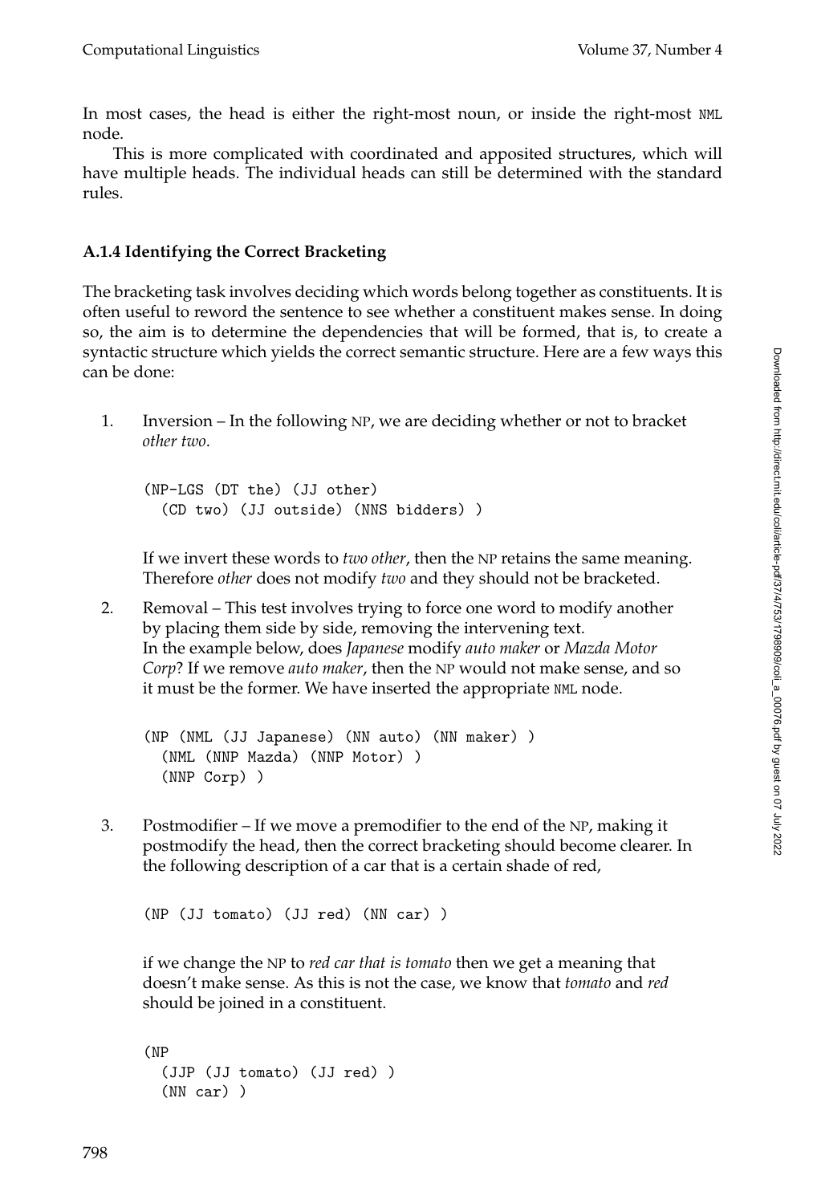In most cases, the head is either the right-most noun, or inside the right-most NML node.

This is more complicated with coordinated and apposited structures, which will have multiple heads. The individual heads can still be determined with the standard rules.

### A.1.4 Identifying the Correct Bracketing

The bracketing task involves deciding which words belong together as constituents. It is often useful to reword the sentence to see whether a constituent makes sense. In doing so, the aim is to determine the dependencies that will be formed, that is, to create a syntactic structure which yields the correct semantic structure. Here are a few ways this can be done:

1. Inversion – In the following NP, we are deciding whether or not to bracket *other two*.

   ```
   (NP-LGS (DT the) (JJ other)
     (CD two) (JJ outside) (NNS bidders) )
   ```

   If we invert these words to *two other*, then the NP retains the same meaning. Therefore *other* does not modify *two* and they should not be bracketed.

2. Removal – This test involves trying to force one word to modify another by placing them side by side, removing the intervening text.
   In the example below, does *Japanese* modify *auto maker* or *Mazda Motor Corp*? If we remove *auto maker*, then the NP would not make sense, and so it must be the former. We have inserted the appropriate NML node.

   ```
   (NP (NML (JJ Japanese) (NN auto) (NN maker) )
     (NML (NNP Mazda) (NNP Motor) )
     (NNP Corp) )
   ```

3. Postmodifier – If we move a premodifier to the end of the NP, making it postmodify the head, then the correct bracketing should become clearer. In the following description of a car that is a certain shade of red,

   ```
   (NP (JJ tomato) (JJ red) (NN car) )
   ```

   if we change the NP to *red car that is tomato* then we get a meaning that doesn't make sense. As this is not the case, we know that *tomato* and *red* should be joined in a constituent.

   ```
   (NP
     (JJP (JJ tomato) (JJ red) )
     (NN car) )
   ```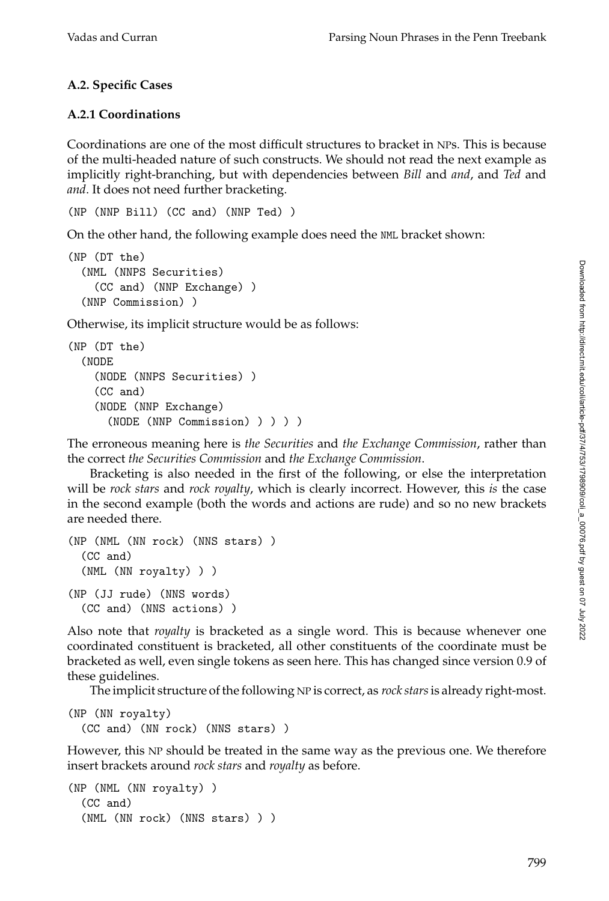### A.2. Specific Cases

#### A.2.1 Coordinations

Coordinations are one of the most difficult structures to bracket in NPs. This is because of the multi-headed nature of such constructs. We should not read the next example as implicitly right-branching, but with dependencies between *Bill* and *and*, and *Ted* and *and*. It does not need further bracketing.

```
(NP (NNP Bill) (CC and) (NNP Ted) )
```

On the other hand, the following example does need the NML bracket shown:

```
(NP (DT the)
  (NML (NNPS Securities)
    (CC and) (NNP Exchange) )
  (NNP Commission) )
```

Otherwise, its implicit structure would be as follows:

```
(NP (DT the)
  (NODE
    (NODE (NNPS Securities) )
    (CC and)
    (NODE (NNP Exchange)
      (NODE (NNP Commission) ) ) ) )
```

The erroneous meaning here is *the Securities* and *the Exchange Commission*, rather than the correct *the Securities Commission* and *the Exchange Commission*.

Bracketing is also needed in the first of the following, or else the interpretation will be *rock stars* and *rock royalty*, which is clearly incorrect. However, this *is* the case in the second example (both the words and actions are rude) and so no new brackets are needed there.

```
(NP (NML (NN rock) (NNS stars) )
  (CC and)
  (NML (NN royalty) ) )
```

```
(NP (JJ rude) (NNS words)
  (CC and) (NNS actions) )
```

Also note that *royalty* is bracketed as a single word. This is because whenever one coordinated constituent is bracketed, all other constituents of the coordinate must be bracketed as well, even single tokens as seen here. This has changed since version 0.9 of these guidelines.

The implicit structure of the following NP is correct, as *rock stars* is already right-most.

```
(NP (NN royalty)
  (CC and) (NN rock) (NNS stars) )
```

However, this NP should be treated in the same way as the previous one. We therefore insert brackets around *rock stars* and *royalty* as before.

```
(NP (NML (NN royalty) )
  (CC and)
  (NML (NN rock) (NNS stars) ) )
```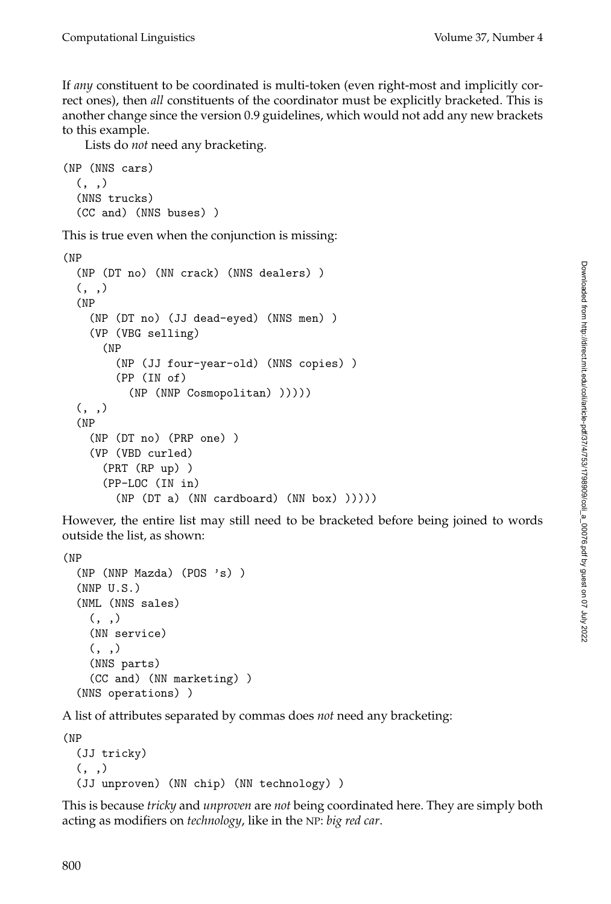If *any* constituent to be coordinated is multi-token (even right-most and implicitly correct ones), then *all* constituents of the coordinator must be explicitly bracketed. This is another change since the version 0.9 guidelines, which would not add any new brackets to this example.

Lists do *not* need any bracketing.

```
(NP (NNS cars)
  (, ,)
  (NNS trucks)
  (CC and) (NNS buses) )
```

This is true even when the conjunction is missing:

```
(NP
  (NP (DT no) (NN crack) (NNS dealers) )
  (, ,)
  (NP
    (NP (DT no) (JJ dead-eyed) (NNS men) )
    (VP (VBG selling)
      (NP
        (NP (JJ four-year-old) (NNS copies) )
        (PP (IN of)
          (NP (NNP Cosmopolitan) )))))
  (, ,)
  (NP
    (NP (DT no) (PRP one) )
    (VP (VBD curled)
      (PRT (RP up) )
      (PP-LOC (IN in)
        (NP (DT a) (NN cardboard) (NN box) )))))
```

However, the entire list may still need to be bracketed before being joined to words outside the list, as shown:

```
(NP
  (NP (NNP Mazda) (POS 's) )
  (NNP U.S.)
  (NML (NNS sales)
    (, ,)
    (NN service)
    (, ,)
    (NNS parts)
    (CC and) (NN marketing) )
  (NNS operations) )
```

A list of attributes separated by commas does *not* need any bracketing:

```
(NP
  (JJ tricky)
  (, ,)
  (JJ unproven) (NN chip) (NN technology) )
```

This is because *tricky* and *unproven* are *not* being coordinated here. They are simply both acting as modifiers on *technology*, like in the NP: *big red car*.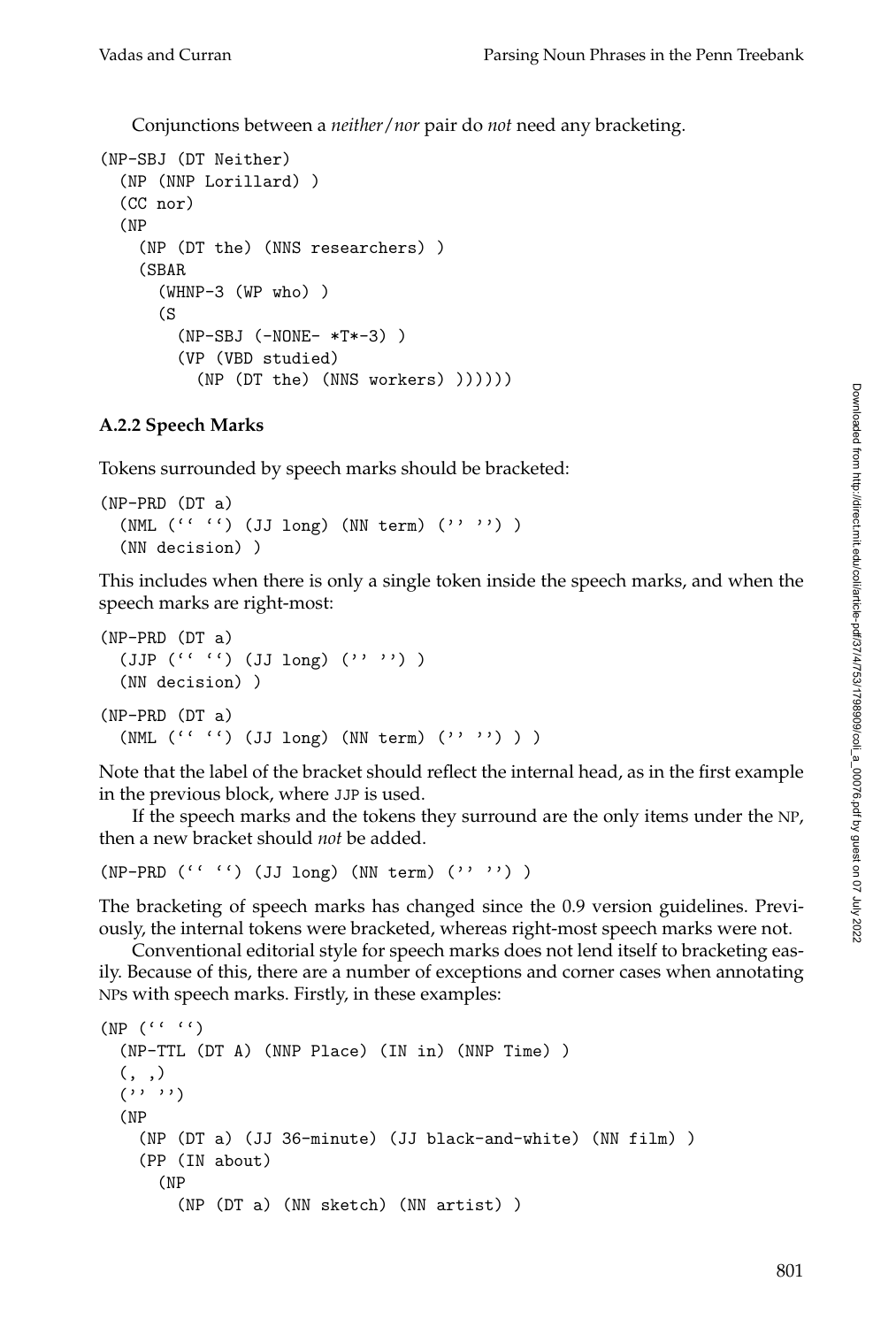Conjunctions between a *neither/nor* pair do *not* need any bracketing.

```
(NP-SBJ (DT Neither)
  (NP (NNP Lorillard) )
  (CC nor)
  (NP
    (NP (DT the) (NNS researchers) )
    (SBAR
      (WHNP-3 (WP who) )
      (S
        (NP-SBJ (-NONE- *T*-3) )
        (VP (VBD studied)
          (NP (DT the) (NNS workers) ))))))
```

### A.2.2 Speech Marks

Tokens surrounded by speech marks should be bracketed:

```
(NP-PRD (DT a)
  (NML (`` ``) (JJ long) (NN term) ('' '') )
  (NN decision) )
```

This includes when there is only a single token inside the speech marks, and when the speech marks are right-most:

```
(NP-PRD (DT a)
  (JJP (`` ``) (JJ long) ('' '') )
  (NN decision) )

(NP-PRD (DT a)
  (NML (`` ``) (JJ long) (NN term) ('' '') ) )
```

Note that the label of the bracket should reflect the internal head, as in the first example in the previous block, where JJP is used.

If the speech marks and the tokens they surround are the only items under the NP, then a new bracket should *not* be added.

```
(NP-PRD (`` ``) (JJ long) (NN term) ('' '') )
```

The bracketing of speech marks has changed since the 0.9 version guidelines. Previously, the internal tokens were bracketed, whereas right-most speech marks were not.

Conventional editorial style for speech marks does not lend itself to bracketing easily. Because of this, there are a number of exceptions and corner cases when annotating NPs with speech marks. Firstly, in these examples:

```
(NP (`` ``)
  (NP-TTL (DT A) (NNP Place) (IN in) (NNP Time) )
  (, ,)
  ('' '')
  (NP
    (NP (DT a) (JJ 36-minute) (JJ black-and-white) (NN film) )
    (PP (IN about)
      (NP
        (NP (DT a) (NN sketch) (NN artist) )
```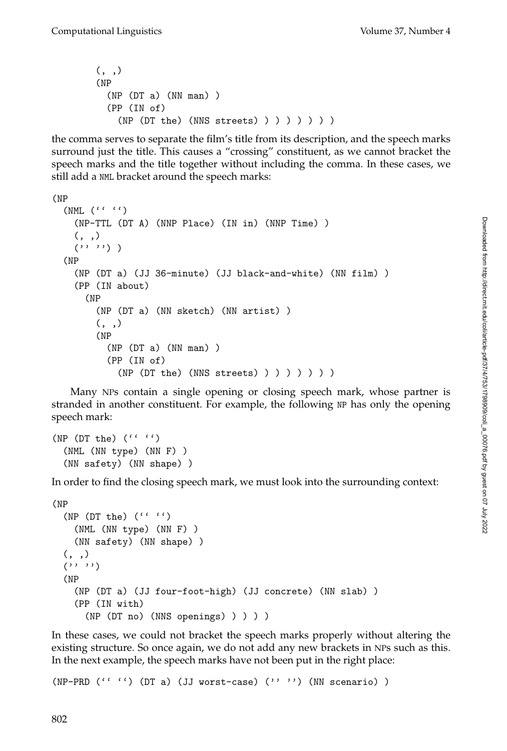```
        (, ,)
        (NP
          (NP (DT a) (NN man) )
          (PP (IN of)
            (NP (DT the) (NNS streets) ) ) ) ) ) ) )
```

the comma serves to separate the film's title from its description, and the speech marks surround just the title. This causes a "crossing" constituent, as we cannot bracket the speech marks and the title together without including the comma. In these cases, we still add a NML bracket around the speech marks:

```
(NP
  (NML (`` ``)
    (NP-TTL (DT A) (NNP Place) (IN in) (NNP Time) )
    (, ,)
    ('' '') )
  (NP
    (NP (DT a) (JJ 36-minute) (JJ black-and-white) (NN film) )
    (PP (IN about)
      (NP
        (NP (DT a) (NN sketch) (NN artist) )
        (, ,)
        (NP
          (NP (DT a) (NN man) )
          (PP (IN of)
            (NP (DT the) (NNS streets) ) ) ) ) ) ) )
```

Many NPs contain a single opening or closing speech mark, whose partner is stranded in another constituent. For example, the following NP has only the opening speech mark:

```
(NP (DT the) (`` ``)
  (NML (NN type) (NN F) )
  (NN safety) (NN shape) )
```

In order to find the closing speech mark, we must look into the surrounding context:

```
(NP
  (NP (DT the) (`` ``)
    (NML (NN type) (NN F) )
    (NN safety) (NN shape) )
  (, ,)
  ('' '')
  (NP
    (NP (DT a) (JJ four-foot-high) (JJ concrete) (NN slab) )
    (PP (IN with)
      (NP (DT no) (NNS openings) ) ) ) )
```

In these cases, we could not bracket the speech marks properly without altering the existing structure. So once again, we do not add any new brackets in NPs such as this. In the next example, the speech marks have not been put in the right place:

```
(NP-PRD (`` ``) (DT a) (JJ worst-case) ('' '') (NN scenario) )
```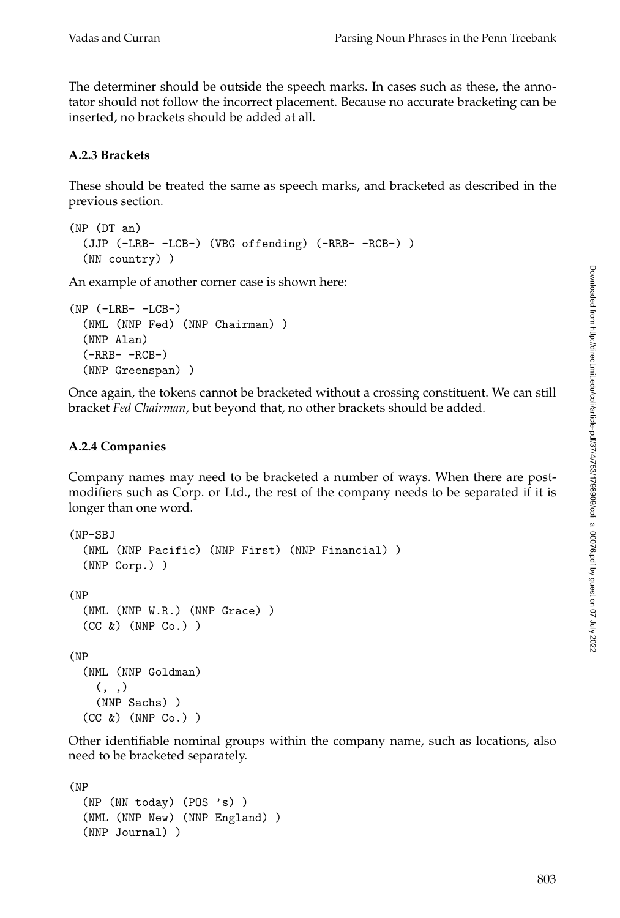The determiner should be outside the speech marks. In cases such as these, the annotator should not follow the incorrect placement. Because no accurate bracketing can be inserted, no brackets should be added at all.

### A.2.3 Brackets

These should be treated the same as speech marks, and bracketed as described in the previous section.

```
(NP (DT an)
  (JJP (-LRB- -LCB-) (VBG offending) (-RRB- -RCB-) )
  (NN country) )
```

An example of another corner case is shown here:

```
(NP (-LRB- -LCB-)
  (NML (NNP Fed) (NNP Chairman) )
  (NNP Alan)
  (-RRB- -RCB-)
  (NNP Greenspan) )
```

Once again, the tokens cannot be bracketed without a crossing constituent. We can still bracket *Fed Chairman*, but beyond that, no other brackets should be added.

### A.2.4 Companies

Company names may need to be bracketed a number of ways. When there are post-modifiers such as Corp. or Ltd., the rest of the company needs to be separated if it is longer than one word.

```
(NP-SBJ
  (NML (NNP Pacific) (NNP First) (NNP Financial) )
  (NNP Corp.) )

(NP
  (NML (NNP W.R.) (NNP Grace) )
  (CC &) (NNP Co.) )

(NP
  (NML (NNP Goldman)
    (, ,)
    (NNP Sachs) )
  (CC &) (NNP Co.) )
```

Other identifiable nominal groups within the company name, such as locations, also need to be bracketed separately.

```
(NP
  (NP (NN today) (POS 's) )
  (NML (NNP New) (NNP England) )
  (NNP Journal) )
```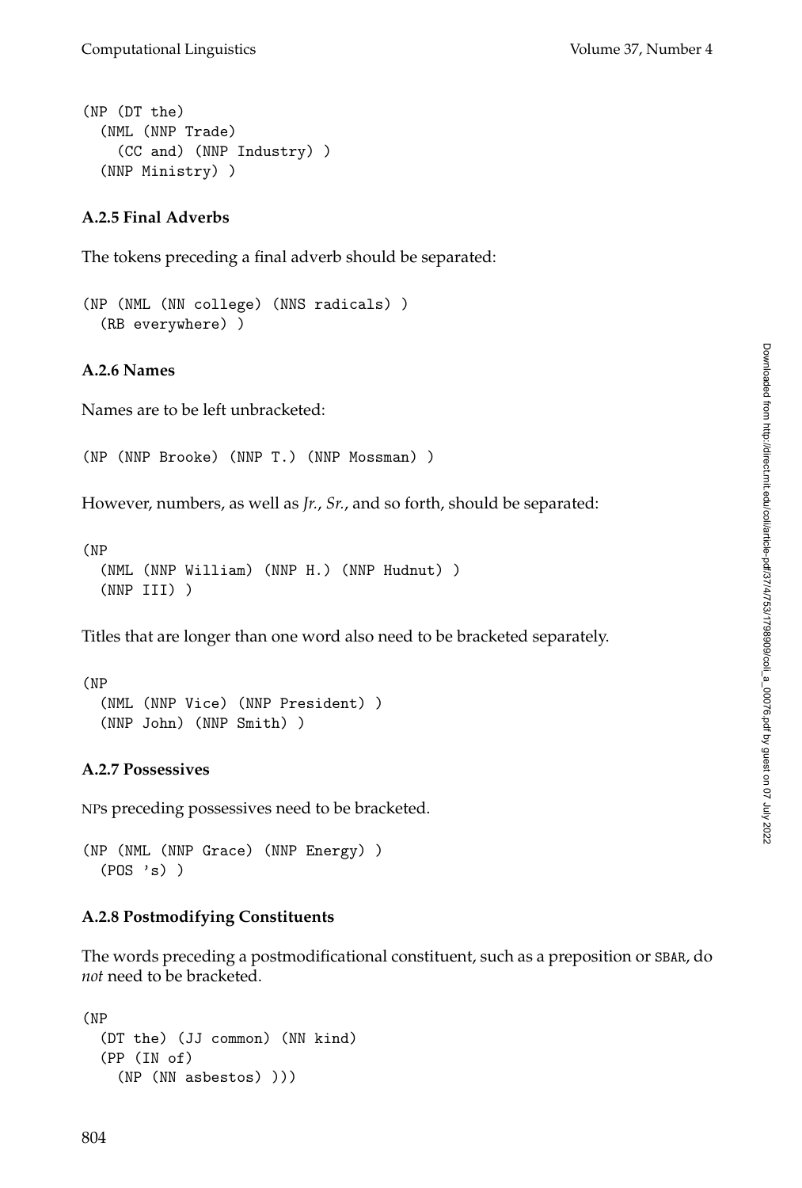```
(NP (DT the)
  (NML (NNP Trade)
    (CC and) (NNP Industry) )
  (NNP Ministry) )
```

#### A.2.5 Final Adverbs

The tokens preceding a final adverb should be separated:

```
(NP (NML (NN college) (NNS radicals) )
  (RB everywhere) )
```

#### A.2.6 Names

Names are to be left unbracketed:

```
(NP (NNP Brooke) (NNP T.) (NNP Mossman) )
```

However, numbers, as well as *Jr.*, *Sr.*, and so forth, should be separated:

```
(NP
  (NML (NNP William) (NNP H.) (NNP Hudnut) )
  (NNP III) )
```

Titles that are longer than one word also need to be bracketed separately.

```
(NP
  (NML (NNP Vice) (NNP President) )
  (NNP John) (NNP Smith) )
```

#### A.2.7 Possessives

NPs preceding possessives need to be bracketed.

```
(NP (NML (NNP Grace) (NNP Energy) )
  (POS 's) )
```

#### A.2.8 Postmodifying Constituents

The words preceding a postmodificational constituent, such as a preposition or SBAR, do *not* need to be bracketed.

```
(NP
  (DT the) (JJ common) (NN kind)
  (PP (IN of)
    (NP (NN asbestos) )))
```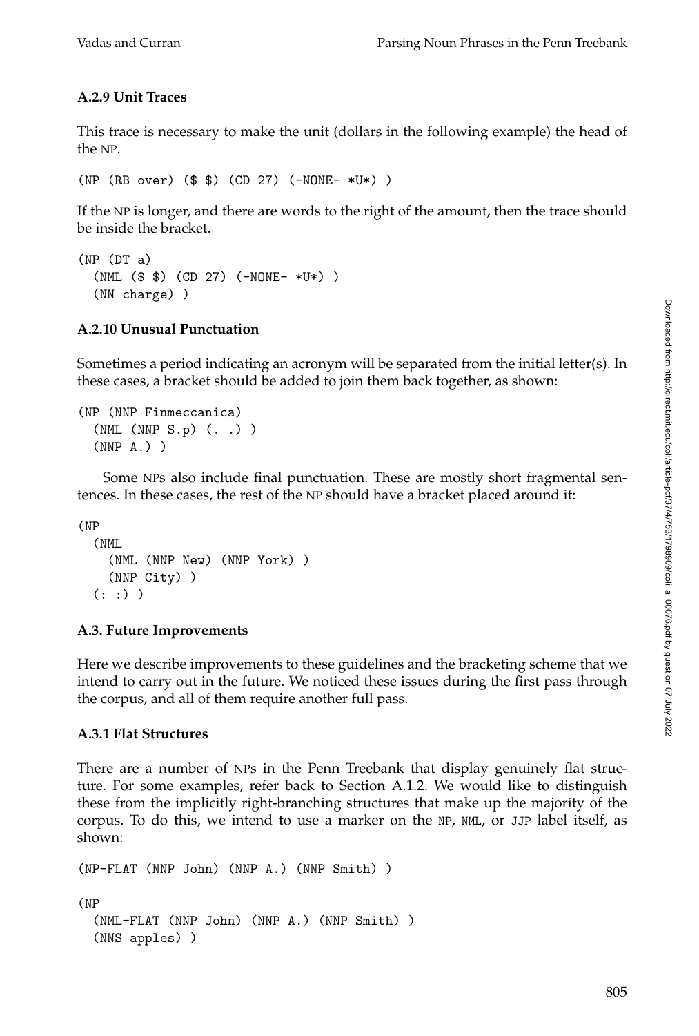### A.2.9 Unit Traces

This trace is necessary to make the unit (dollars in the following example) the head of the NP.

```
(NP (RB over) ($ $) (CD 27) (-NONE- *U*) )
```

If the NP is longer, and there are words to the right of the amount, then the trace should be inside the bracket.

```
(NP (DT a)
  (NML ($ $) (CD 27) (-NONE- *U*) )
  (NN charge) )
```

### A.2.10 Unusual Punctuation

Sometimes a period indicating an acronym will be separated from the initial letter(s). In these cases, a bracket should be added to join them back together, as shown:

```
(NP (NNP Finmeccanica)
  (NML (NNP S.p) (. .) )
  (NNP A.) )
```

Some NPs also include final punctuation. These are mostly short fragmental sentences. In these cases, the rest of the NP should have a bracket placed around it:

```
(NP
  (NML
    (NML (NNP New) (NNP York) )
    (NNP City) )
  (: :) )
```

### A.3. Future Improvements

Here we describe improvements to these guidelines and the bracketing scheme that we intend to carry out in the future. We noticed these issues during the first pass through the corpus, and all of them require another full pass.

### A.3.1 Flat Structures

There are a number of NPs in the Penn Treebank that display genuinely flat structure. For some examples, refer back to Section A.1.2. We would like to distinguish these from the implicitly right-branching structures that make up the majority of the corpus. To do this, we intend to use a marker on the NP, NML, or JJP label itself, as shown:

```
(NP-FLAT (NNP John) (NNP A.) (NNP Smith) )

(NP
  (NML-FLAT (NNP John) (NNP A.) (NNP Smith) )
  (NNS apples) )
```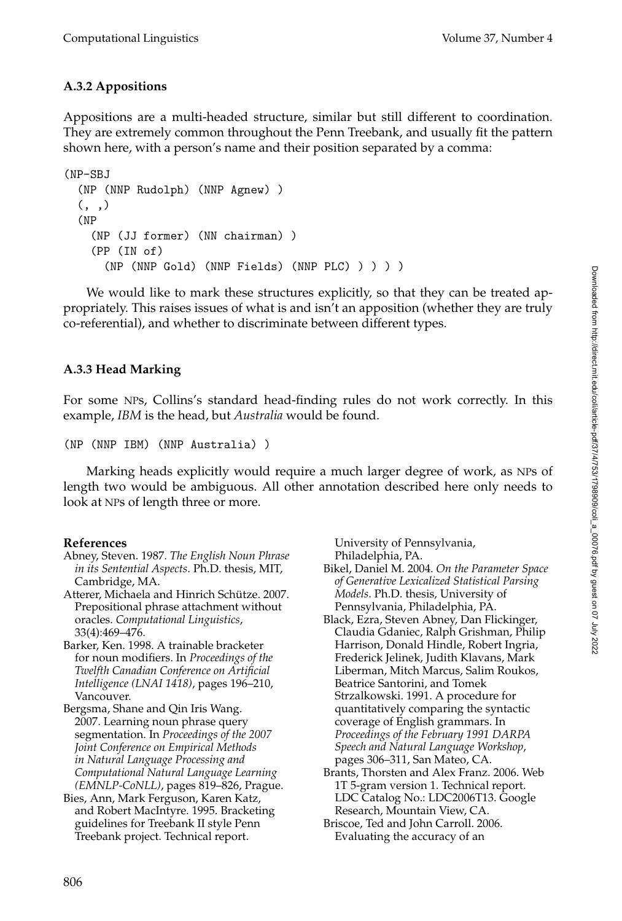### A.3.2 Appositions

Appositions are a multi-headed structure, similar but still different to coordination. They are extremely common throughout the Penn Treebank, and usually fit the pattern shown here, with a person's name and their position separated by a comma:

```
(NP-SBJ
  (NP (NNP Rudolph) (NNP Agnew) )
  (, ,)
  (NP
    (NP (JJ former) (NN chairman) )
    (PP (IN of)
      (NP (NNP Gold) (NNP Fields) (NNP PLC) ) ) ) )
```

We would like to mark these structures explicitly, so that they can be treated appropriately. This raises issues of what is and isn't an apposition (whether they are truly co-referential), and whether to discriminate between different types.

### A.3.3 Head Marking

For some NPs, Collins's standard head-finding rules do not work correctly. In this example, *IBM* is the head, but *Australia* would be found.

```
(NP (NNP IBM) (NNP Australia) )
```

Marking heads explicitly would require a much larger degree of work, as NPs of length two would be ambiguous. All other annotation described here only needs to look at NPs of length three or more.

**References**

Abney, Steven. 1987. *The English Noun Phrase in its Sentential Aspects*. Ph.D. thesis, MIT, Cambridge, MA.

Atterer, Michaela and Hinrich Schütze. 2007. Prepositional phrase attachment without oracles. *Computational Linguistics*, 33(4):469–476.

Barker, Ken. 1998. A trainable bracketer for noun modifiers. In *Proceedings of the Twelfth Canadian Conference on Artificial Intelligence (LNAI 1418)*, pages 196–210, Vancouver.

Bergsma, Shane and Qin Iris Wang. 2007. Learning noun phrase query segmentation. In *Proceedings of the 2007 Joint Conference on Empirical Methods in Natural Language Processing and Computational Natural Language Learning (EMNLP-CoNLL)*, pages 819–826, Prague.

Bies, Ann, Mark Ferguson, Karen Katz, and Robert MacIntyre. 1995. Bracketing guidelines for Treebank II style Penn Treebank project. Technical report. University of Pennsylvania, Philadelphia, PA.

Bikel, Daniel M. 2004. *On the Parameter Space of Generative Lexicalized Statistical Parsing Models*. Ph.D. thesis, University of Pennsylvania, Philadelphia, PA.

Black, Ezra, Steven Abney, Dan Flickinger, Claudia Gdaniec, Ralph Grishman, Philip Harrison, Donald Hindle, Robert Ingria, Frederick Jelinek, Judith Klavans, Mark Liberman, Mitch Marcus, Salim Roukos, Beatrice Santorini, and Tomek Strzalkowski. 1991. A procedure for quantitatively comparing the syntactic coverage of English grammars. In *Proceedings of the February 1991 DARPA Speech and Natural Language Workshop*, pages 306–311, San Mateo, CA.

Brants, Thorsten and Alex Franz. 2006. Web 1T 5-gram version 1. Technical report. LDC Catalog No.: LDC2006T13. Google Research, Mountain View, CA.

Briscoe, Ted and John Carroll. 2006. Evaluating the accuracy of an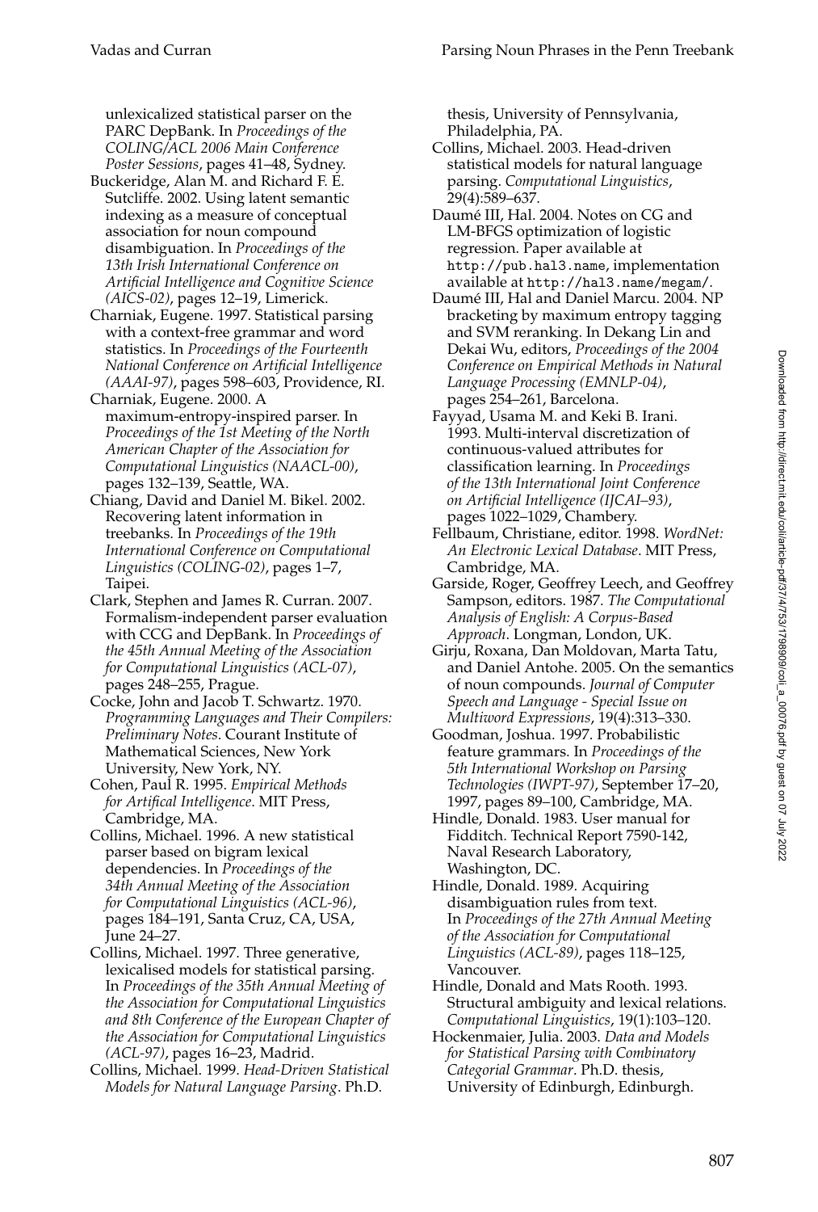unlexicalized statistical parser on the PARC DepBank. In *Proceedings of the COLING/ACL 2006 Main Conference Poster Sessions*, pages 41–48, Sydney.

Buckeridge, Alan M. and Richard F. E. Sutcliffe. 2002. Using latent semantic indexing as a measure of conceptual association for noun compound disambiguation. In *Proceedings of the 13th Irish International Conference on Artificial Intelligence and Cognitive Science (AICS-02)*, pages 12–19, Limerick.

Charniak, Eugene. 1997. Statistical parsing with a context-free grammar and word statistics. In *Proceedings of the Fourteenth National Conference on Artificial Intelligence (AAAI-97)*, pages 598–603, Providence, RI.

Charniak, Eugene. 2000. A maximum-entropy-inspired parser. In *Proceedings of the 1st Meeting of the North American Chapter of the Association for Computational Linguistics (NAACL-00)*, pages 132–139, Seattle, WA.

Chiang, David and Daniel M. Bikel. 2002. Recovering latent information in treebanks. In *Proceedings of the 19th International Conference on Computational Linguistics (COLING-02)*, pages 1–7, Taipei.

Clark, Stephen and James R. Curran. 2007. Formalism-independent parser evaluation with CCG and DepBank. In *Proceedings of the 45th Annual Meeting of the Association for Computational Linguistics (ACL-07)*, pages 248–255, Prague.

Cocke, John and Jacob T. Schwartz. 1970. *Programming Languages and Their Compilers: Preliminary Notes*. Courant Institute of Mathematical Sciences, New York University, New York, NY.

Cohen, Paul R. 1995. *Empirical Methods for Artifical Intelligence*. MIT Press, Cambridge, MA.

Collins, Michael. 1996. A new statistical parser based on bigram lexical dependencies. In *Proceedings of the 34th Annual Meeting of the Association for Computational Linguistics (ACL-96)*, pages 184–191, Santa Cruz, CA, USA, June 24–27.

Collins, Michael. 1997. Three generative, lexicalised models for statistical parsing. In *Proceedings of the 35th Annual Meeting of the Association for Computational Linguistics and 8th Conference of the European Chapter of the Association for Computational Linguistics (ACL-97)*, pages 16–23, Madrid.

Collins, Michael. 1999. *Head-Driven Statistical Models for Natural Language Parsing*. Ph.D. thesis, University of Pennsylvania, Philadelphia, PA.

Collins, Michael. 2003. Head-driven statistical models for natural language parsing. *Computational Linguistics*, 29(4):589–637.

Daumé III, Hal. 2004. Notes on CG and LM-BFGS optimization of logistic regression. Paper available at `http://pub.hal3.name`, implementation available at `http://hal3.name/megam/`.

Daumé III, Hal and Daniel Marcu. 2004. NP bracketing by maximum entropy tagging and SVM reranking. In Dekang Lin and Dekai Wu, editors, *Proceedings of the 2004 Conference on Empirical Methods in Natural Language Processing (EMNLP-04)*, pages 254–261, Barcelona.

Fayyad, Usama M. and Keki B. Irani. 1993. Multi-interval discretization of continuous-valued attributes for classification learning. In *Proceedings of the 13th International Joint Conference on Artificial Intelligence (IJCAI–93)*, pages 1022–1029, Chambery.

Fellbaum, Christiane, editor. 1998. *WordNet: An Electronic Lexical Database*. MIT Press, Cambridge, MA.

Garside, Roger, Geoffrey Leech, and Geoffrey Sampson, editors. 1987. *The Computational Analysis of English: A Corpus-Based Approach*. Longman, London, UK.

Girju, Roxana, Dan Moldovan, Marta Tatu, and Daniel Antohe. 2005. On the semantics of noun compounds. *Journal of Computer Speech and Language - Special Issue on Multiword Expressions*, 19(4):313–330.

Goodman, Joshua. 1997. Probabilistic feature grammars. In *Proceedings of the 5th International Workshop on Parsing Technologies (IWPT-97)*, September 17–20, 1997, pages 89–100, Cambridge, MA.

Hindle, Donald. 1983. User manual for Fidditch. Technical Report 7590-142, Naval Research Laboratory, Washington, DC.

Hindle, Donald. 1989. Acquiring disambiguation rules from text. In *Proceedings of the 27th Annual Meeting of the Association for Computational Linguistics (ACL-89)*, pages 118–125, Vancouver.

Hindle, Donald and Mats Rooth. 1993. Structural ambiguity and lexical relations. *Computational Linguistics*, 19(1):103–120.

Hockenmaier, Julia. 2003. *Data and Models for Statistical Parsing with Combinatory Categorial Grammar*. Ph.D. thesis, University of Edinburgh, Edinburgh.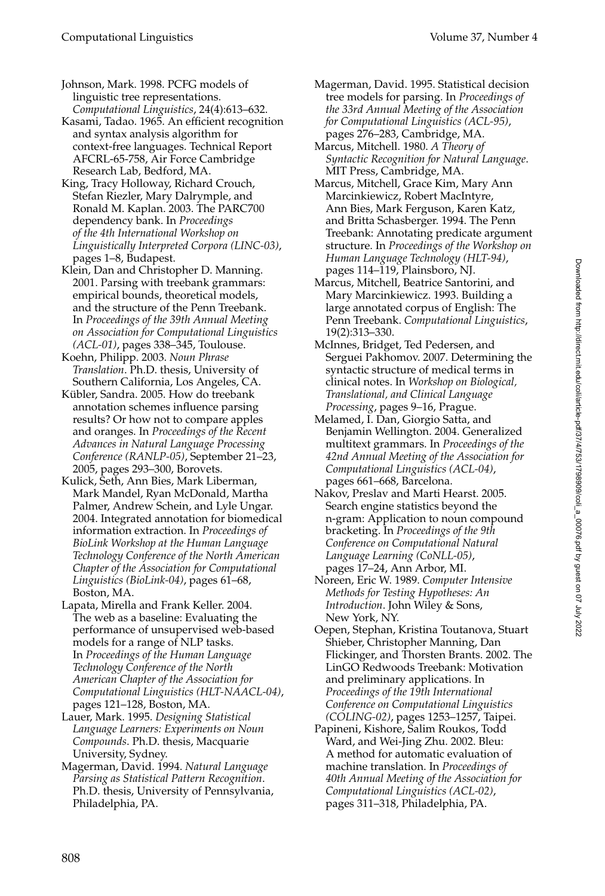Johnson, Mark. 1998. PCFG models of linguistic tree representations. *Computational Linguistics*, 24(4):613–632.

Kasami, Tadao. 1965. An efficient recognition and syntax analysis algorithm for context-free languages. Technical Report AFCRL-65-758, Air Force Cambridge Research Lab, Bedford, MA.

King, Tracy Holloway, Richard Crouch, Stefan Riezler, Mary Dalrymple, and Ronald M. Kaplan. 2003. The PARC700 dependency bank. In *Proceedings of the 4th International Workshop on Linguistically Interpreted Corpora (LINC-03)*, pages 1–8, Budapest.

Klein, Dan and Christopher D. Manning. 2001. Parsing with treebank grammars: empirical bounds, theoretical models, and the structure of the Penn Treebank. In *Proceedings of the 39th Annual Meeting on Association for Computational Linguistics (ACL-01)*, pages 338–345, Toulouse.

Koehn, Philipp. 2003. *Noun Phrase Translation*. Ph.D. thesis, University of Southern California, Los Angeles, CA.

Kübler, Sandra. 2005. How do treebank annotation schemes influence parsing results? Or how not to compare apples and oranges. In *Proceedings of the Recent Advances in Natural Language Processing Conference (RANLP-05)*, September 21–23, 2005, pages 293–300, Borovets.

Kulick, Seth, Ann Bies, Mark Liberman, Mark Mandel, Ryan McDonald, Martha Palmer, Andrew Schein, and Lyle Ungar. 2004. Integrated annotation for biomedical information extraction. In *Proceedings of BioLink Workshop at the Human Language Technology Conference of the North American Chapter of the Association for Computational Linguistics (BioLink-04)*, pages 61–68, Boston, MA.

Lapata, Mirella and Frank Keller. 2004. The web as a baseline: Evaluating the performance of unsupervised web-based models for a range of NLP tasks. In *Proceedings of the Human Language Technology Conference of the North American Chapter of the Association for Computational Linguistics (HLT-NAACL-04)*, pages 121–128, Boston, MA.

Lauer, Mark. 1995. *Designing Statistical Language Learners: Experiments on Noun Compounds*. Ph.D. thesis, Macquarie University, Sydney.

Magerman, David. 1994. *Natural Language Parsing as Statistical Pattern Recognition*. Ph.D. thesis, University of Pennsylvania, Philadelphia, PA.

Magerman, David. 1995. Statistical decision tree models for parsing. In *Proceedings of the 33rd Annual Meeting of the Association for Computational Linguistics (ACL-95)*, pages 276–283, Cambridge, MA.

Marcus, Mitchell. 1980. *A Theory of Syntactic Recognition for Natural Language*. MIT Press, Cambridge, MA.

Marcus, Mitchell, Grace Kim, Mary Ann Marcinkiewicz, Robert MacIntyre, Ann Bies, Mark Ferguson, Karen Katz, and Britta Schasberger. 1994. The Penn Treebank: Annotating predicate argument structure. In *Proceedings of the Workshop on Human Language Technology (HLT-94)*, pages 114–119, Plainsboro, NJ.

Marcus, Mitchell, Beatrice Santorini, and Mary Marcinkiewicz. 1993. Building a large annotated corpus of English: The Penn Treebank. *Computational Linguistics*, 19(2):313–330.

McInnes, Bridget, Ted Pedersen, and Serguei Pakhomov. 2007. Determining the syntactic structure of medical terms in clinical notes. In *Workshop on Biological, Translational, and Clinical Language Processing*, pages 9–16, Prague.

Melamed, I. Dan, Giorgio Satta, and Benjamin Wellington. 2004. Generalized multitext grammars. In *Proceedings of the 42nd Annual Meeting of the Association for Computational Linguistics (ACL-04)*, pages 661–668, Barcelona.

Nakov, Preslav and Marti Hearst. 2005. Search engine statistics beyond the n-gram: Application to noun compound bracketing. In *Proceedings of the 9th Conference on Computational Natural Language Learning (CoNLL-05)*, pages 17–24, Ann Arbor, MI.

Noreen, Eric W. 1989. *Computer Intensive Methods for Testing Hypotheses: An Introduction*. John Wiley & Sons, New York, NY.

Oepen, Stephan, Kristina Toutanova, Stuart Shieber, Christopher Manning, Dan Flickinger, and Thorsten Brants. 2002. The LinGO Redwoods Treebank: Motivation and preliminary applications. In *Proceedings of the 19th International Conference on Computational Linguistics (COLING-02)*, pages 1253–1257, Taipei.

Papineni, Kishore, Salim Roukos, Todd Ward, and Wei-Jing Zhu. 2002. Bleu: A method for automatic evaluation of machine translation. In *Proceedings of 40th Annual Meeting of the Association for Computational Linguistics (ACL-02)*, pages 311–318, Philadelphia, PA.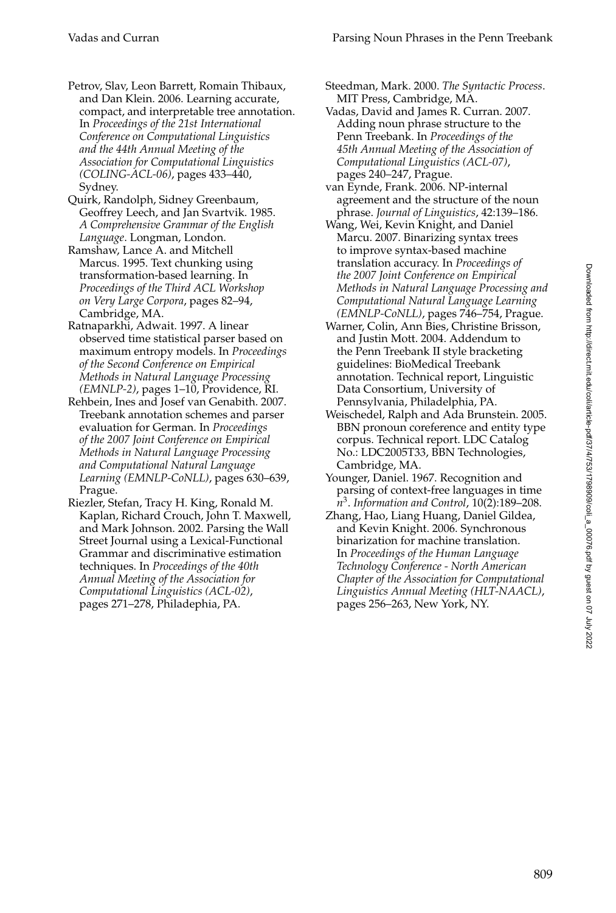Petrov, Slav, Leon Barrett, Romain Thibaux, and Dan Klein. 2006. Learning accurate, compact, and interpretable tree annotation. In *Proceedings of the 21st International Conference on Computational Linguistics and the 44th Annual Meeting of the Association for Computational Linguistics (COLING-ACL-06)*, pages 433–440, Sydney.

Quirk, Randolph, Sidney Greenbaum, Geoffrey Leech, and Jan Svartvik. 1985. *A Comprehensive Grammar of the English Language*. Longman, London.

Ramshaw, Lance A. and Mitchell Marcus. 1995. Text chunking using transformation-based learning. In *Proceedings of the Third ACL Workshop on Very Large Corpora*, pages 82–94, Cambridge, MA.

Ratnaparkhi, Adwait. 1997. A linear observed time statistical parser based on maximum entropy models. In *Proceedings of the Second Conference on Empirical Methods in Natural Language Processing (EMNLP-2)*, pages 1–10, Providence, RI.

Rehbein, Ines and Josef van Genabith. 2007. Treebank annotation schemes and parser evaluation for German. In *Proceedings of the 2007 Joint Conference on Empirical Methods in Natural Language Processing and Computational Natural Language Learning (EMNLP-CoNLL)*, pages 630–639, Prague.

Riezler, Stefan, Tracy H. King, Ronald M. Kaplan, Richard Crouch, John T. Maxwell, and Mark Johnson. 2002. Parsing the Wall Street Journal using a Lexical-Functional Grammar and discriminative estimation techniques. In *Proceedings of the 40th Annual Meeting of the Association for Computational Linguistics (ACL-02)*, pages 271–278, Philadephia, PA.

Steedman, Mark. 2000. *The Syntactic Process*. MIT Press, Cambridge, MA.

Vadas, David and James R. Curran. 2007. Adding noun phrase structure to the Penn Treebank. In *Proceedings of the 45th Annual Meeting of the Association of Computational Linguistics (ACL-07)*, pages 240–247, Prague.

van Eynde, Frank. 2006. NP-internal agreement and the structure of the noun phrase. *Journal of Linguistics*, 42:139–186.

Wang, Wei, Kevin Knight, and Daniel Marcu. 2007. Binarizing syntax trees to improve syntax-based machine translation accuracy. In *Proceedings of the 2007 Joint Conference on Empirical Methods in Natural Language Processing and Computational Natural Language Learning (EMNLP-CoNLL)*, pages 746–754, Prague.

Warner, Colin, Ann Bies, Christine Brisson, and Justin Mott. 2004. Addendum to the Penn Treebank II style bracketing guidelines: BioMedical Treebank annotation. Technical report, Linguistic Data Consortium, University of Pennsylvania, Philadelphia, PA.

Weischedel, Ralph and Ada Brunstein. 2005. BBN pronoun coreference and entity type corpus. Technical report. LDC Catalog No.: LDC2005T33, BBN Technologies, Cambridge, MA.

Younger, Daniel. 1967. Recognition and parsing of context-free languages in time $n^3$. *Information and Control*, 10(2):189–208.

Zhang, Hao, Liang Huang, Daniel Gildea, and Kevin Knight. 2006. Synchronous binarization for machine translation. In *Proceedings of the Human Language Technology Conference - North American Chapter of the Association for Computational Linguistics Annual Meeting (HLT-NAACL)*, pages 256–263, New York, NY.